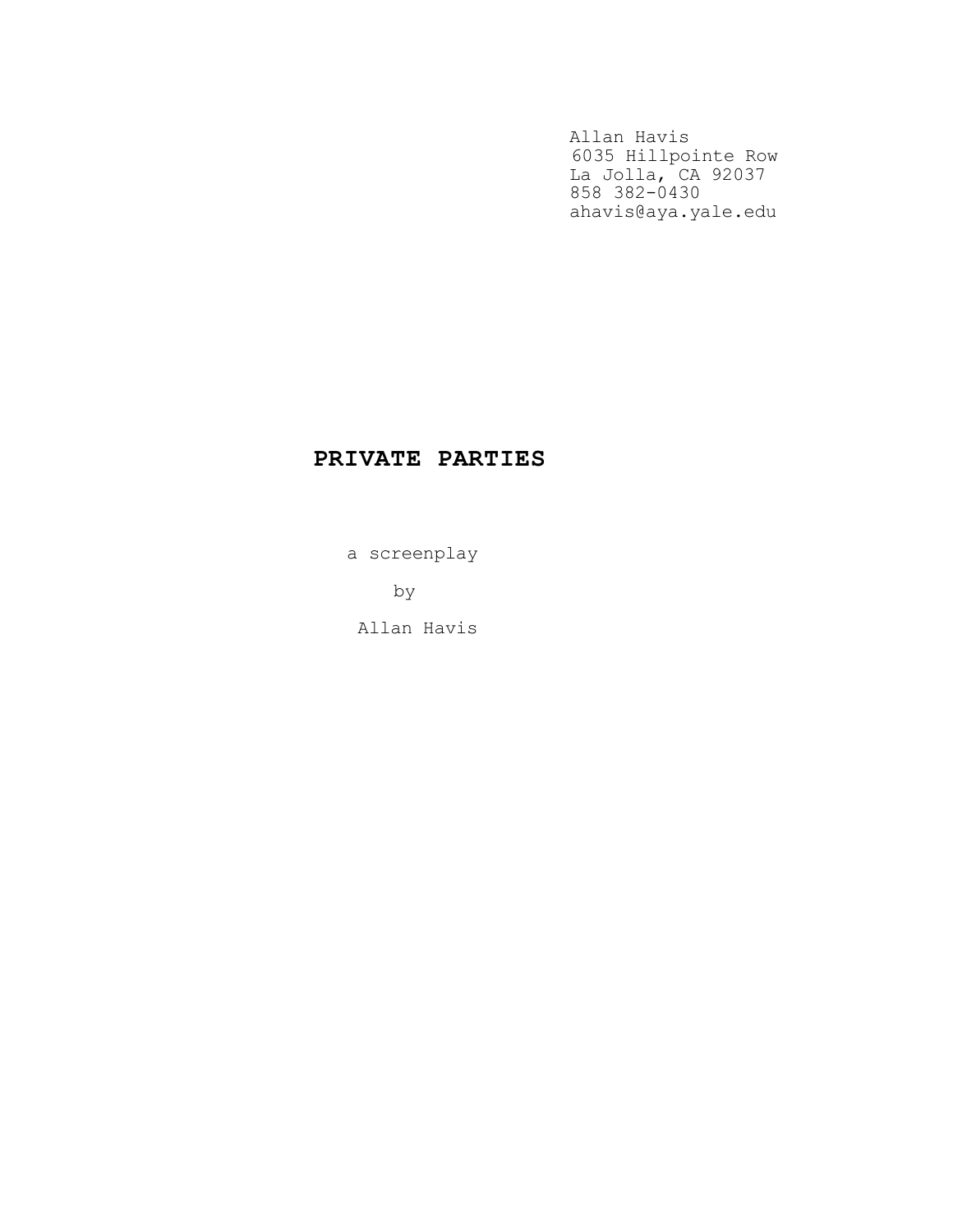Allan Havis
6035 Hillpointe Row
La Jolla, CA 92037
858 382-0430
ahavis@aya.yale.edu

# PRIVATE PARTIES

a screenplay

by

Allan Havis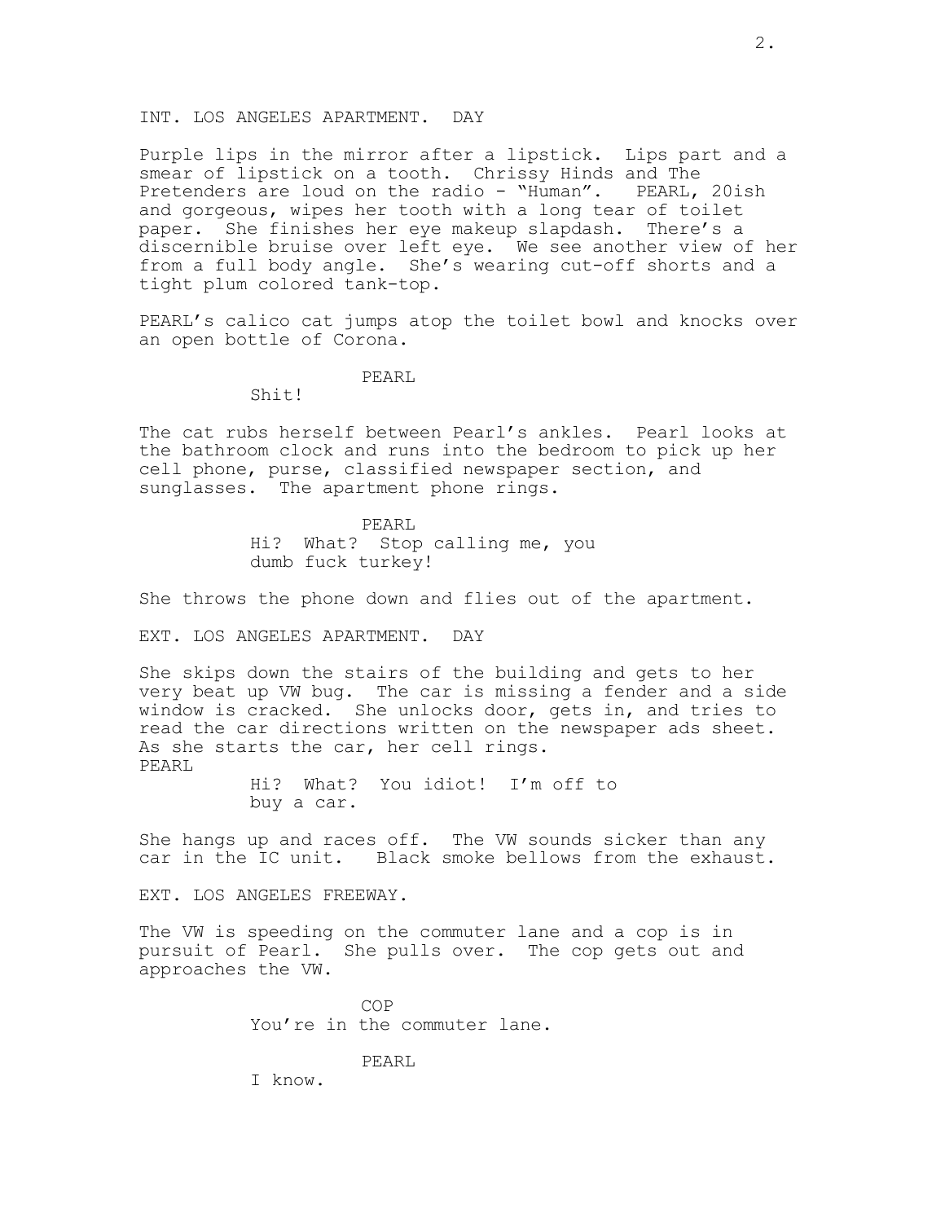INT. LOS ANGELES APARTMENT.  DAY

Purple lips in the mirror after a lipstick. Lips part and a smear of lipstick on a tooth. Chrissy Hinds and The Pretenders are loud on the radio - "Human". PEARL, 20ish and gorgeous, wipes her tooth with a long tear of toilet paper. She finishes her eye makeup slapdash. There's a discernible bruise over left eye. We see another view of her from a full body angle. She's wearing cut-off shorts and a tight plum colored tank-top.

PEARL's calico cat jumps atop the toilet bowl and knocks over an open bottle of Corona.

PEARL
Shit!

The cat rubs herself between Pearl's ankles. Pearl looks at the bathroom clock and runs into the bedroom to pick up her cell phone, purse, classified newspaper section, and sunglasses. The apartment phone rings.

PEARL
Hi? What? Stop calling me, you dumb fuck turkey!

She throws the phone down and flies out of the apartment.

EXT. LOS ANGELES APARTMENT.  DAY

She skips down the stairs of the building and gets to her very beat up VW bug. The car is missing a fender and a side window is cracked. She unlocks door, gets in, and tries to read the car directions written on the newspaper ads sheet. As she starts the car, her cell rings.

PEARL
Hi? What? You idiot! I'm off to buy a car.

She hangs up and races off. The VW sounds sicker than any car in the IC unit. Black smoke bellows from the exhaust.

EXT. LOS ANGELES FREEWAY.

The VW is speeding on the commuter lane and a cop is in pursuit of Pearl. She pulls over. The cop gets out and approaches the VW.

COP
You're in the commuter lane.

PEARL
I know.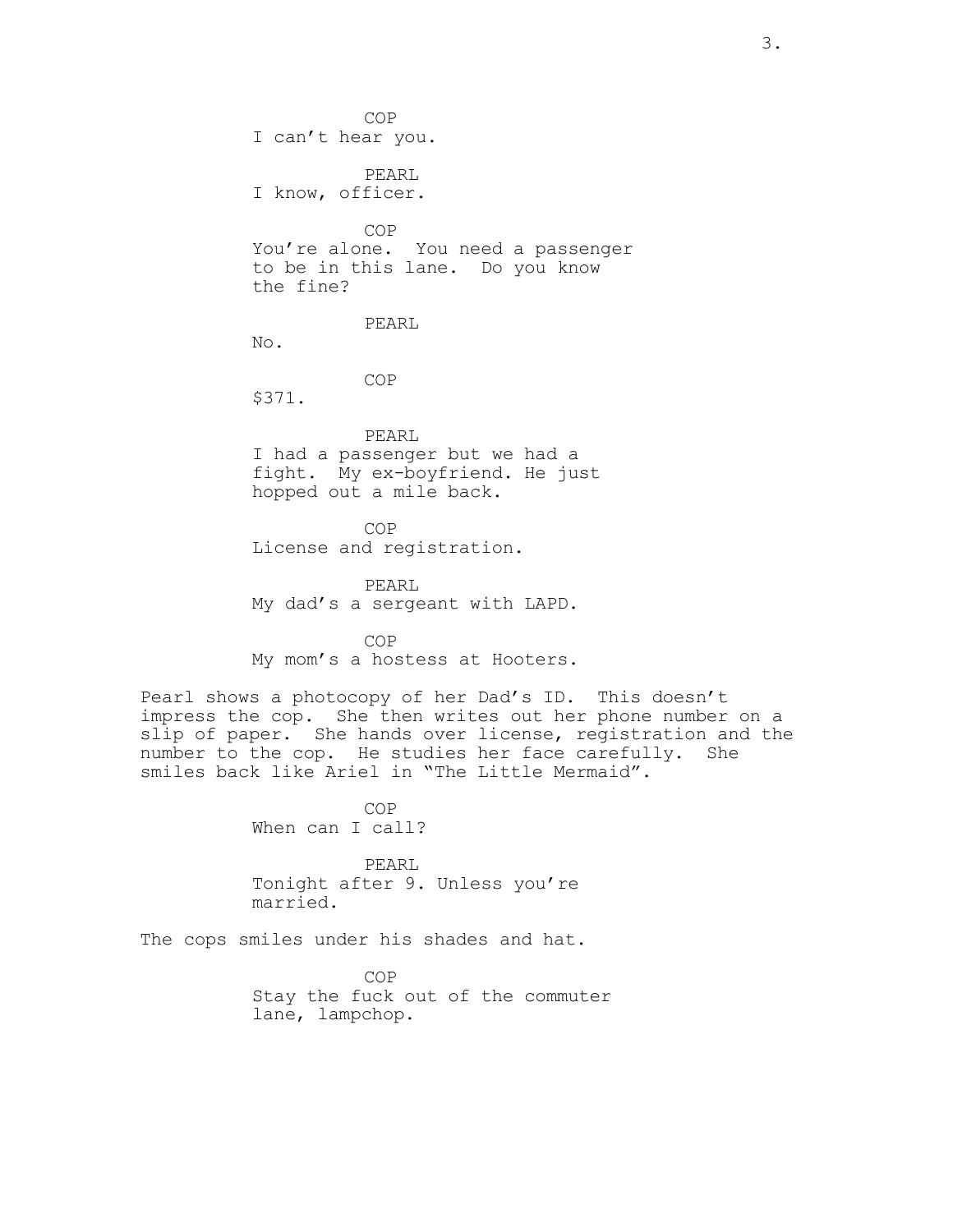COP
I can't hear you.

PEARL
I know, officer.

COP
You're alone. You need a passenger to be in this lane. Do you know the fine?

PEARL
No.

COP
$371.

PEARL
I had a passenger but we had a fight. My ex-boyfriend. He just hopped out a mile back.

COP
License and registration.

PEARL
My dad's a sergeant with LAPD.

COP
My mom's a hostess at Hooters.

Pearl shows a photocopy of her Dad's ID. This doesn't impress the cop. She then writes out her phone number on a slip of paper. She hands over license, registration and the number to the cop. He studies her face carefully. She smiles back like Ariel in "The Little Mermaid".

COP
When can I call?

PEARL
Tonight after 9. Unless you're married.

The cops smiles under his shades and hat.

COP
Stay the fuck out of the commuter lane, lampchop.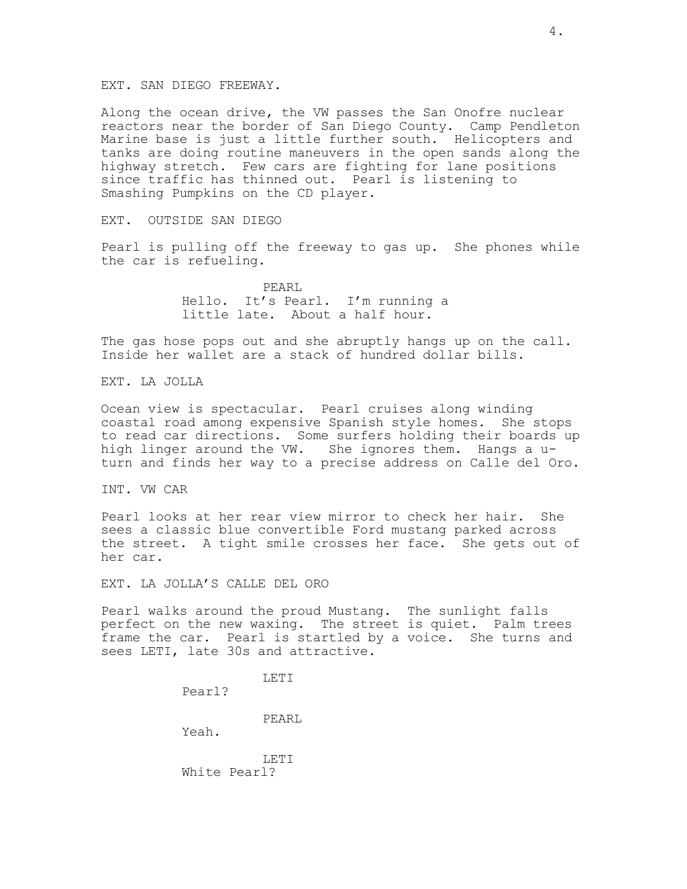EXT. SAN DIEGO FREEWAY.

Along the ocean drive, the VW passes the San Onofre nuclear reactors near the border of San Diego County. Camp Pendleton Marine base is just a little further south. Helicopters and tanks are doing routine maneuvers in the open sands along the highway stretch. Few cars are fighting for lane positions since traffic has thinned out. Pearl is listening to Smashing Pumpkins on the CD player.

EXT. OUTSIDE SAN DIEGO

Pearl is pulling off the freeway to gas up. She phones while the car is refueling.

PEARL
Hello. It's Pearl. I'm running a little late. About a half hour.

The gas hose pops out and she abruptly hangs up on the call. Inside her wallet are a stack of hundred dollar bills.

EXT. LA JOLLA

Ocean view is spectacular. Pearl cruises along winding coastal road among expensive Spanish style homes. She stops to read car directions. Some surfers holding their boards up high linger around the VW. She ignores them. Hangs a u-turn and finds her way to a precise address on Calle del Oro.

INT. VW CAR

Pearl looks at her rear view mirror to check her hair. She sees a classic blue convertible Ford mustang parked across the street. A tight smile crosses her face. She gets out of her car.

EXT. LA JOLLA'S CALLE DEL ORO

Pearl walks around the proud Mustang. The sunlight falls perfect on the new waxing. The street is quiet. Palm trees frame the car. Pearl is startled by a voice. She turns and sees LETI, late 30s and attractive.

LETI
Pearl?

PEARL
Yeah.

LETI
White Pearl?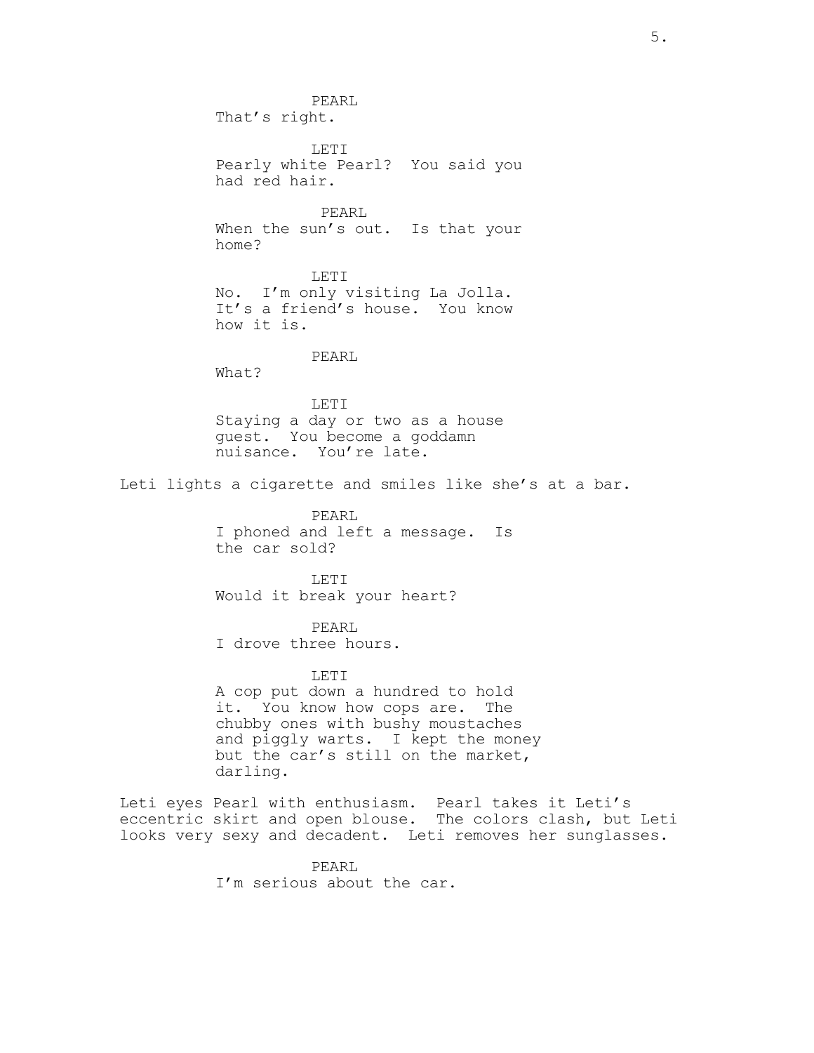PEARL

That's right.

LETI

Pearly white Pearl? You said you had red hair.

PEARL

When the sun's out. Is that your home?

LETI

No. I'm only visiting La Jolla. It's a friend's house. You know how it is.

PEARL

What?

LETI

Staying a day or two as a house guest. You become a goddamn nuisance. You're late.

Leti lights a cigarette and smiles like she's at a bar.

PEARL

I phoned and left a message. Is the car sold?

LETI

Would it break your heart?

PEARL

I drove three hours.

LETI

A cop put down a hundred to hold it. You know how cops are. The chubby ones with bushy moustaches and piggly warts. I kept the money but the car's still on the market, darling.

Leti eyes Pearl with enthusiasm. Pearl takes it Leti's eccentric skirt and open blouse. The colors clash, but Leti looks very sexy and decadent. Leti removes her sunglasses.

PEARL

I'm serious about the car.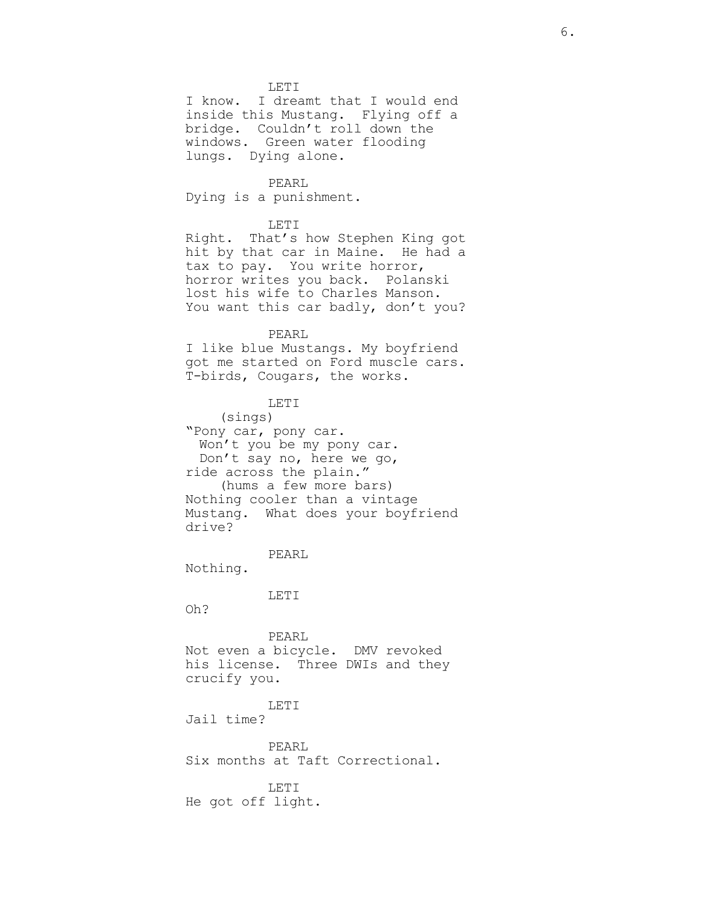LETI

I know. I dreamt that I would end inside this Mustang. Flying off a bridge. Couldn't roll down the windows. Green water flooding lungs. Dying alone.

PEARL

Dying is a punishment.

LETI

Right. That's how Stephen King got hit by that car in Maine. He had a tax to pay. You write horror, horror writes you back. Polanski lost his wife to Charles Manson. You want this car badly, don't you?

PEARL

I like blue Mustangs. My boyfriend got me started on Ford muscle cars. T-birds, Cougars, the works.

LETI

(sings)

"Pony car, pony car.
 Won't you be my pony car.
 Don't say no, here we go,
ride across the plain."

(hums a few more bars)

Nothing cooler than a vintage Mustang. What does your boyfriend drive?

PEARL

Nothing.

LETI

Oh?

PEARL

Not even a bicycle. DMV revoked his license. Three DWIs and they crucify you.

LETI

Jail time?

PEARL

Six months at Taft Correctional.

LETI

He got off light.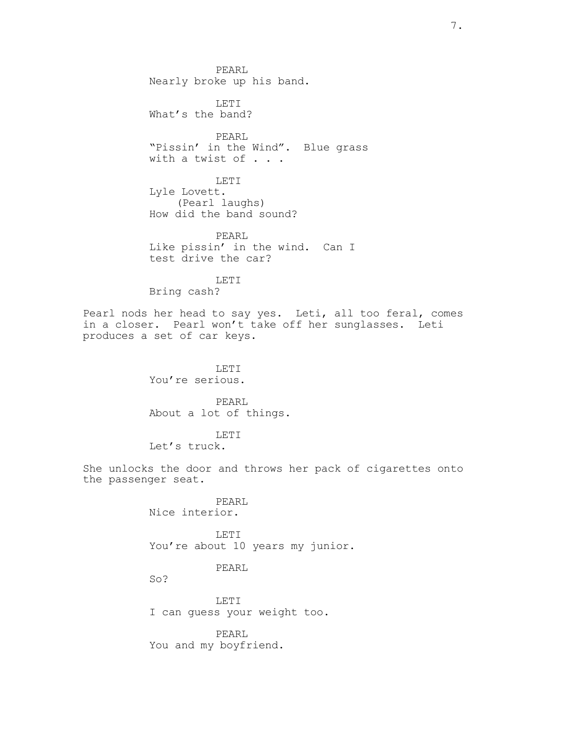PEARL
Nearly broke up his band.

LETI
What's the band?

PEARL
"Pissin' in the Wind". Blue grass with a twist of . . .

LETI
Lyle Lovett.
(Pearl laughs)
How did the band sound?

PEARL
Like pissin' in the wind. Can I test drive the car?

LETI
Bring cash?

Pearl nods her head to say yes. Leti, all too feral, comes in a closer. Pearl won't take off her sunglasses. Leti produces a set of car keys.

LETI
You're serious.

PEARL
About a lot of things.

LETI
Let's truck.

She unlocks the door and throws her pack of cigarettes onto the passenger seat.

PEARL
Nice interior.

LETI
You're about 10 years my junior.

PEARL
So?

LETI
I can guess your weight too.

PEARL
You and my boyfriend.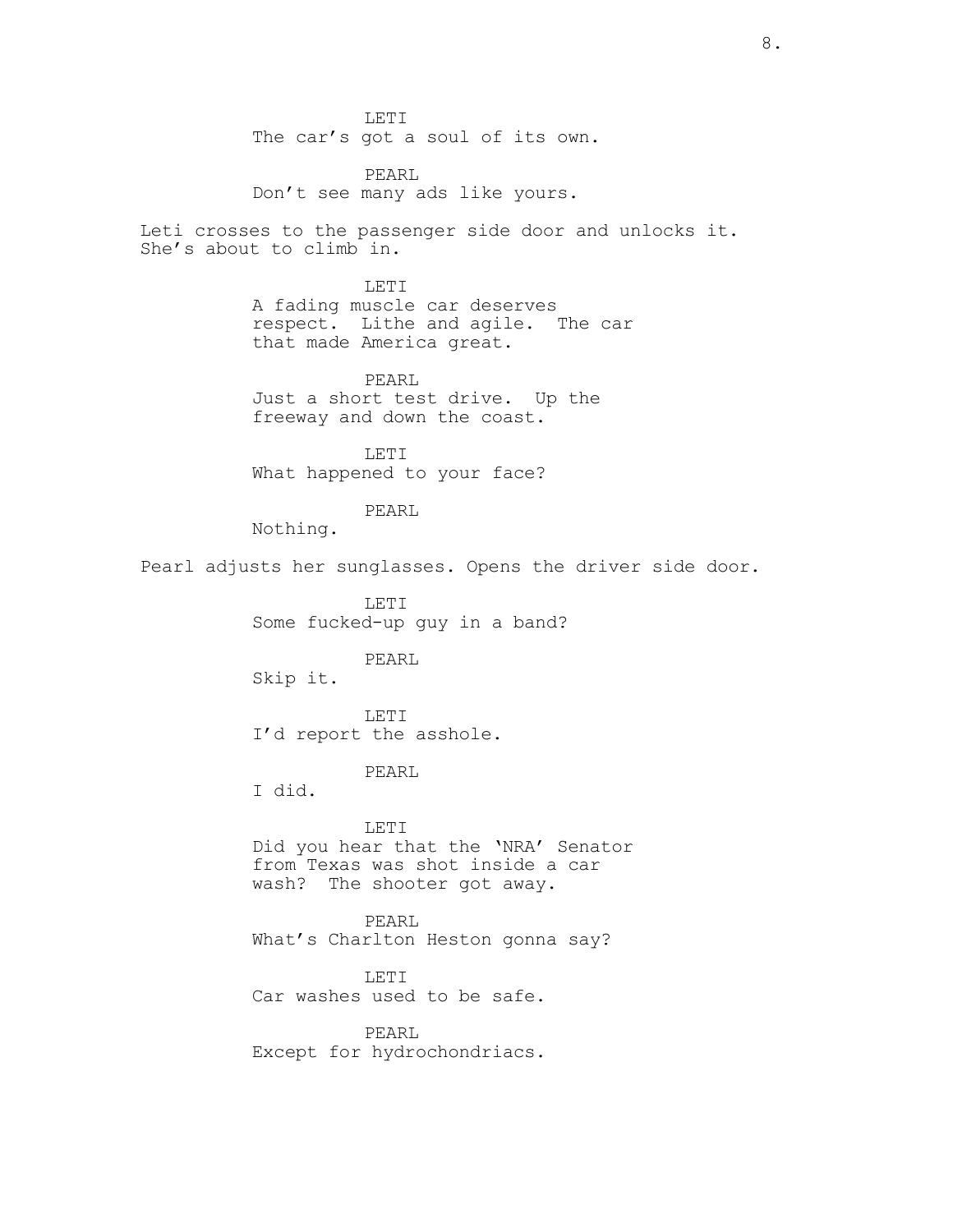LETI
The car's got a soul of its own.

PEARL
Don't see many ads like yours.

Leti crosses to the passenger side door and unlocks it. She's about to climb in.

LETI
A fading muscle car deserves respect. Lithe and agile. The car that made America great.

PEARL
Just a short test drive. Up the freeway and down the coast.

LETI
What happened to your face?

PEARL
Nothing.

Pearl adjusts her sunglasses. Opens the driver side door.

LETI
Some fucked-up guy in a band?

PEARL
Skip it.

LETI
I'd report the asshole.

PEARL
I did.

LETI
Did you hear that the 'NRA' Senator from Texas was shot inside a car wash? The shooter got away.

PEARL
What's Charlton Heston gonna say?

LETI
Car washes used to be safe.

PEARL
Except for hydrochondriacs.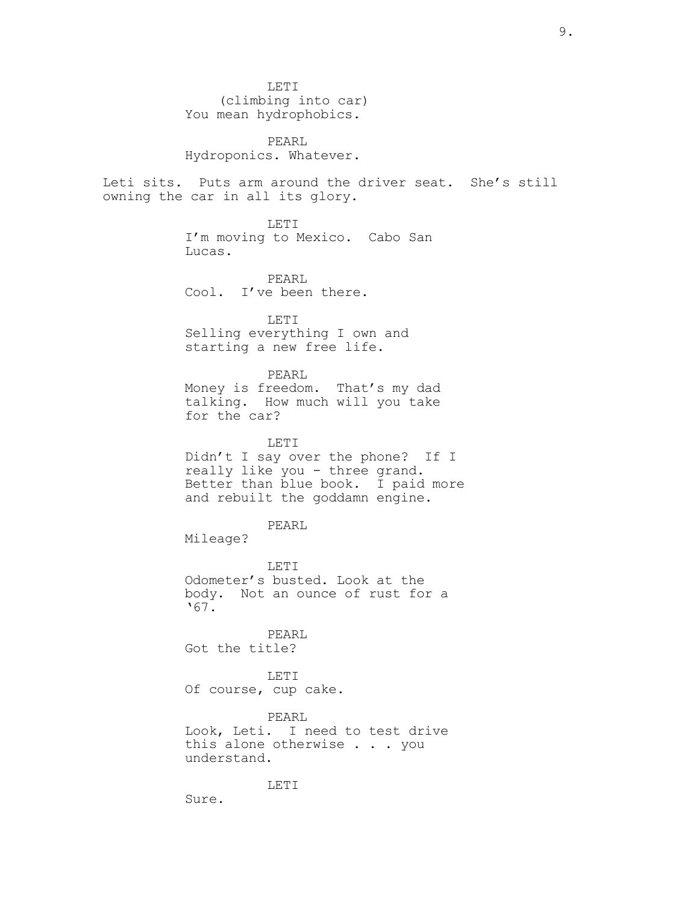LETI
(climbing into car)
You mean hydrophobics.

PEARL
Hydroponics. Whatever.

Leti sits. Puts arm around the driver seat. She's still owning the car in all its glory.

LETI
I'm moving to Mexico. Cabo San Lucas.

PEARL
Cool. I've been there.

LETI
Selling everything I own and starting a new free life.

PEARL
Money is freedom. That's my dad talking. How much will you take for the car?

LETI
Didn't I say over the phone? If I really like you - three grand. Better than blue book. I paid more and rebuilt the goddamn engine.

PEARL
Mileage?

LETI
Odometer's busted. Look at the body. Not an ounce of rust for a '67.

PEARL
Got the title?

LETI
Of course, cup cake.

PEARL
Look, Leti. I need to test drive this alone otherwise . . . you understand.

LETI
Sure.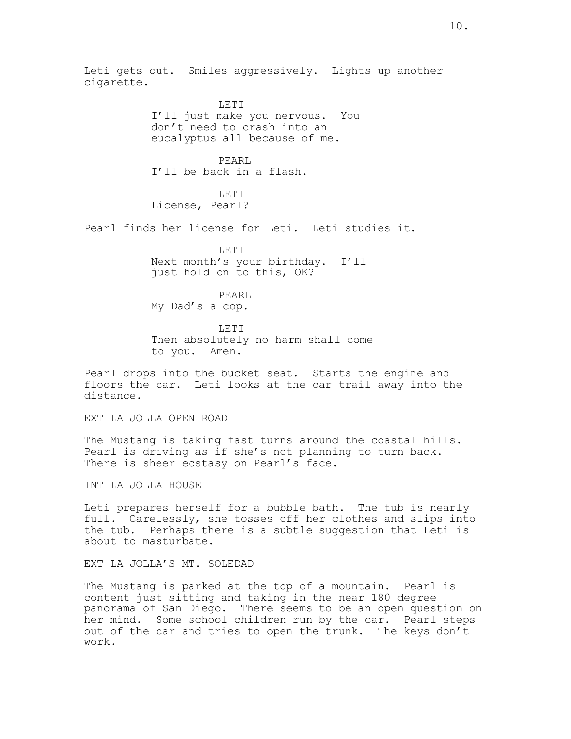Leti gets out. Smiles aggressively. Lights up another cigarette.

LETI
I'll just make you nervous. You don't need to crash into an eucalyptus all because of me.

PEARL
I'll be back in a flash.

LETI
License, Pearl?

Pearl finds her license for Leti. Leti studies it.

LETI
Next month's your birthday. I'll just hold on to this, OK?

PEARL
My Dad's a cop.

LETI
Then absolutely no harm shall come to you. Amen.

Pearl drops into the bucket seat. Starts the engine and floors the car. Leti looks at the car trail away into the distance.

EXT LA JOLLA OPEN ROAD

The Mustang is taking fast turns around the coastal hills. Pearl is driving as if she's not planning to turn back. There is sheer ecstasy on Pearl's face.

INT LA JOLLA HOUSE

Leti prepares herself for a bubble bath. The tub is nearly full. Carelessly, she tosses off her clothes and slips into the tub. Perhaps there is a subtle suggestion that Leti is about to masturbate.

EXT LA JOLLA'S MT. SOLEDAD

The Mustang is parked at the top of a mountain. Pearl is content just sitting and taking in the near 180 degree panorama of San Diego. There seems to be an open question on her mind. Some school children run by the car. Pearl steps out of the car and tries to open the trunk. The keys don't work.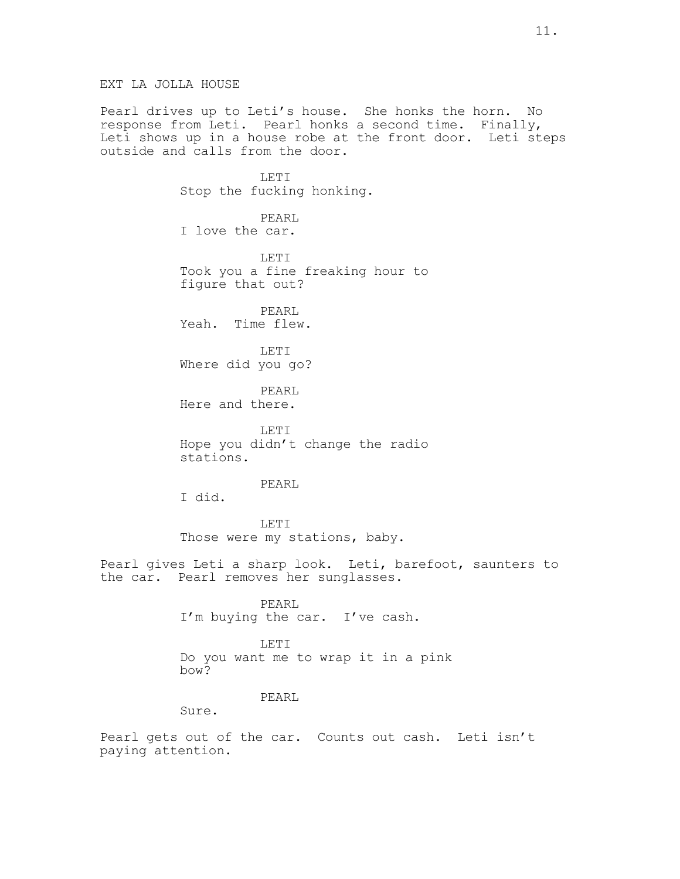EXT LA JOLLA HOUSE

Pearl drives up to Leti's house. She honks the horn. No response from Leti. Pearl honks a second time. Finally, Leti shows up in a house robe at the front door. Leti steps outside and calls from the door.

LETI
Stop the fucking honking.

PEARL
I love the car.

LETI
Took you a fine freaking hour to figure that out?

PEARL
Yeah. Time flew.

LETI
Where did you go?

PEARL
Here and there.

LETI
Hope you didn't change the radio stations.

PEARL
I did.

LETI
Those were my stations, baby.

Pearl gives Leti a sharp look. Leti, barefoot, saunters to the car. Pearl removes her sunglasses.

PEARL
I'm buying the car. I've cash.

LETI
Do you want me to wrap it in a pink bow?

PEARL
Sure.

Pearl gets out of the car. Counts out cash. Leti isn't paying attention.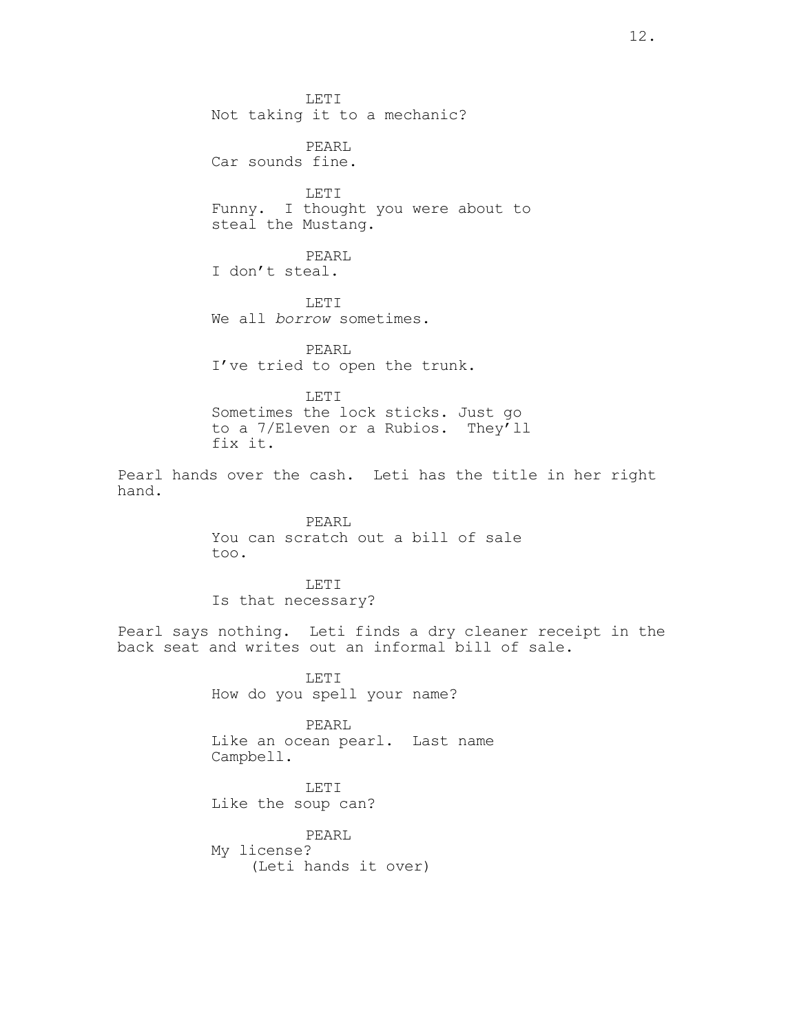LETI
Not taking it to a mechanic?

PEARL
Car sounds fine.

LETI
Funny. I thought you were about to steal the Mustang.

PEARL
I don't steal.

LETI
We all *borrow* sometimes.

PEARL
I've tried to open the trunk.

LETI
Sometimes the lock sticks. Just go to a 7/Eleven or a Rubios. They'll fix it.

Pearl hands over the cash. Leti has the title in her right hand.

PEARL
You can scratch out a bill of sale too.

LETI
Is that necessary?

Pearl says nothing. Leti finds a dry cleaner receipt in the back seat and writes out an informal bill of sale.

LETI
How do you spell your name?

PEARL
Like an ocean pearl. Last name Campbell.

LETI
Like the soup can?

PEARL
My license?
(Leti hands it over)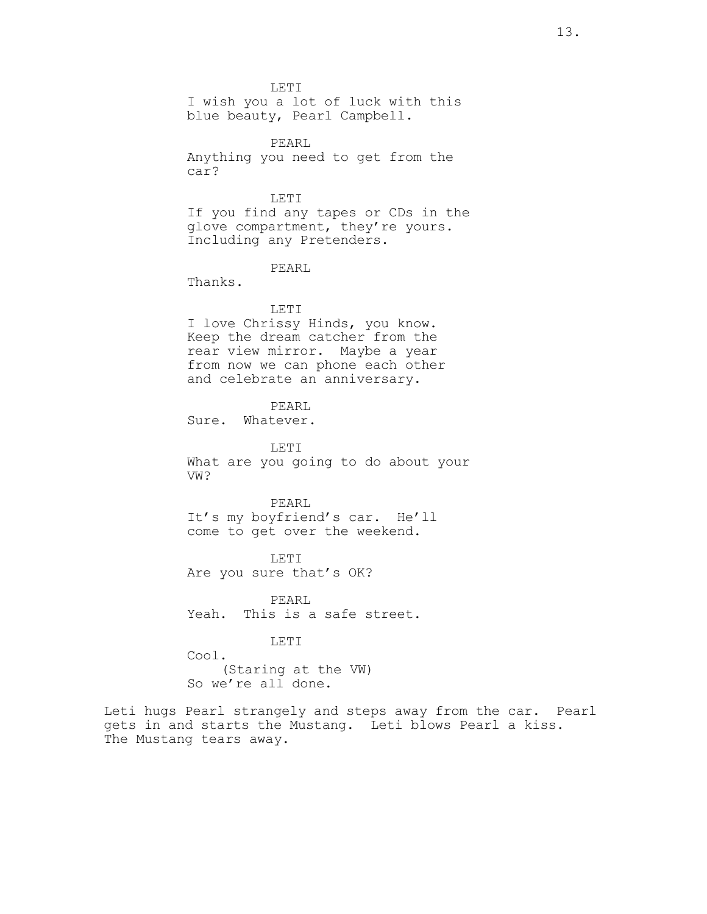LETI
I wish you a lot of luck with this blue beauty, Pearl Campbell.

PEARL
Anything you need to get from the car?

LETI
If you find any tapes or CDs in the glove compartment, they're yours. Including any Pretenders.

PEARL
Thanks.

LETI
I love Chrissy Hinds, you know. Keep the dream catcher from the rear view mirror. Maybe a year from now we can phone each other and celebrate an anniversary.

PEARL
Sure. Whatever.

LETI
What are you going to do about your VW?

PEARL
It's my boyfriend's car. He'll come to get over the weekend.

LETI
Are you sure that's OK?

PEARL
Yeah. This is a safe street.

LETI
Cool.
(Staring at the VW)
So we're all done.

Leti hugs Pearl strangely and steps away from the car. Pearl gets in and starts the Mustang. Leti blows Pearl a kiss. The Mustang tears away.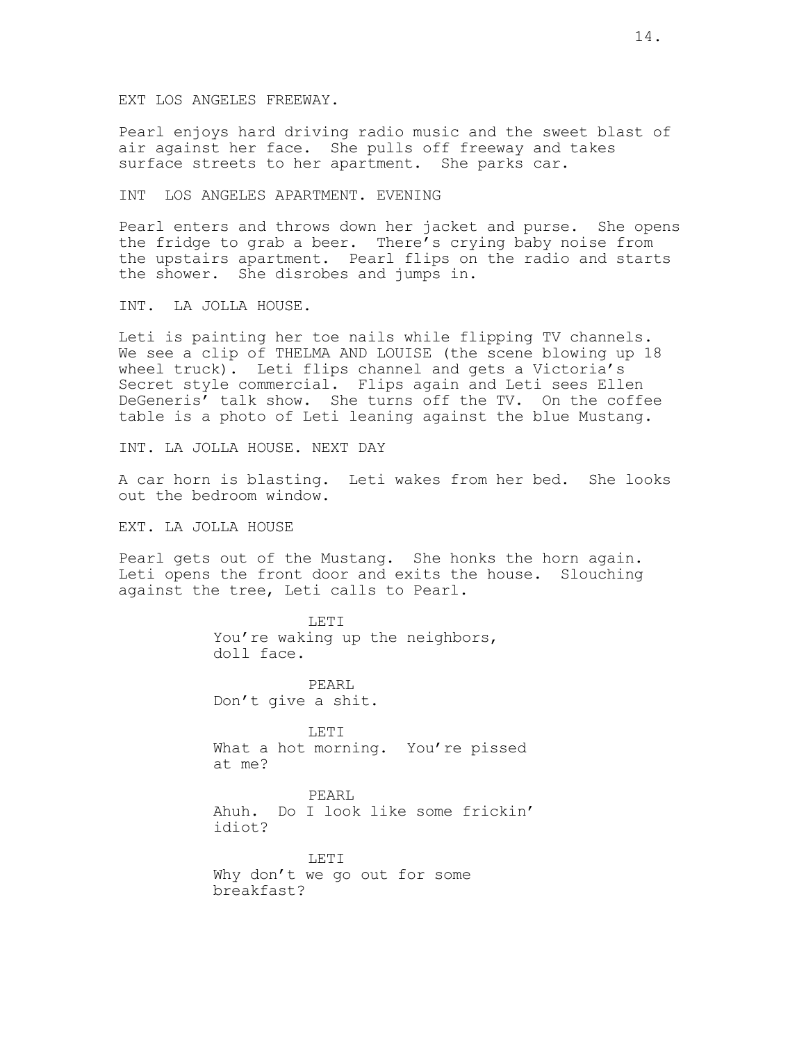EXT LOS ANGELES FREEWAY.

Pearl enjoys hard driving radio music and the sweet blast of air against her face. She pulls off freeway and takes surface streets to her apartment. She parks car.

INT LOS ANGELES APARTMENT. EVENING

Pearl enters and throws down her jacket and purse. She opens the fridge to grab a beer. There's crying baby noise from the upstairs apartment. Pearl flips on the radio and starts the shower. She disrobes and jumps in.

INT. LA JOLLA HOUSE.

Leti is painting her toe nails while flipping TV channels. We see a clip of THELMA AND LOUISE (the scene blowing up 18 wheel truck). Leti flips channel and gets a Victoria's Secret style commercial. Flips again and Leti sees Ellen DeGeneris' talk show. She turns off the TV. On the coffee table is a photo of Leti leaning against the blue Mustang.

INT. LA JOLLA HOUSE. NEXT DAY

A car horn is blasting. Leti wakes from her bed. She looks out the bedroom window.

EXT. LA JOLLA HOUSE

Pearl gets out of the Mustang. She honks the horn again. Leti opens the front door and exits the house. Slouching against the tree, Leti calls to Pearl.

LETI
You're waking up the neighbors, doll face.

PEARL
Don't give a shit.

LETI
What a hot morning. You're pissed at me?

PEARL
Ahuh. Do I look like some frickin' idiot?

LETI
Why don't we go out for some breakfast?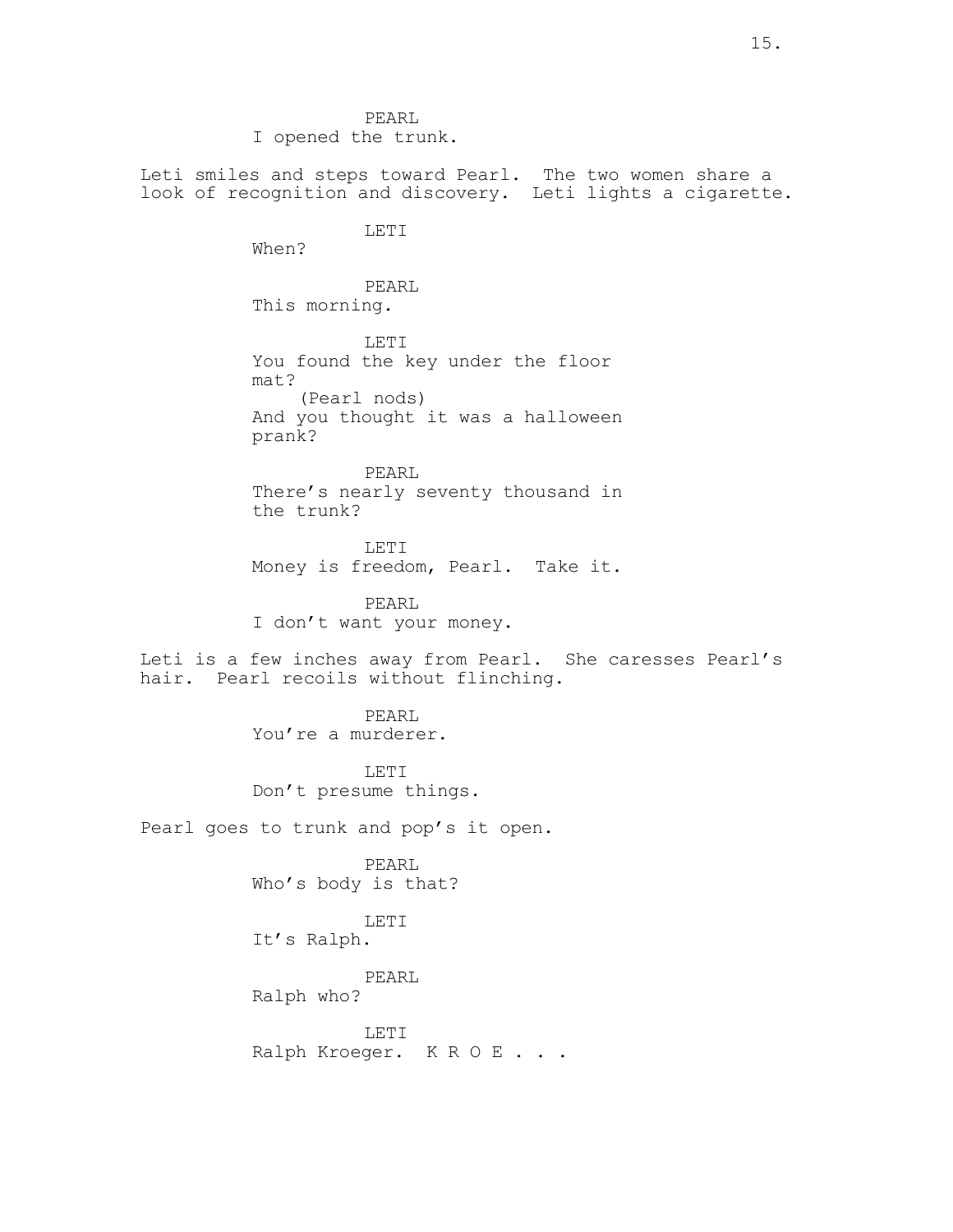PEARL
I opened the trunk.

Leti smiles and steps toward Pearl. The two women share a look of recognition and discovery. Leti lights a cigarette.

LETI
When?

PEARL
This morning.

LETI
You found the key under the floor mat?
(Pearl nods)
And you thought it was a halloween prank?

PEARL
There's nearly seventy thousand in the trunk?

LETI
Money is freedom, Pearl. Take it.

PEARL
I don't want your money.

Leti is a few inches away from Pearl. She caresses Pearl's hair. Pearl recoils without flinching.

PEARL
You're a murderer.

LETI
Don't presume things.

Pearl goes to trunk and pop's it open.

PEARL
Who's body is that?

LETI
It's Ralph.

PEARL
Ralph who?

LETI
Ralph Kroeger. K R O E . . .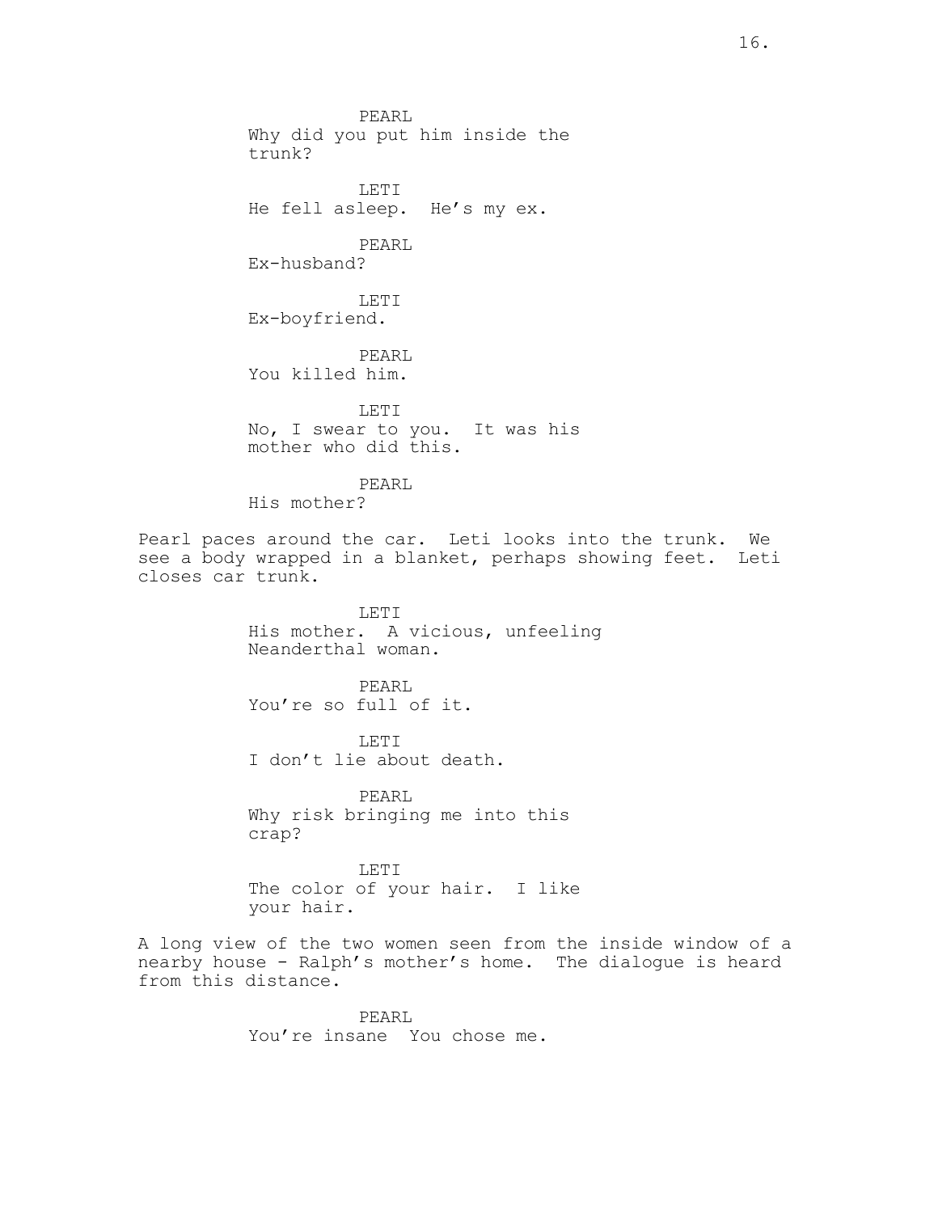PEARL
Why did you put him inside the trunk?

LETI
He fell asleep. He's my ex.

PEARL
Ex-husband?

LETI
Ex-boyfriend.

PEARL
You killed him.

LETI
No, I swear to you. It was his mother who did this.

PEARL
His mother?

Pearl paces around the car. Leti looks into the trunk. We see a body wrapped in a blanket, perhaps showing feet. Leti closes car trunk.

LETI
His mother. A vicious, unfeeling Neanderthal woman.

PEARL
You're so full of it.

LETI
I don't lie about death.

PEARL
Why risk bringing me into this crap?

LETI
The color of your hair. I like your hair.

A long view of the two women seen from the inside window of a nearby house - Ralph's mother's home. The dialogue is heard from this distance.

PEARL
You're insane You chose me.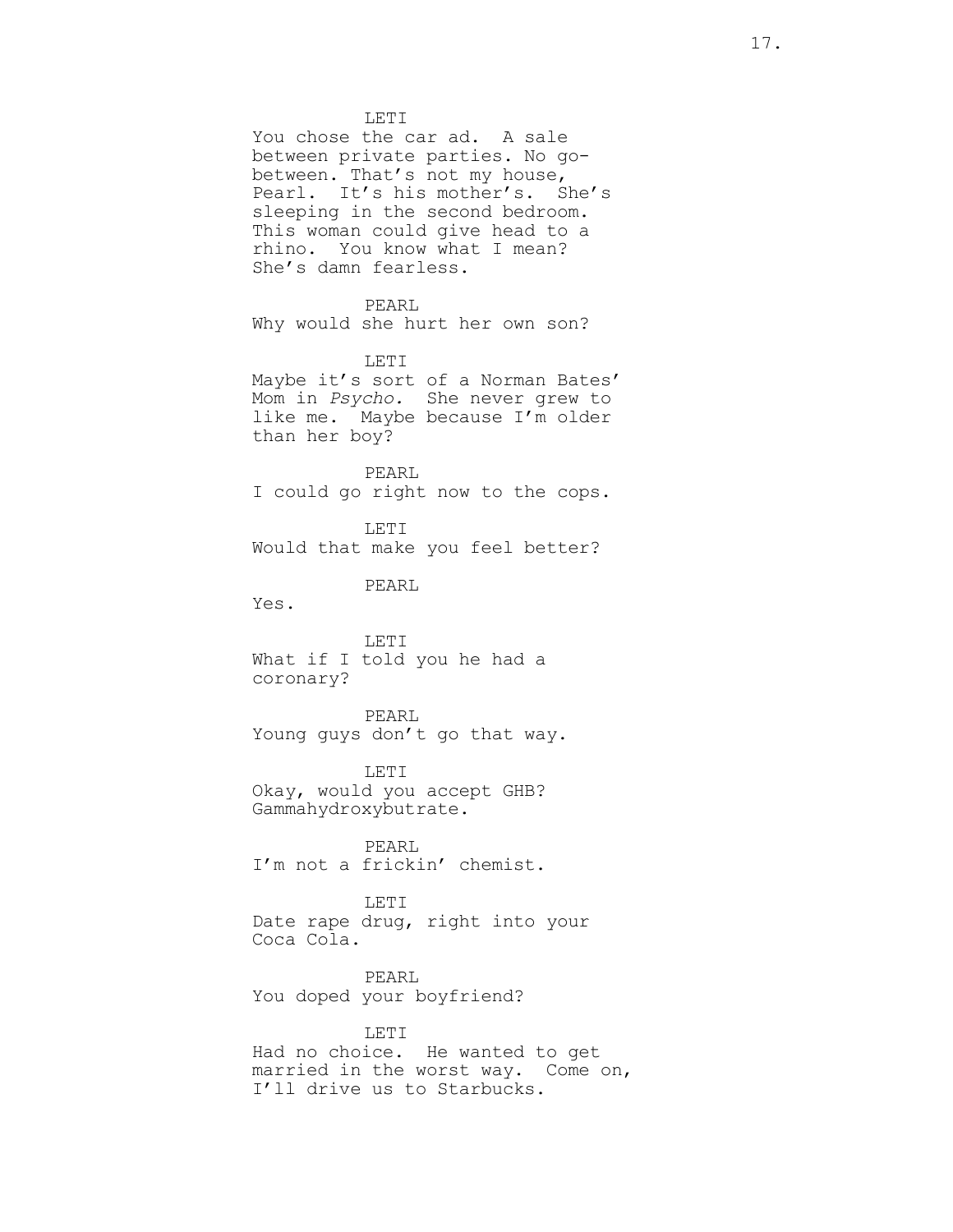LETI

You chose the car ad. A sale between private parties. No go-between. That's not my house, Pearl. It's his mother's. She's sleeping in the second bedroom. This woman could give head to a rhino. You know what I mean? She's damn fearless.

PEARL

Why would she hurt her own son?

LETI

Maybe it's sort of a Norman Bates' Mom in *Psycho.* She never grew to like me. Maybe because I'm older than her boy?

PEARL

I could go right now to the cops.

LETI

Would that make you feel better?

PEARL

Yes.

LETI

What if I told you he had a coronary?

PEARL

Young guys don't go that way.

LETI

Okay, would you accept GHB? Gammahydroxybutrate.

PEARL

I'm not a frickin' chemist.

LETI

Date rape drug, right into your Coca Cola.

PEARL

You doped your boyfriend?

LETI

Had no choice. He wanted to get married in the worst way. Come on, I'll drive us to Starbucks.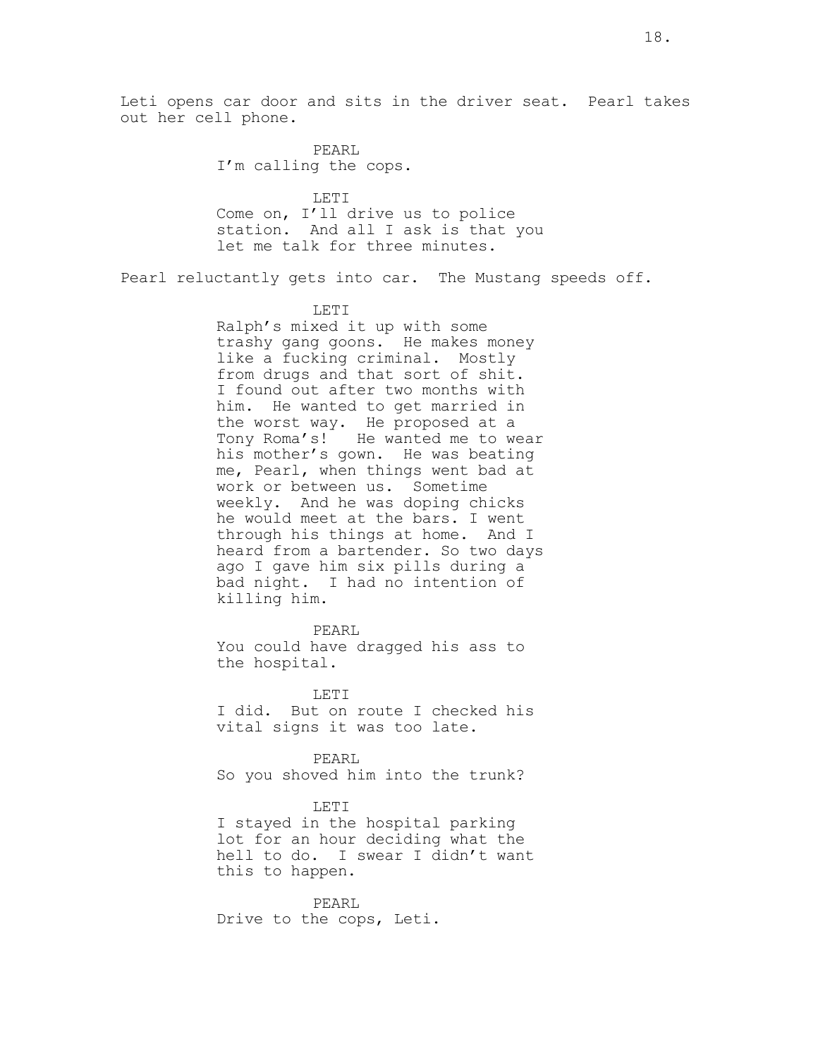Leti opens car door and sits in the driver seat. Pearl takes out her cell phone.

PEARL
I'm calling the cops.

LETI
Come on, I'll drive us to police station. And all I ask is that you let me talk for three minutes.

Pearl reluctantly gets into car. The Mustang speeds off.

LETI
Ralph's mixed it up with some trashy gang goons. He makes money like a fucking criminal. Mostly from drugs and that sort of shit. I found out after two months with him. He wanted to get married in the worst way. He proposed at a Tony Roma's! He wanted me to wear his mother's gown. He was beating me, Pearl, when things went bad at work or between us. Sometime weekly. And he was doping chicks he would meet at the bars. I went through his things at home. And I heard from a bartender. So two days ago I gave him six pills during a bad night. I had no intention of killing him.

PEARL
You could have dragged his ass to the hospital.

LETI
I did. But on route I checked his vital signs it was too late.

PEARL
So you shoved him into the trunk?

LETI
I stayed in the hospital parking lot for an hour deciding what the hell to do. I swear I didn't want this to happen.

PEARL
Drive to the cops, Leti.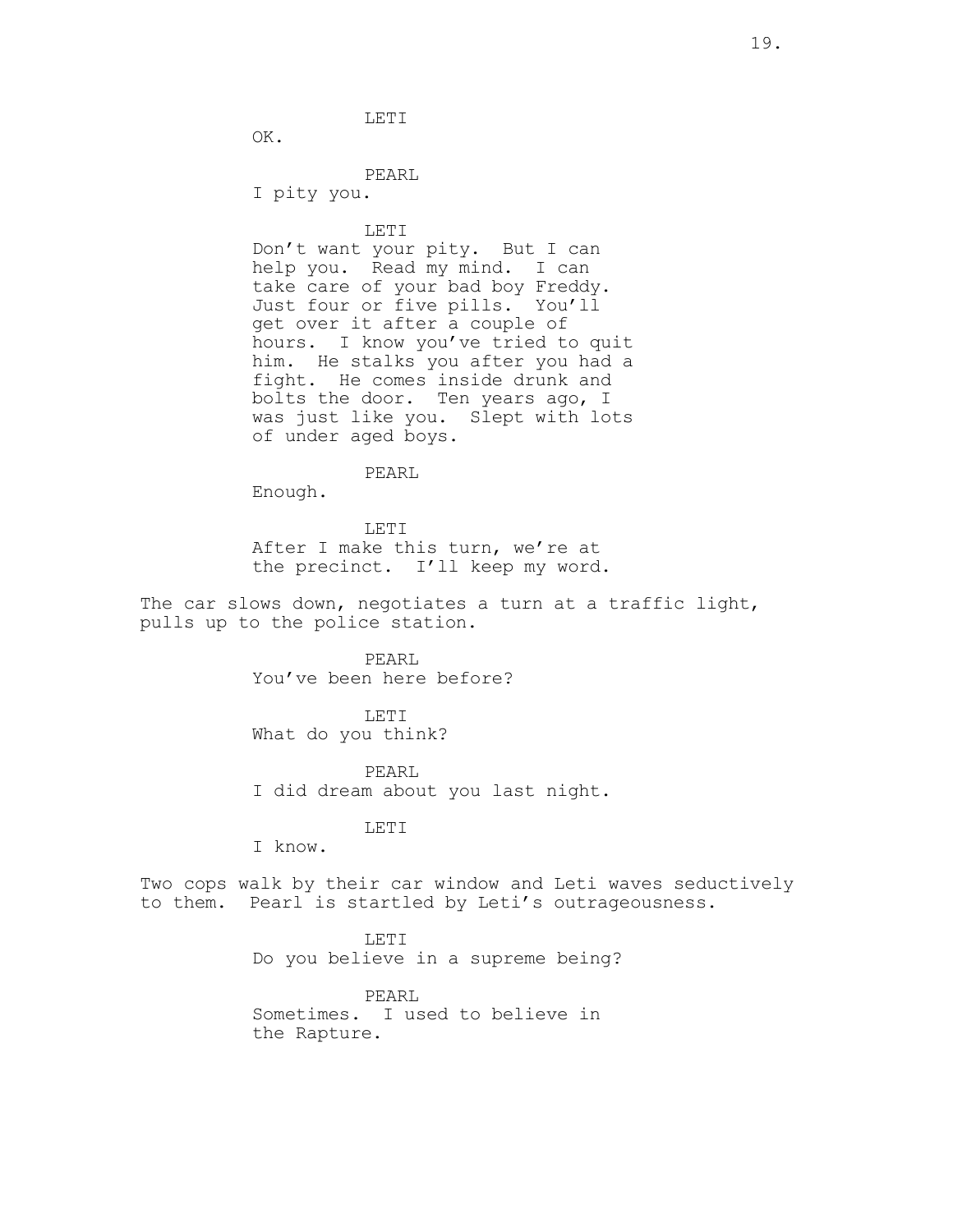LETI

OK.

PEARL

I pity you.

LETI

Don't want your pity. But I can help you. Read my mind. I can take care of your bad boy Freddy. Just four or five pills. You'll get over it after a couple of hours. I know you've tried to quit him. He stalks you after you had a fight. He comes inside drunk and bolts the door. Ten years ago, I was just like you. Slept with lots of under aged boys.

PEARL

Enough.

LETI

After I make this turn, we're at the precinct. I'll keep my word.

The car slows down, negotiates a turn at a traffic light, pulls up to the police station.

PEARL

You've been here before?

LETI

What do you think?

PEARL

I did dream about you last night.

LETI

I know.

Two cops walk by their car window and Leti waves seductively to them. Pearl is startled by Leti's outrageousness.

LETI

Do you believe in a supreme being?

PEARL

Sometimes. I used to believe in the Rapture.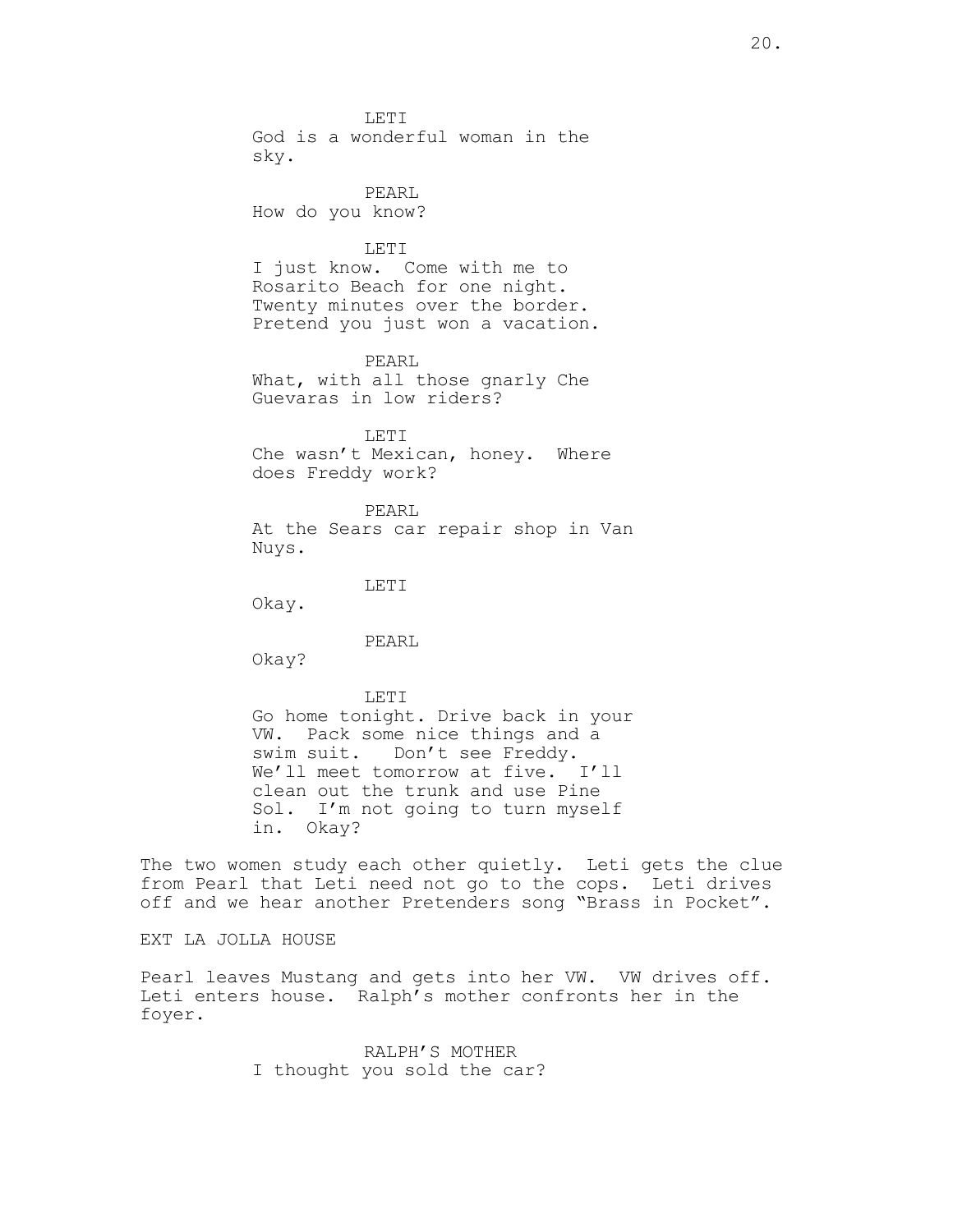LETI
God is a wonderful woman in the sky.

PEARL
How do you know?

LETI
I just know. Come with me to Rosarito Beach for one night. Twenty minutes over the border. Pretend you just won a vacation.

PEARL
What, with all those gnarly Che Guevaras in low riders?

LETI
Che wasn't Mexican, honey. Where does Freddy work?

PEARL
At the Sears car repair shop in Van Nuys.

LETI
Okay.

PEARL
Okay?

LETI
Go home tonight. Drive back in your VW. Pack some nice things and a swim suit. Don't see Freddy. We'll meet tomorrow at five. I'll clean out the trunk and use Pine Sol. I'm not going to turn myself in. Okay?

The two women study each other quietly. Leti gets the clue from Pearl that Leti need not go to the cops. Leti drives off and we hear another Pretenders song "Brass in Pocket".

EXT LA JOLLA HOUSE

Pearl leaves Mustang and gets into her VW. VW drives off. Leti enters house. Ralph's mother confronts her in the foyer.

RALPH'S MOTHER
I thought you sold the car?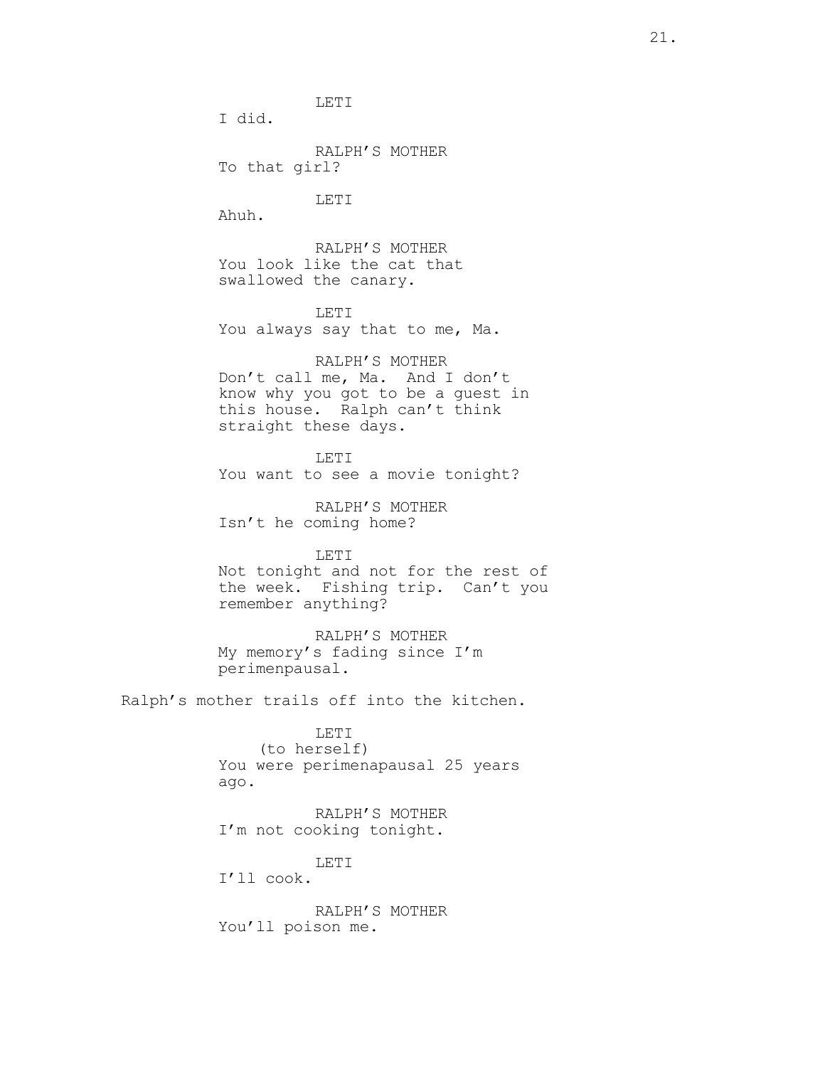LETI
I did.

RALPH'S MOTHER
To that girl?

LETI
Ahuh.

RALPH'S MOTHER
You look like the cat that swallowed the canary.

LETI
You always say that to me, Ma.

RALPH'S MOTHER
Don't call me, Ma. And I don't know why you got to be a guest in this house. Ralph can't think straight these days.

LETI
You want to see a movie tonight?

RALPH'S MOTHER
Isn't he coming home?

LETI
Not tonight and not for the rest of the week. Fishing trip. Can't you remember anything?

RALPH'S MOTHER
My memory's fading since I'm perimenpausal.

Ralph's mother trails off into the kitchen.

LETI
(to herself)
You were perimenapausal 25 years ago.

RALPH'S MOTHER
I'm not cooking tonight.

LETI
I'll cook.

RALPH'S MOTHER
You'll poison me.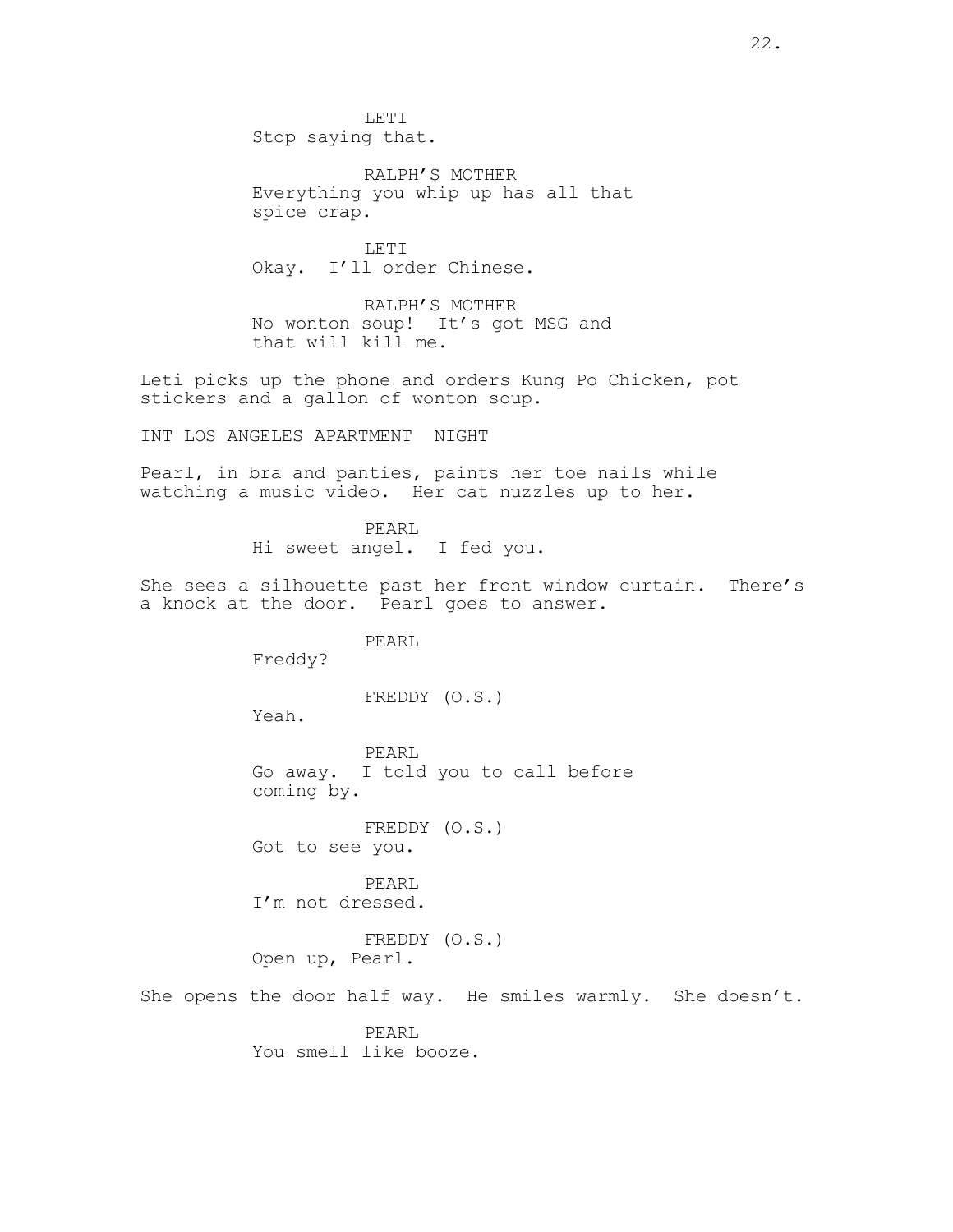LETI
Stop saying that.

RALPH'S MOTHER
Everything you whip up has all that spice crap.

LETI
Okay. I'll order Chinese.

RALPH'S MOTHER
No wonton soup! It's got MSG and that will kill me.

Leti picks up the phone and orders Kung Po Chicken, pot stickers and a gallon of wonton soup.

INT LOS ANGELES APARTMENT NIGHT

Pearl, in bra and panties, paints her toe nails while watching a music video. Her cat nuzzles up to her.

PEARL
Hi sweet angel. I fed you.

She sees a silhouette past her front window curtain. There's a knock at the door. Pearl goes to answer.

PEARL
Freddy?

FREDDY (O.S.)
Yeah.

PEARL
Go away. I told you to call before coming by.

FREDDY (O.S.)
Got to see you.

PEARL
I'm not dressed.

FREDDY (O.S.)
Open up, Pearl.

She opens the door half way. He smiles warmly. She doesn't.

PEARL
You smell like booze.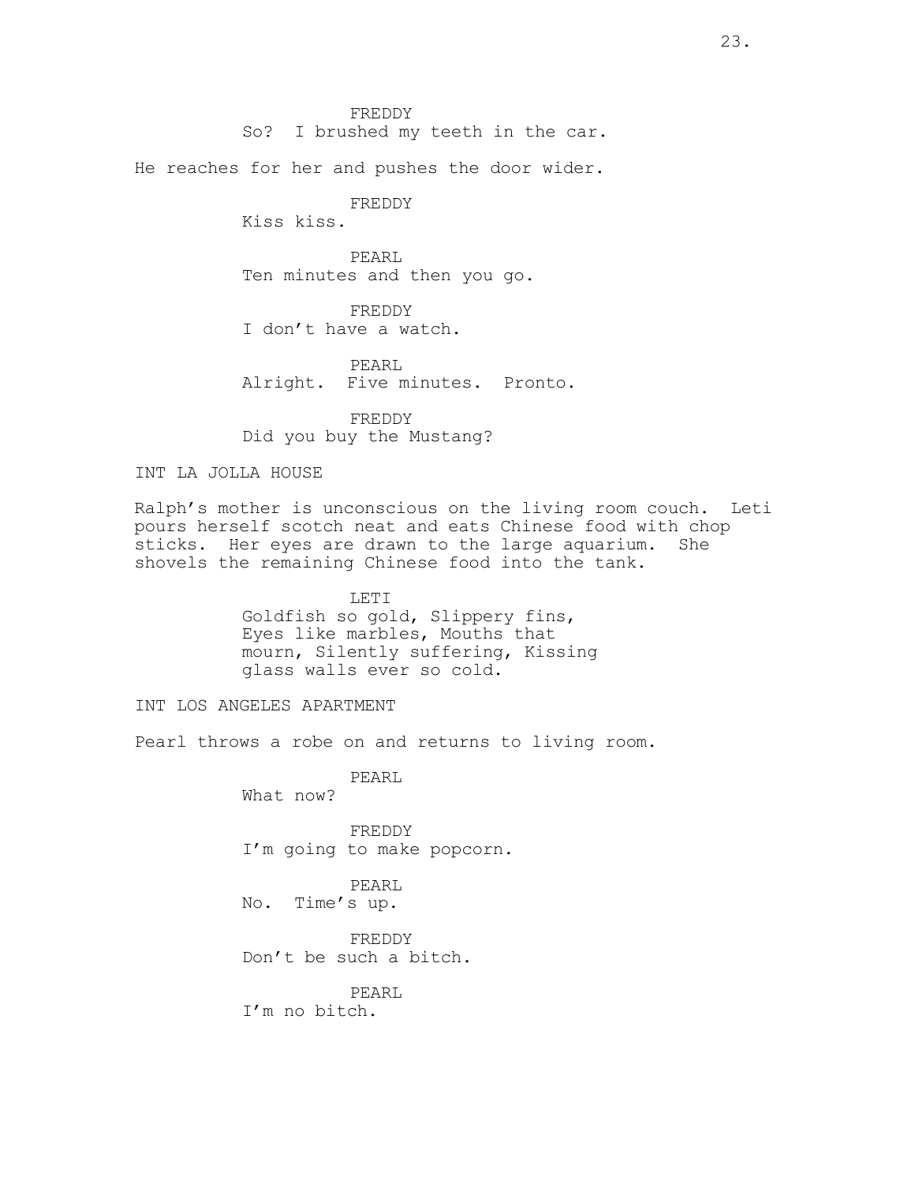FREDDY
So? I brushed my teeth in the car.

He reaches for her and pushes the door wider.

FREDDY
Kiss kiss.

PEARL
Ten minutes and then you go.

FREDDY
I don't have a watch.

PEARL
Alright. Five minutes. Pronto.

FREDDY
Did you buy the Mustang?

INT LA JOLLA HOUSE

Ralph's mother is unconscious on the living room couch. Leti pours herself scotch neat and eats Chinese food with chop sticks. Her eyes are drawn to the large aquarium. She shovels the remaining Chinese food into the tank.

LETI
Goldfish so gold, Slippery fins, Eyes like marbles, Mouths that mourn, Silently suffering, Kissing glass walls ever so cold.

INT LOS ANGELES APARTMENT

Pearl throws a robe on and returns to living room.

PEARL
What now?

FREDDY
I'm going to make popcorn.

PEARL
No. Time's up.

FREDDY
Don't be such a bitch.

PEARL
I'm no bitch.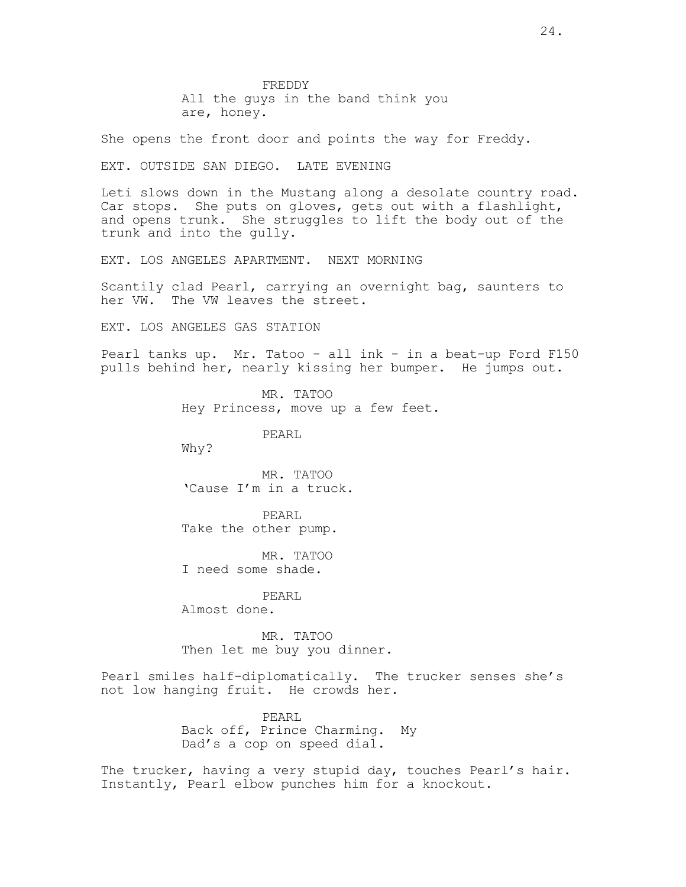FREDDY
All the guys in the band think you are, honey.

She opens the front door and points the way for Freddy.

EXT. OUTSIDE SAN DIEGO. LATE EVENING

Leti slows down in the Mustang along a desolate country road. Car stops. She puts on gloves, gets out with a flashlight, and opens trunk. She struggles to lift the body out of the trunk and into the gully.

EXT. LOS ANGELES APARTMENT. NEXT MORNING

Scantily clad Pearl, carrying an overnight bag, saunters to her VW. The VW leaves the street.

EXT. LOS ANGELES GAS STATION

Pearl tanks up. Mr. Tatoo - all ink - in a beat-up Ford F150 pulls behind her, nearly kissing her bumper. He jumps out.

MR. TATOO
Hey Princess, move up a few feet.

PEARL
Why?

MR. TATOO
'Cause I'm in a truck.

PEARL
Take the other pump.

MR. TATOO
I need some shade.

PEARL
Almost done.

MR. TATOO
Then let me buy you dinner.

Pearl smiles half-diplomatically. The trucker senses she's not low hanging fruit. He crowds her.

PEARL
Back off, Prince Charming. My Dad's a cop on speed dial.

The trucker, having a very stupid day, touches Pearl's hair. Instantly, Pearl elbow punches him for a knockout.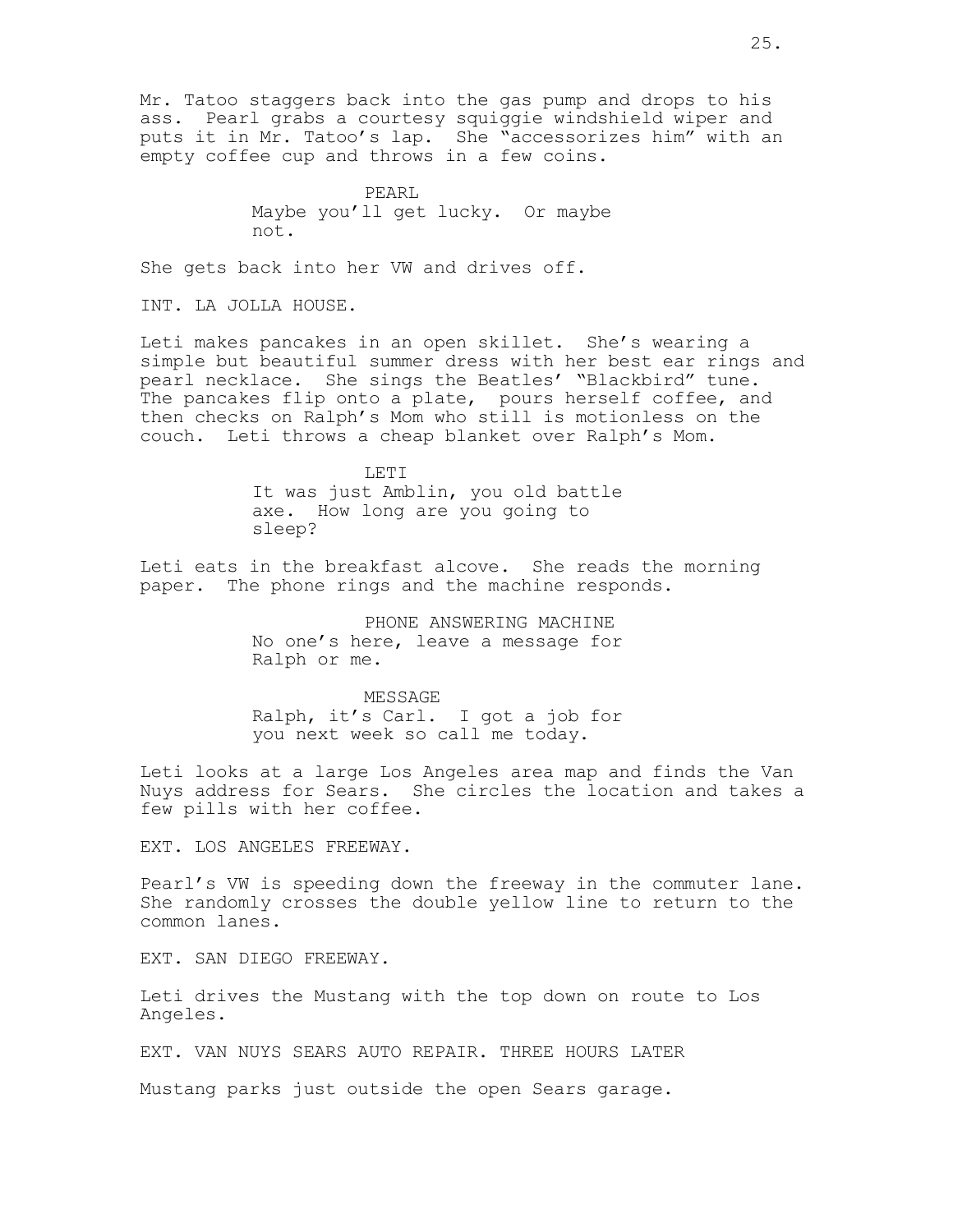Mr. Tatoo staggers back into the gas pump and drops to his ass. Pearl grabs a courtesy squiggie windshield wiper and puts it in Mr. Tatoo's lap. She "accessorizes him" with an empty coffee cup and throws in a few coins.

PEARL
Maybe you'll get lucky. Or maybe not.

She gets back into her VW and drives off.

INT. LA JOLLA HOUSE.

Leti makes pancakes in an open skillet. She's wearing a simple but beautiful summer dress with her best ear rings and pearl necklace. She sings the Beatles' "Blackbird" tune. The pancakes flip onto a plate, pours herself coffee, and then checks on Ralph's Mom who still is motionless on the couch. Leti throws a cheap blanket over Ralph's Mom.

LETI
It was just Amblin, you old battle axe. How long are you going to sleep?

Leti eats in the breakfast alcove. She reads the morning paper. The phone rings and the machine responds.

PHONE ANSWERING MACHINE
No one's here, leave a message for Ralph or me.

MESSAGE
Ralph, it's Carl. I got a job for you next week so call me today.

Leti looks at a large Los Angeles area map and finds the Van Nuys address for Sears. She circles the location and takes a few pills with her coffee.

EXT. LOS ANGELES FREEWAY.

Pearl's VW is speeding down the freeway in the commuter lane. She randomly crosses the double yellow line to return to the common lanes.

EXT. SAN DIEGO FREEWAY.

Leti drives the Mustang with the top down on route to Los Angeles.

EXT. VAN NUYS SEARS AUTO REPAIR. THREE HOURS LATER

Mustang parks just outside the open Sears garage.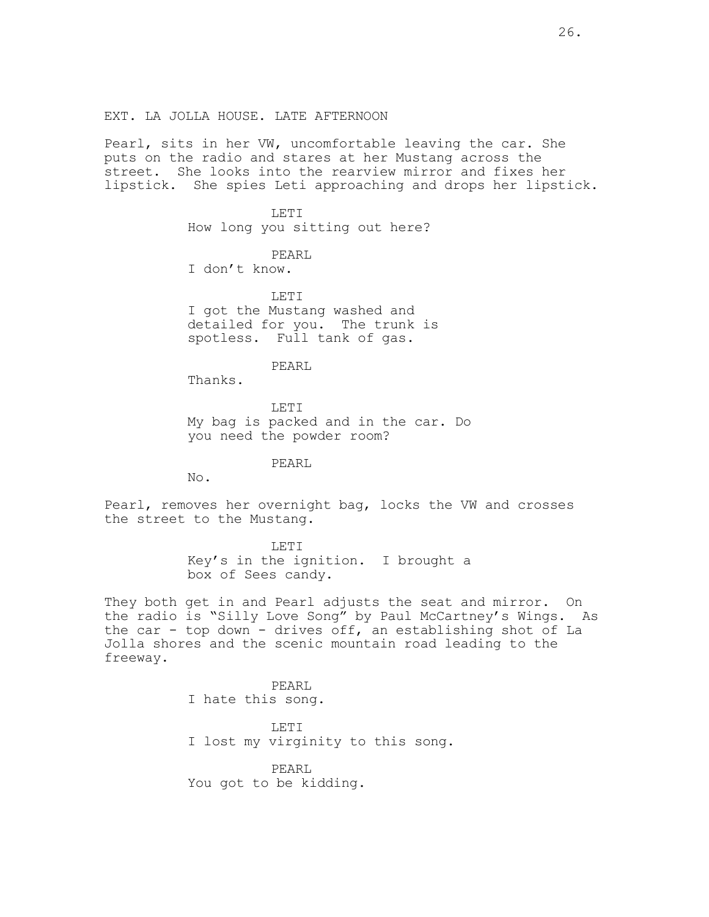EXT. LA JOLLA HOUSE. LATE AFTERNOON

Pearl, sits in her VW, uncomfortable leaving the car. She puts on the radio and stares at her Mustang across the street. She looks into the rearview mirror and fixes her lipstick. She spies Leti approaching and drops her lipstick.

LETI
How long you sitting out here?

PEARL
I don't know.

LETI
I got the Mustang washed and detailed for you. The trunk is spotless. Full tank of gas.

PEARL
Thanks.

LETI
My bag is packed and in the car. Do you need the powder room?

PEARL
No.

Pearl, removes her overnight bag, locks the VW and crosses the street to the Mustang.

LETI
Key's in the ignition. I brought a box of Sees candy.

They both get in and Pearl adjusts the seat and mirror. On the radio is "Silly Love Song" by Paul McCartney's Wings. As the car - top down - drives off, an establishing shot of La Jolla shores and the scenic mountain road leading to the freeway.

PEARL
I hate this song.

LETI
I lost my virginity to this song.

PEARL
You got to be kidding.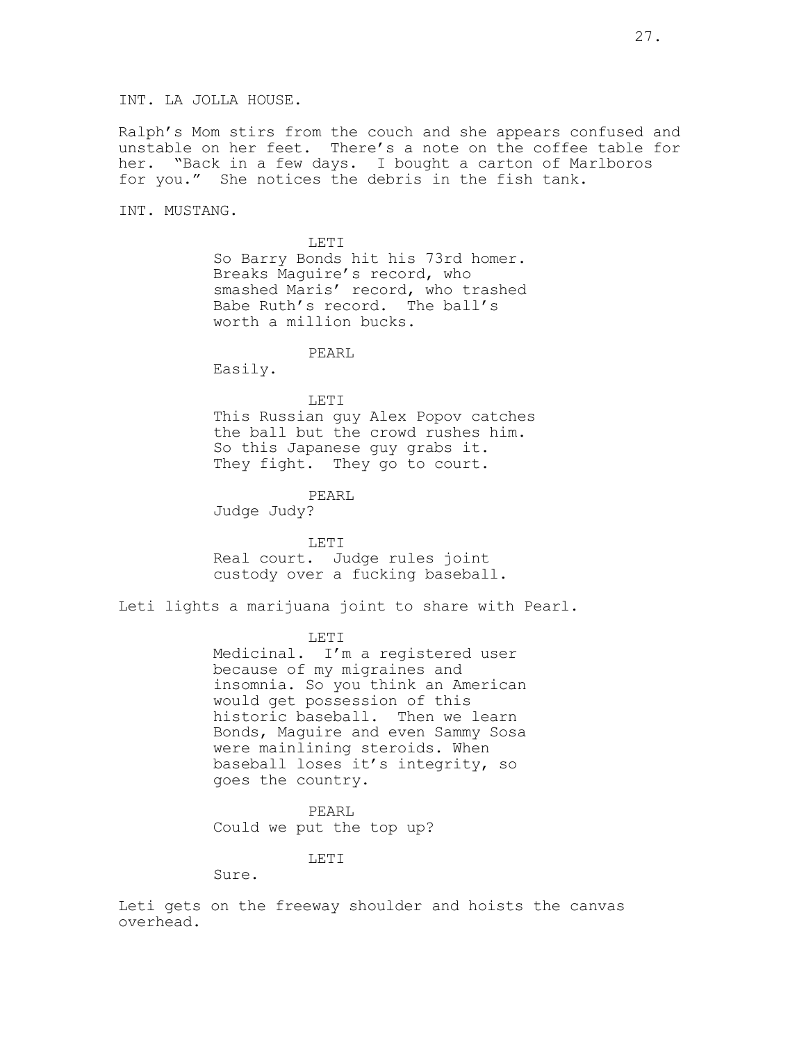INT. LA JOLLA HOUSE.

Ralph's Mom stirs from the couch and she appears confused and unstable on her feet. There's a note on the coffee table for her. "Back in a few days. I bought a carton of Marlboros for you." She notices the debris in the fish tank.

INT. MUSTANG.

LETI

So Barry Bonds hit his 73rd homer. Breaks Maguire's record, who smashed Maris' record, who trashed Babe Ruth's record. The ball's worth a million bucks.

PEARL

Easily.

LETI

This Russian guy Alex Popov catches the ball but the crowd rushes him. So this Japanese guy grabs it. They fight. They go to court.

PEARL

Judge Judy?

LETI

Real court. Judge rules joint custody over a fucking baseball.

Leti lights a marijuana joint to share with Pearl.

LETI

Medicinal. I'm a registered user because of my migraines and insomnia. So you think an American would get possession of this historic baseball. Then we learn Bonds, Maguire and even Sammy Sosa were mainlining steroids. When baseball loses it's integrity, so goes the country.

PEARL

Could we put the top up?

LETI

Sure.

Leti gets on the freeway shoulder and hoists the canvas overhead.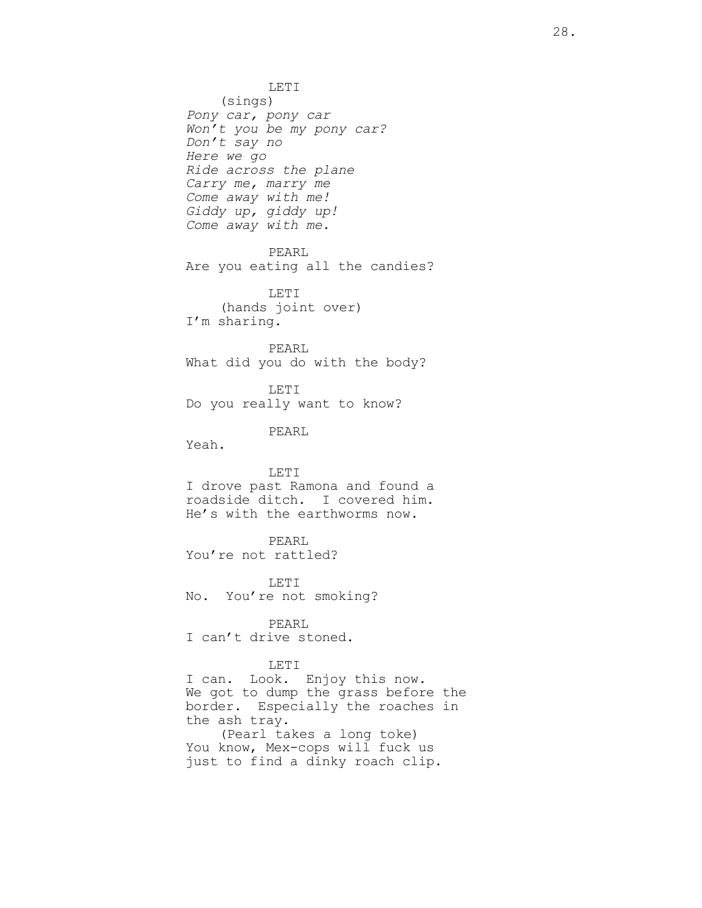LETI
(sings)
*Pony car, pony car*
*Won't you be my pony car?*
*Don't say no*
*Here we go*
*Ride across the plane*
*Carry me, marry me*
*Come away with me!*
*Giddy up, giddy up!*
*Come away with me.*

PEARL
Are you eating all the candies?

LETI
(hands joint over)
I'm sharing.

PEARL
What did you do with the body?

LETI
Do you really want to know?

PEARL
Yeah.

LETI
I drove past Ramona and found a roadside ditch. I covered him. He's with the earthworms now.

PEARL
You're not rattled?

LETI
No. You're not smoking?

PEARL
I can't drive stoned.

LETI
I can. Look. Enjoy this now. We got to dump the grass before the border. Especially the roaches in the ash tray.
(Pearl takes a long toke)
You know, Mex-cops will fuck us just to find a dinky roach clip.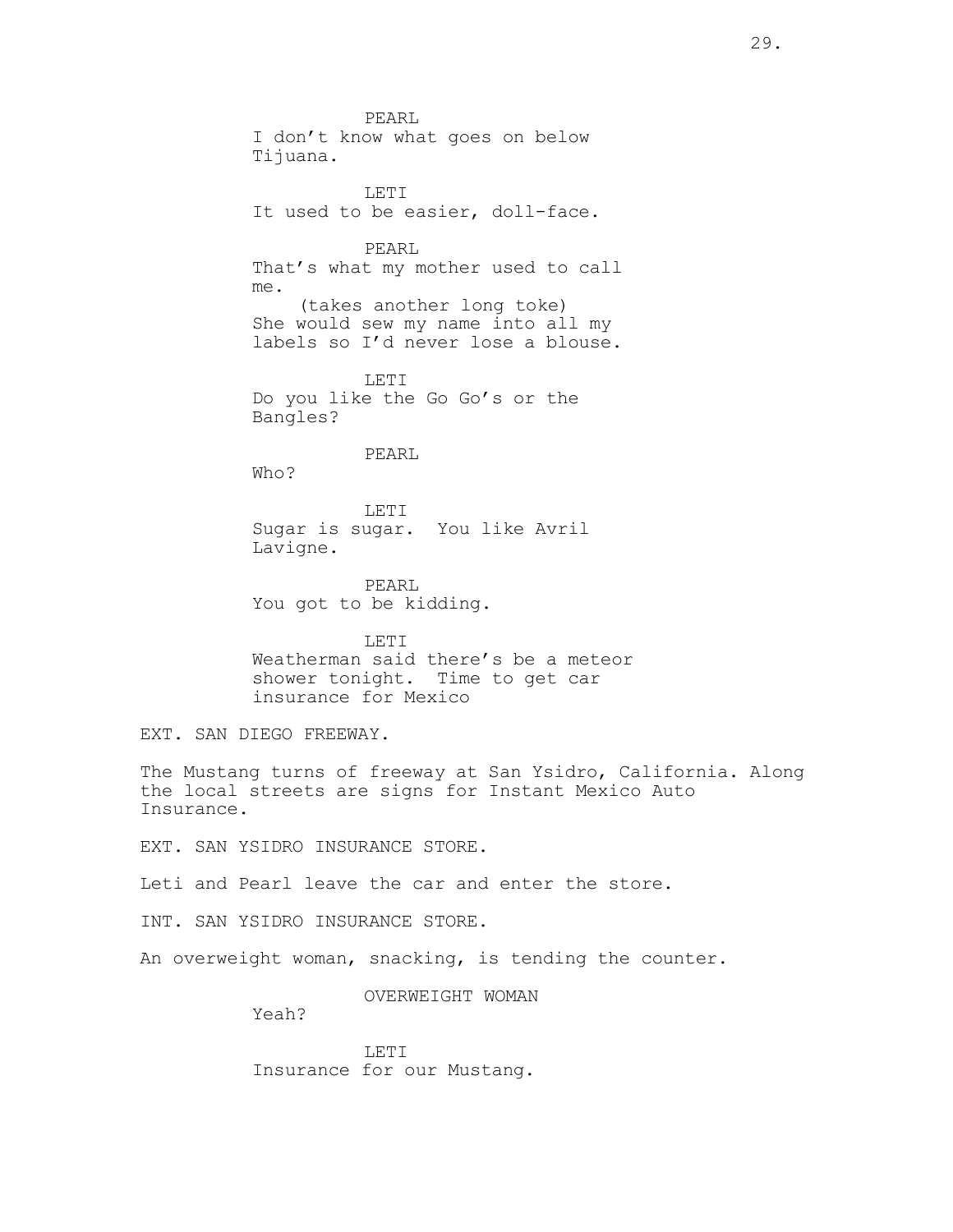PEARL
I don't know what goes on below Tijuana.

LETI
It used to be easier, doll-face.

PEARL
That's what my mother used to call me.
(takes another long toke)
She would sew my name into all my labels so I'd never lose a blouse.

LETI
Do you like the Go Go's or the Bangles?

PEARL
Who?

LETI
Sugar is sugar. You like Avril Lavigne.

PEARL
You got to be kidding.

LETI
Weatherman said there's be a meteor shower tonight. Time to get car insurance for Mexico

EXT. SAN DIEGO FREEWAY.

The Mustang turns of freeway at San Ysidro, California. Along the local streets are signs for Instant Mexico Auto Insurance.

EXT. SAN YSIDRO INSURANCE STORE.

Leti and Pearl leave the car and enter the store.

INT. SAN YSIDRO INSURANCE STORE.

An overweight woman, snacking, is tending the counter.

OVERWEIGHT WOMAN
Yeah?

LETI
Insurance for our Mustang.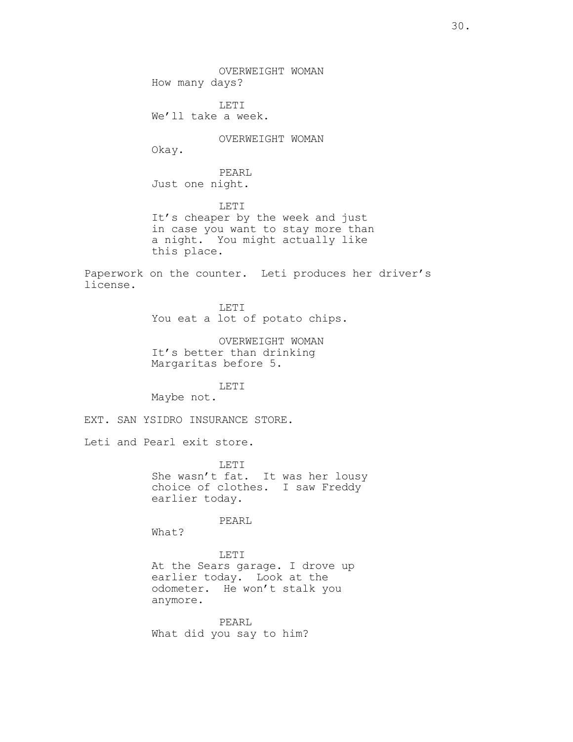OVERWEIGHT WOMAN
How many days?

LETI
We'll take a week.

OVERWEIGHT WOMAN
Okay.

PEARL
Just one night.

LETI
It's cheaper by the week and just in case you want to stay more than a night. You might actually like this place.

Paperwork on the counter. Leti produces her driver's license.

LETI
You eat a lot of potato chips.

OVERWEIGHT WOMAN
It's better than drinking Margaritas before 5.

LETI
Maybe not.

EXT. SAN YSIDRO INSURANCE STORE.

Leti and Pearl exit store.

LETI
She wasn't fat. It was her lousy choice of clothes. I saw Freddy earlier today.

PEARL
What?

LETI
At the Sears garage. I drove up earlier today. Look at the odometer. He won't stalk you anymore.

PEARL
What did you say to him?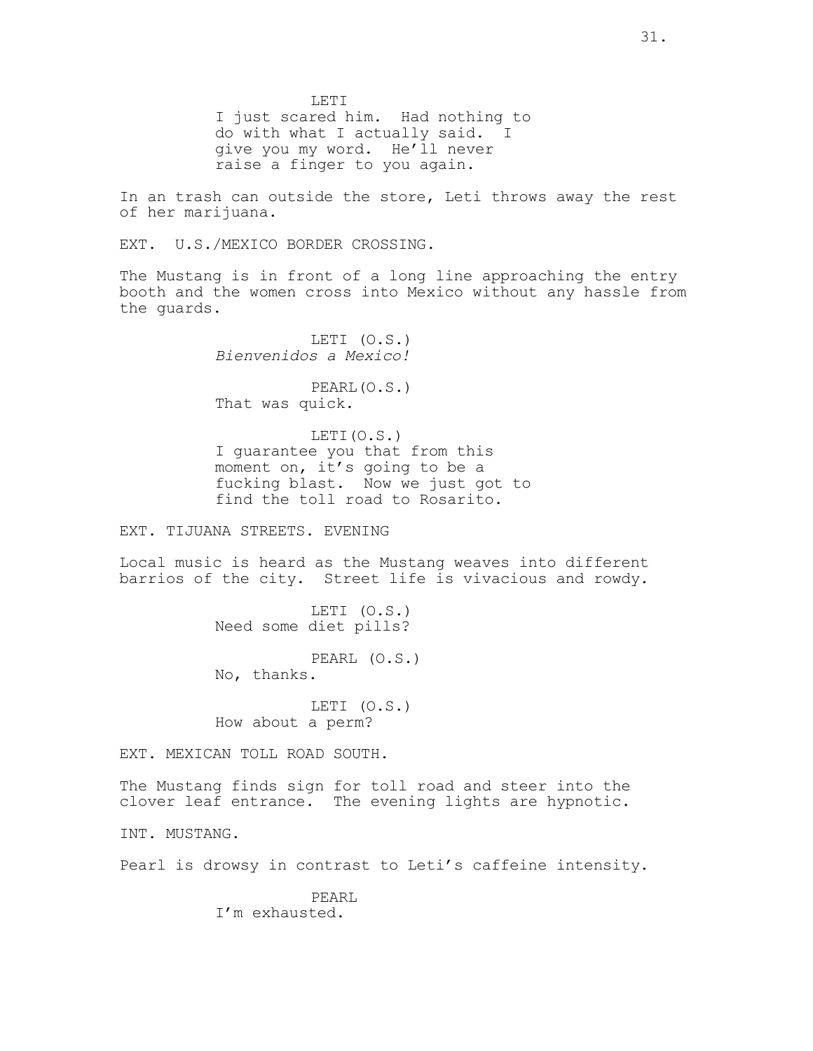LETI

I just scared him. Had nothing to do with what I actually said. I give you my word. He'll never raise a finger to you again.

In an trash can outside the store, Leti throws away the rest of her marijuana.

EXT. U.S./MEXICO BORDER CROSSING.

The Mustang is in front of a long line approaching the entry booth and the women cross into Mexico without any hassle from the guards.

LETI (O.S.)

*Bienvenidos a Mexico!*

PEARL(O.S.)

That was quick.

LETI(O.S.)

I guarantee you that from this moment on, it's going to be a fucking blast. Now we just got to find the toll road to Rosarito.

EXT. TIJUANA STREETS. EVENING

Local music is heard as the Mustang weaves into different barrios of the city. Street life is vivacious and rowdy.

LETI (O.S.)

Need some diet pills?

PEARL (O.S.)

No, thanks.

LETI (O.S.)

How about a perm?

EXT. MEXICAN TOLL ROAD SOUTH.

The Mustang finds sign for toll road and steer into the clover leaf entrance. The evening lights are hypnotic.

INT. MUSTANG.

Pearl is drowsy in contrast to Leti's caffeine intensity.

PEARL

I'm exhausted.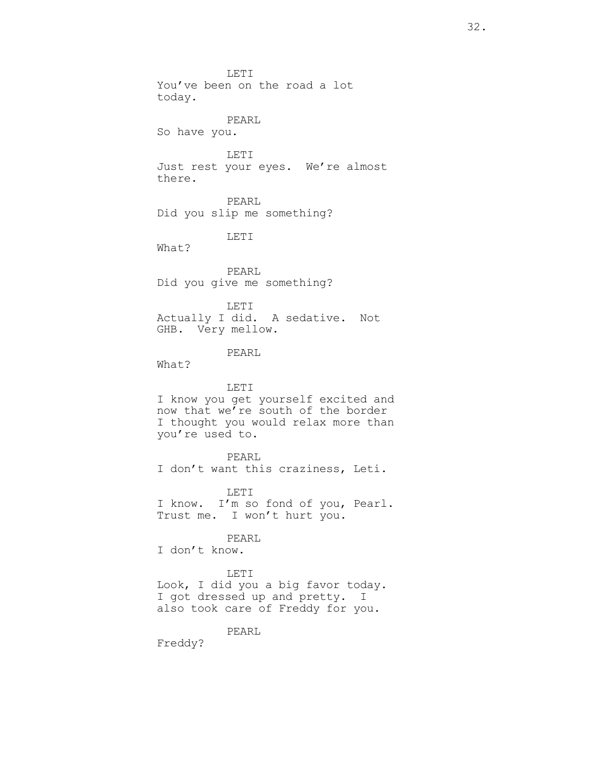LETI

You've been on the road a lot today.

PEARL

So have you.

LETI

Just rest your eyes. We're almost there.

PEARL

Did you slip me something?

LETI

What?

PEARL

Did you give me something?

LETI

Actually I did. A sedative. Not GHB. Very mellow.

PEARL

What?

LETI

I know you get yourself excited and now that we're south of the border I thought you would relax more than you're used to.

PEARL

I don't want this craziness, Leti.

LETI

I know. I'm so fond of you, Pearl. Trust me. I won't hurt you.

PEARL

I don't know.

LETI

Look, I did you a big favor today. I got dressed up and pretty. I also took care of Freddy for you.

PEARL

Freddy?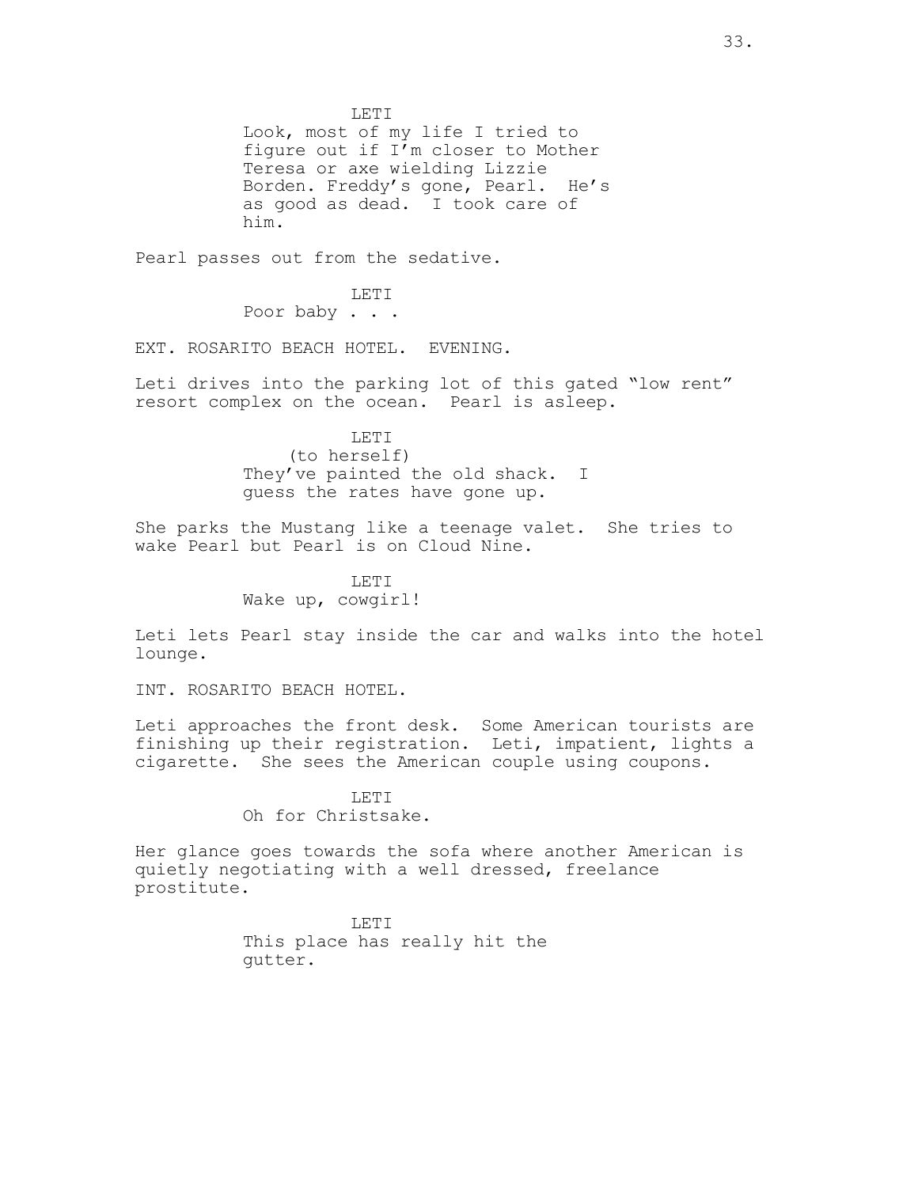LETI

Look, most of my life I tried to figure out if I'm closer to Mother Teresa or axe wielding Lizzie Borden. Freddy's gone, Pearl. He's as good as dead. I took care of him.

Pearl passes out from the sedative.

LETI

Poor baby . . .

EXT. ROSARITO BEACH HOTEL. EVENING.

Leti drives into the parking lot of this gated "low rent" resort complex on the ocean. Pearl is asleep.

LETI

(to herself)

They've painted the old shack. I guess the rates have gone up.

She parks the Mustang like a teenage valet. She tries to wake Pearl but Pearl is on Cloud Nine.

LETI

Wake up, cowgirl!

Leti lets Pearl stay inside the car and walks into the hotel lounge.

INT. ROSARITO BEACH HOTEL.

Leti approaches the front desk. Some American tourists are finishing up their registration. Leti, impatient, lights a cigarette. She sees the American couple using coupons.

LETI

Oh for Christsake.

Her glance goes towards the sofa where another American is quietly negotiating with a well dressed, freelance prostitute.

LETI

This place has really hit the gutter.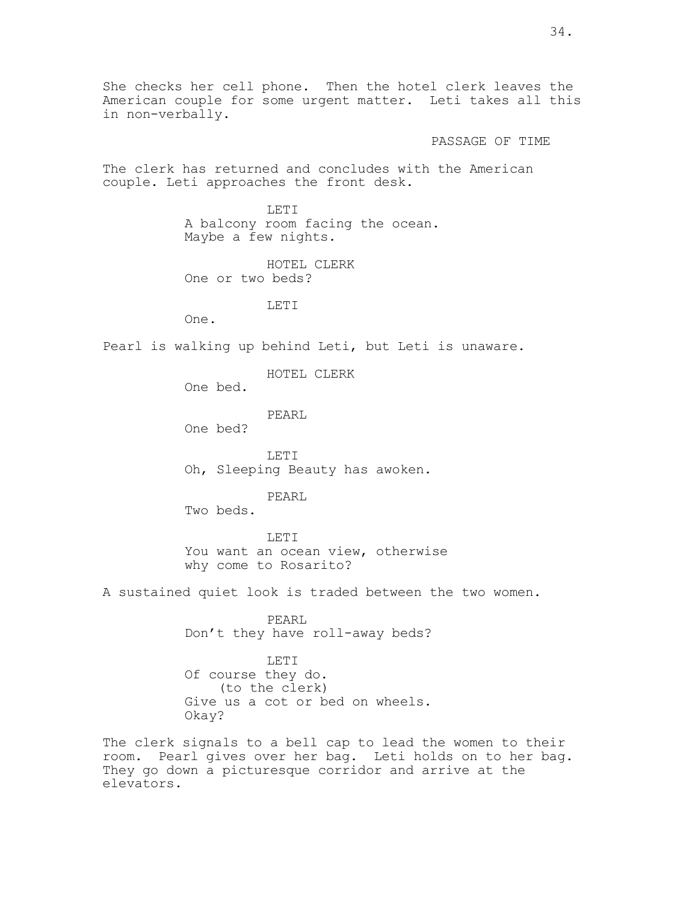She checks her cell phone. Then the hotel clerk leaves the American couple for some urgent matter. Leti takes all this in non-verbally.

PASSAGE OF TIME

The clerk has returned and concludes with the American couple. Leti approaches the front desk.

LETI
A balcony room facing the ocean. Maybe a few nights.

HOTEL CLERK
One or two beds?

LETI
One.

Pearl is walking up behind Leti, but Leti is unaware.

HOTEL CLERK
One bed.

PEARL
One bed?

LETI
Oh, Sleeping Beauty has awoken.

PEARL
Two beds.

LETI
You want an ocean view, otherwise why come to Rosarito?

A sustained quiet look is traded between the two women.

PEARL
Don't they have roll-away beds?

LETI
Of course they do.
(to the clerk)
Give us a cot or bed on wheels. Okay?

The clerk signals to a bell cap to lead the women to their room. Pearl gives over her bag. Leti holds on to her bag. They go down a picturesque corridor and arrive at the elevators.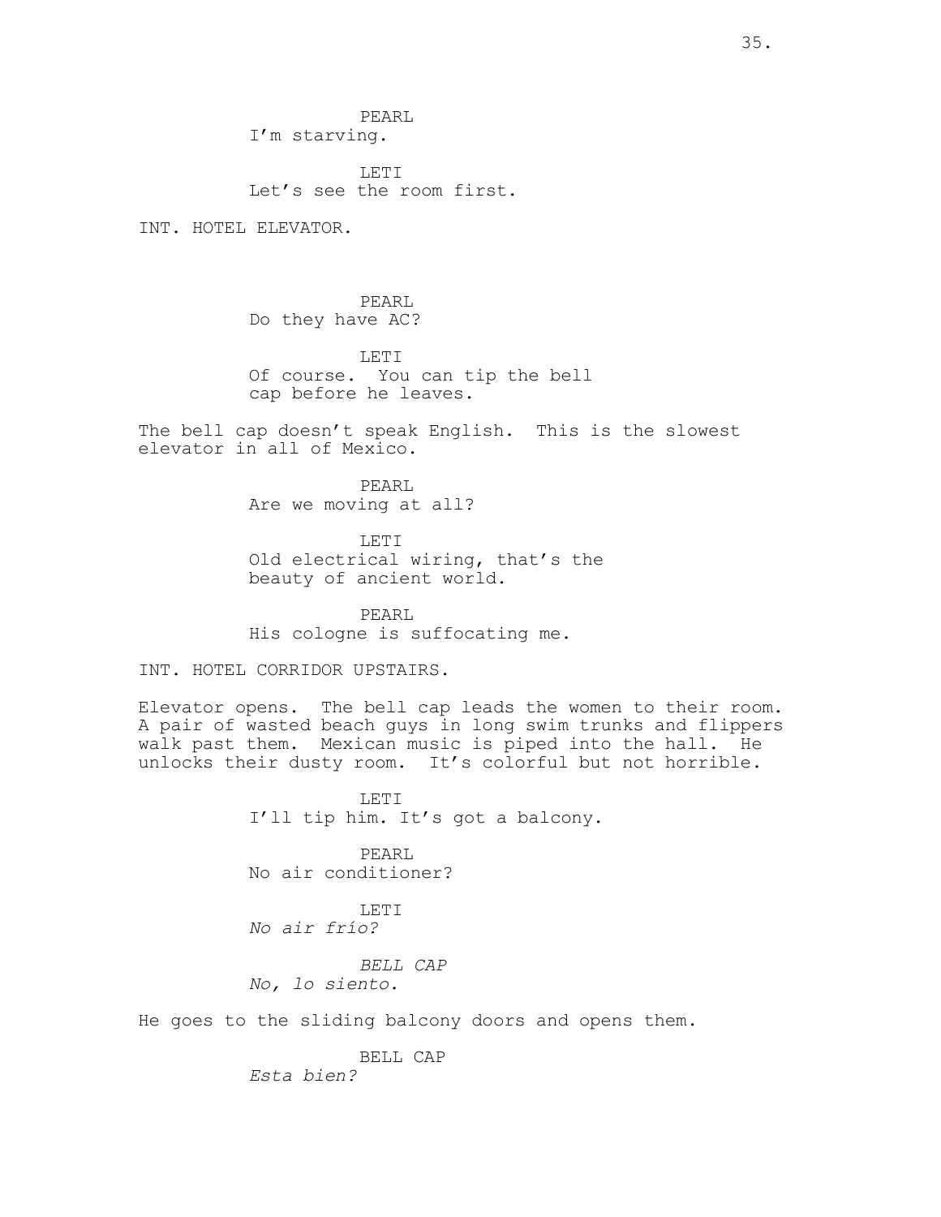PEARL
I'm starving.

LETI
Let's see the room first.

INT. HOTEL ELEVATOR.

PEARL
Do they have AC?

LETI
Of course. You can tip the bell cap before he leaves.

The bell cap doesn't speak English. This is the slowest elevator in all of Mexico.

PEARL
Are we moving at all?

LETI
Old electrical wiring, that's the beauty of ancient world.

PEARL
His cologne is suffocating me.

INT. HOTEL CORRIDOR UPSTAIRS.

Elevator opens. The bell cap leads the women to their room. A pair of wasted beach guys in long swim trunks and flippers walk past them. Mexican music is piped into the hall. He unlocks their dusty room. It's colorful but not horrible.

LETI
I'll tip him. It's got a balcony.

PEARL
No air conditioner?

LETI
*No air frío?*

*BELL CAP*
*No, lo siento.*

He goes to the sliding balcony doors and opens them.

BELL CAP
*Esta bien?*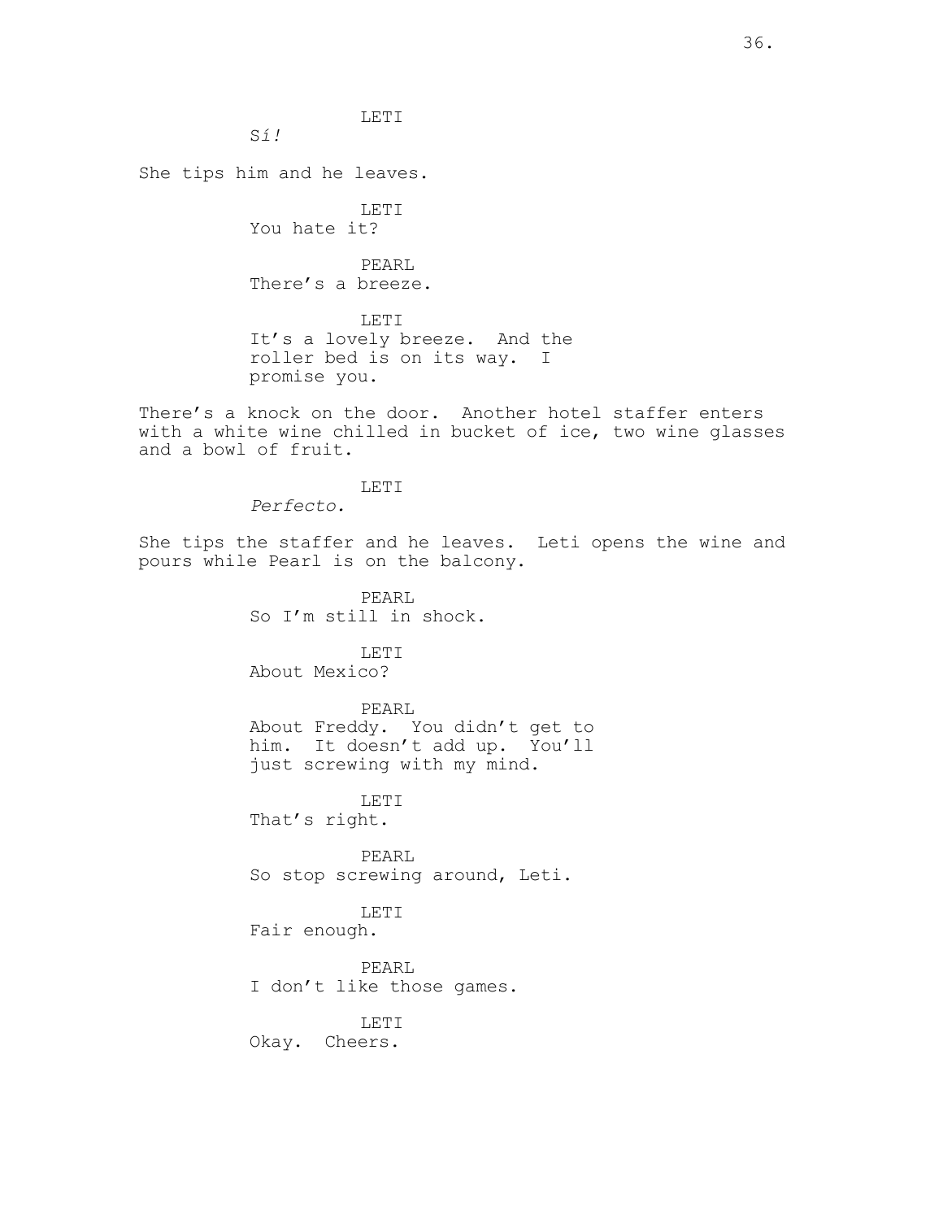LETI

*Sí!*

She tips him and he leaves.

LETI

You hate it?

PEARL

There's a breeze.

LETI

It's a lovely breeze. And the roller bed is on its way. I promise you.

There's a knock on the door. Another hotel staffer enters with a white wine chilled in bucket of ice, two wine glasses and a bowl of fruit.

LETI

*Perfecto.*

She tips the staffer and he leaves. Leti opens the wine and pours while Pearl is on the balcony.

PEARL

So I'm still in shock.

LETI

About Mexico?

PEARL

About Freddy. You didn't get to him. It doesn't add up. You'll just screwing with my mind.

LETI

That's right.

PEARL

So stop screwing around, Leti.

LETI

Fair enough.

PEARL

I don't like those games.

LETI

Okay. Cheers.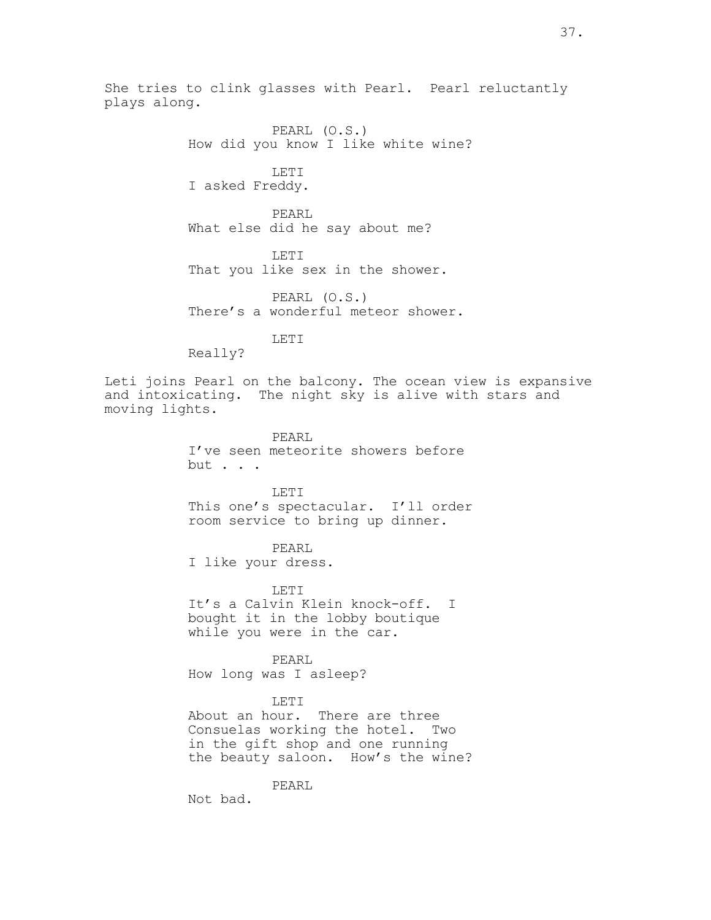She tries to clink glasses with Pearl. Pearl reluctantly plays along.

PEARL (O.S.)
How did you know I like white wine?

LETI
I asked Freddy.

PEARL
What else did he say about me?

LETI
That you like sex in the shower.

PEARL (O.S.)
There's a wonderful meteor shower.

LETI
Really?

Leti joins Pearl on the balcony. The ocean view is expansive and intoxicating. The night sky is alive with stars and moving lights.

PEARL
I've seen meteorite showers before but . . .

LETI
This one's spectacular. I'll order room service to bring up dinner.

PEARL
I like your dress.

LETI
It's a Calvin Klein knock-off. I bought it in the lobby boutique while you were in the car.

PEARL
How long was I asleep?

LETI
About an hour. There are three Consuelas working the hotel. Two in the gift shop and one running the beauty saloon. How's the wine?

PEARL
Not bad.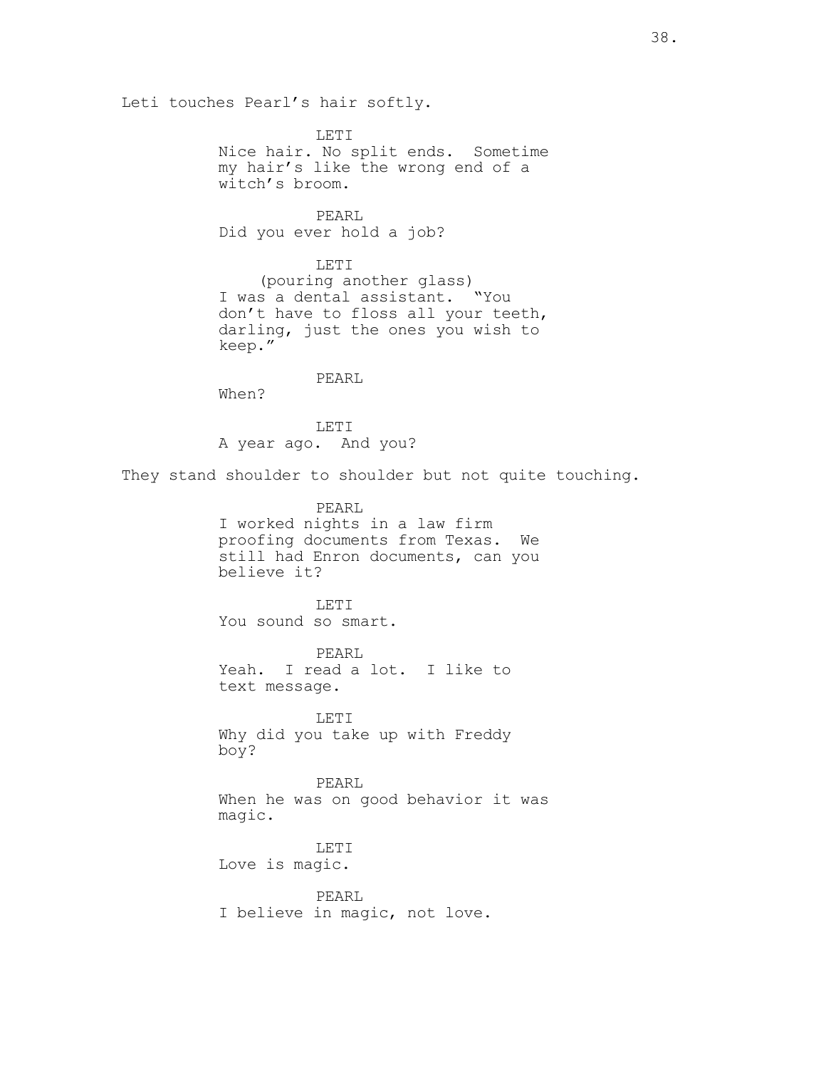Leti touches Pearl's hair softly.

LETI
Nice hair. No split ends. Sometime my hair's like the wrong end of a witch's broom.

PEARL
Did you ever hold a job?

LETI
(pouring another glass)
I was a dental assistant. "You don't have to floss all your teeth, darling, just the ones you wish to keep."

PEARL
When?

LETI
A year ago. And you?

They stand shoulder to shoulder but not quite touching.

PEARL
I worked nights in a law firm proofing documents from Texas. We still had Enron documents, can you believe it?

LETI
You sound so smart.

PEARL
Yeah. I read a lot. I like to text message.

LETI
Why did you take up with Freddy boy?

PEARL
When he was on good behavior it was magic.

LETI
Love is magic.

PEARL
I believe in magic, not love.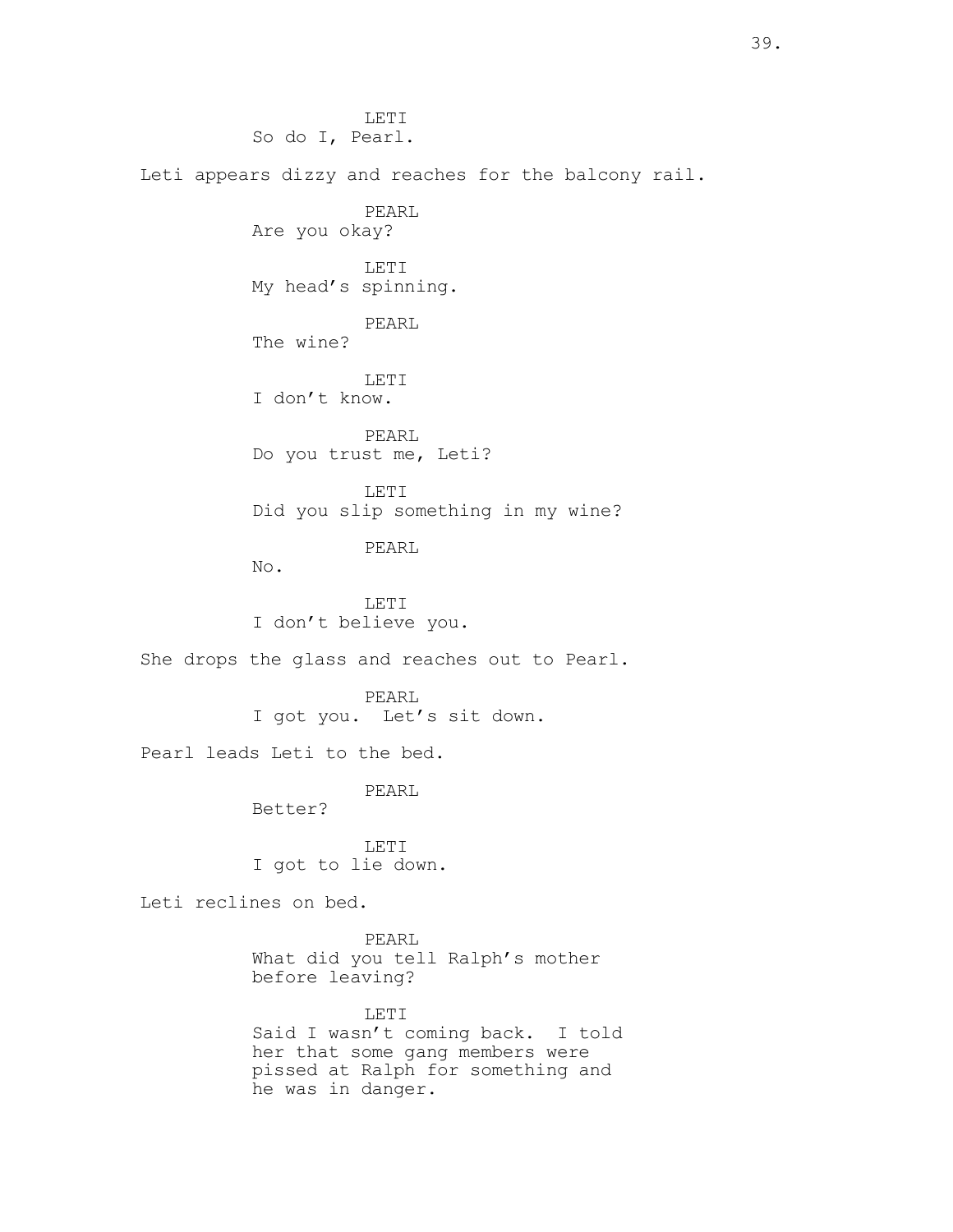LETI
So do I, Pearl.

Leti appears dizzy and reaches for the balcony rail.

PEARL
Are you okay?

LETI
My head's spinning.

PEARL
The wine?

LETI
I don't know.

PEARL
Do you trust me, Leti?

LETI
Did you slip something in my wine?

PEARL
No.

LETI
I don't believe you.

She drops the glass and reaches out to Pearl.

PEARL
I got you. Let's sit down.

Pearl leads Leti to the bed.

PEARL
Better?

LETI
I got to lie down.

Leti reclines on bed.

PEARL
What did you tell Ralph's mother before leaving?

LETI
Said I wasn't coming back. I told her that some gang members were pissed at Ralph for something and he was in danger.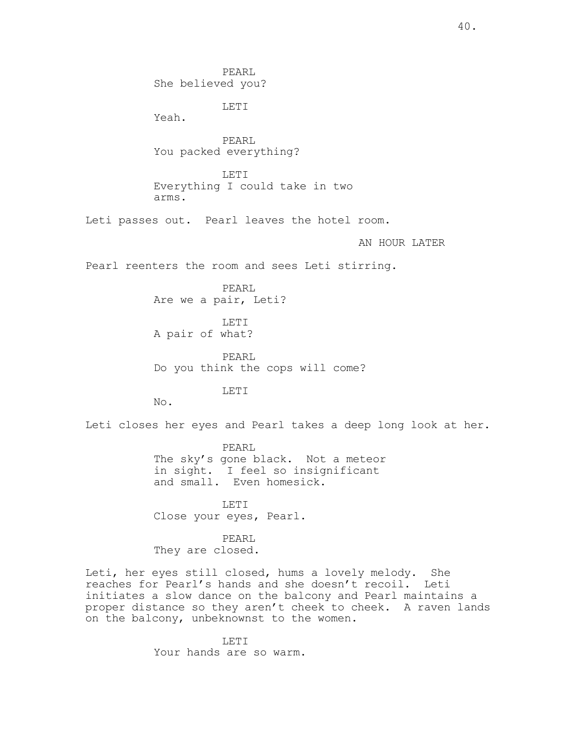PEARL
She believed you?

LETI
Yeah.

PEARL
You packed everything?

LETI
Everything I could take in two arms.

Leti passes out. Pearl leaves the hotel room.

AN HOUR LATER

Pearl reenters the room and sees Leti stirring.

PEARL
Are we a pair, Leti?

LETI
A pair of what?

PEARL
Do you think the cops will come?

LETI
No.

Leti closes her eyes and Pearl takes a deep long look at her.

PEARL
The sky's gone black. Not a meteor in sight. I feel so insignificant and small. Even homesick.

LETI
Close your eyes, Pearl.

PEARL
They are closed.

Leti, her eyes still closed, hums a lovely melody. She reaches for Pearl's hands and she doesn't recoil. Leti initiates a slow dance on the balcony and Pearl maintains a proper distance so they aren't cheek to cheek. A raven lands on the balcony, unbeknownst to the women.

LETI
Your hands are so warm.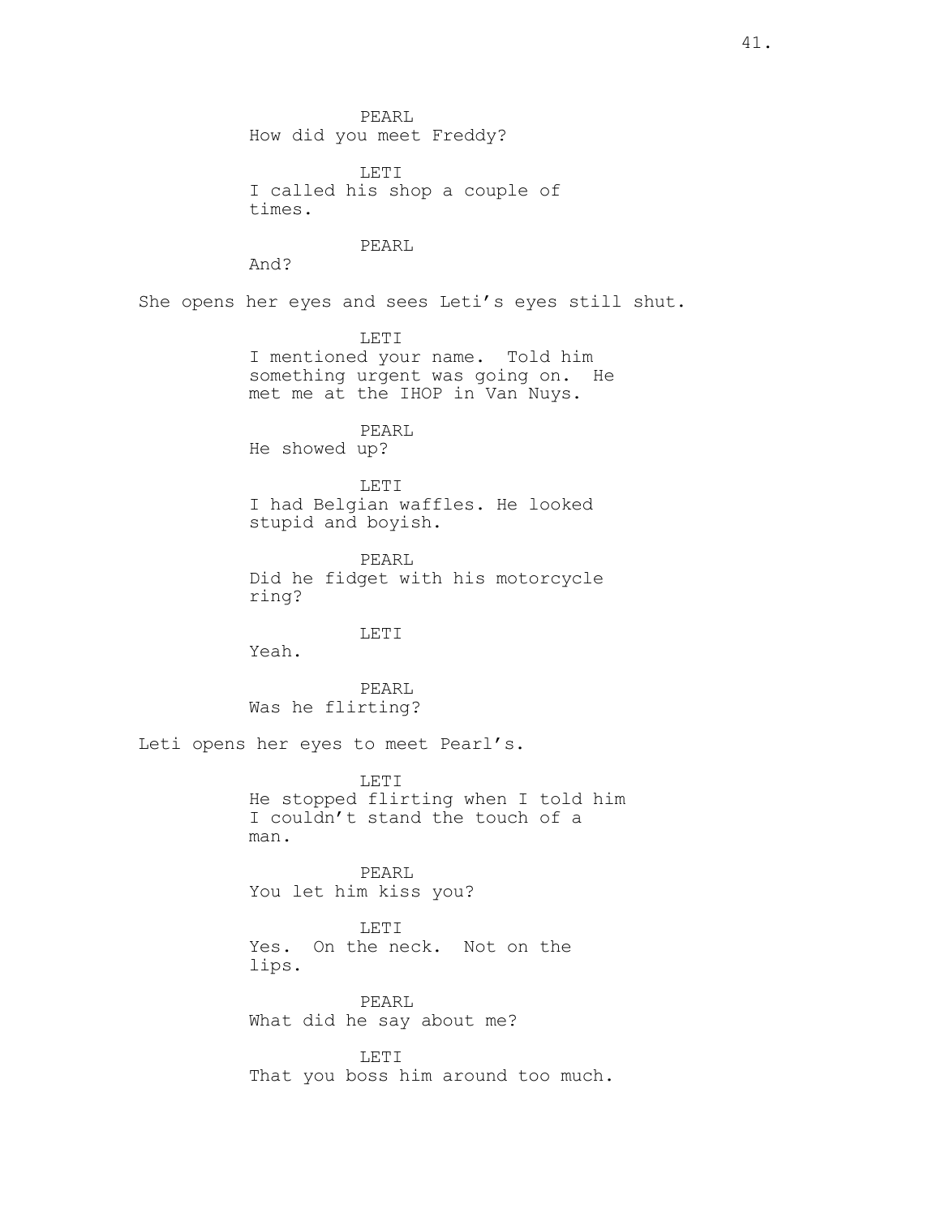PEARL
How did you meet Freddy?

LETI
I called his shop a couple of times.

PEARL
And?

She opens her eyes and sees Leti's eyes still shut.

LETI
I mentioned your name. Told him something urgent was going on. He met me at the IHOP in Van Nuys.

PEARL
He showed up?

LETI
I had Belgian waffles. He looked stupid and boyish.

PEARL
Did he fidget with his motorcycle ring?

LETI
Yeah.

PEARL
Was he flirting?

Leti opens her eyes to meet Pearl's.

LETI
He stopped flirting when I told him I couldn't stand the touch of a man.

PEARL
You let him kiss you?

LETI
Yes. On the neck. Not on the lips.

PEARL
What did he say about me?

LETI
That you boss him around too much.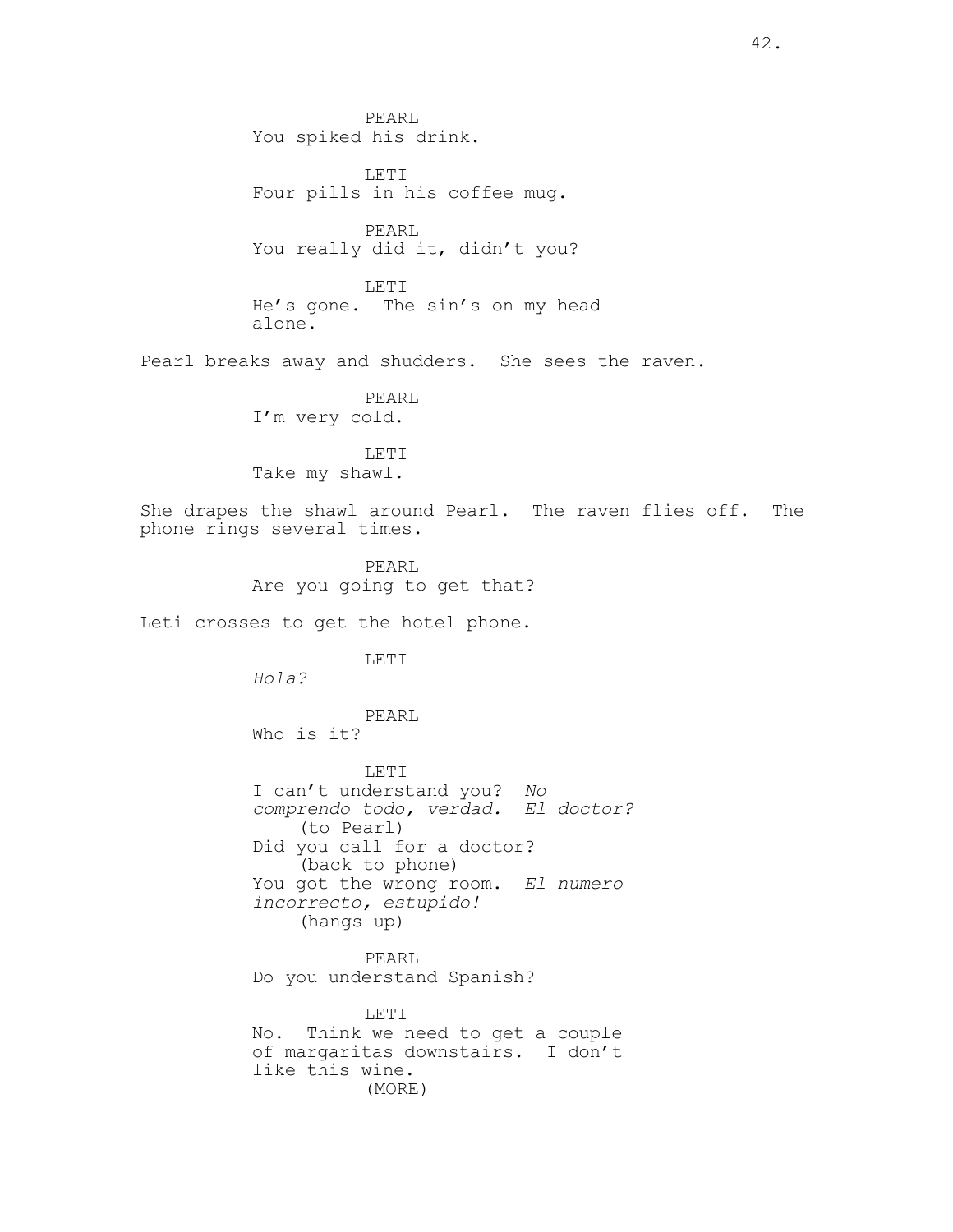PEARL
You spiked his drink.

LETI
Four pills in his coffee mug.

PEARL
You really did it, didn't you?

LETI
He's gone. The sin's on my head alone.

Pearl breaks away and shudders. She sees the raven.

PEARL
I'm very cold.

LETI
Take my shawl.

She drapes the shawl around Pearl. The raven flies off. The phone rings several times.

PEARL
Are you going to get that?

Leti crosses to get the hotel phone.

LETI
*Hola?*

PEARL
Who is it?

LETI
I can't understand you? *No comprendo todo, verdad. El doctor?*
(to Pearl)
Did you call for a doctor?
(back to phone)
You got the wrong room. *El numero incorrecto, estupido!*
(hangs up)

PEARL
Do you understand Spanish?

LETI
No. Think we need to get a couple of margaritas downstairs. I don't like this wine.
(MORE)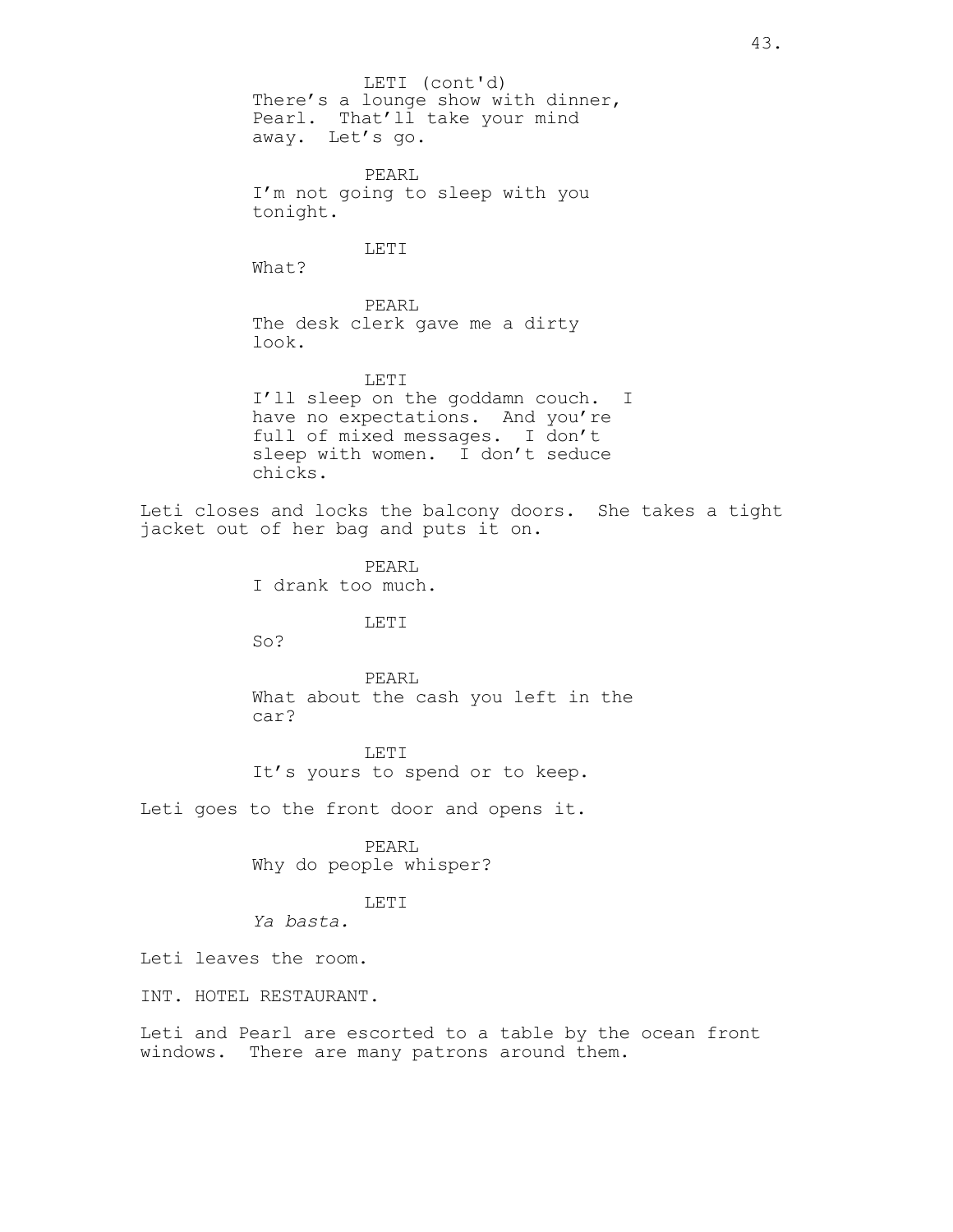LETI (cont'd)
There's a lounge show with dinner, Pearl. That'll take your mind away. Let's go.

PEARL
I'm not going to sleep with you tonight.

LETI
What?

PEARL
The desk clerk gave me a dirty look.

LETI
I'll sleep on the goddamn couch. I have no expectations. And you're full of mixed messages. I don't sleep with women. I don't seduce chicks.

Leti closes and locks the balcony doors. She takes a tight jacket out of her bag and puts it on.

PEARL
I drank too much.

LETI
So?

PEARL
What about the cash you left in the car?

LETI
It's yours to spend or to keep.

Leti goes to the front door and opens it.

PEARL
Why do people whisper?

LETI
*Ya basta.*

Leti leaves the room.

INT. HOTEL RESTAURANT.

Leti and Pearl are escorted to a table by the ocean front windows. There are many patrons around them.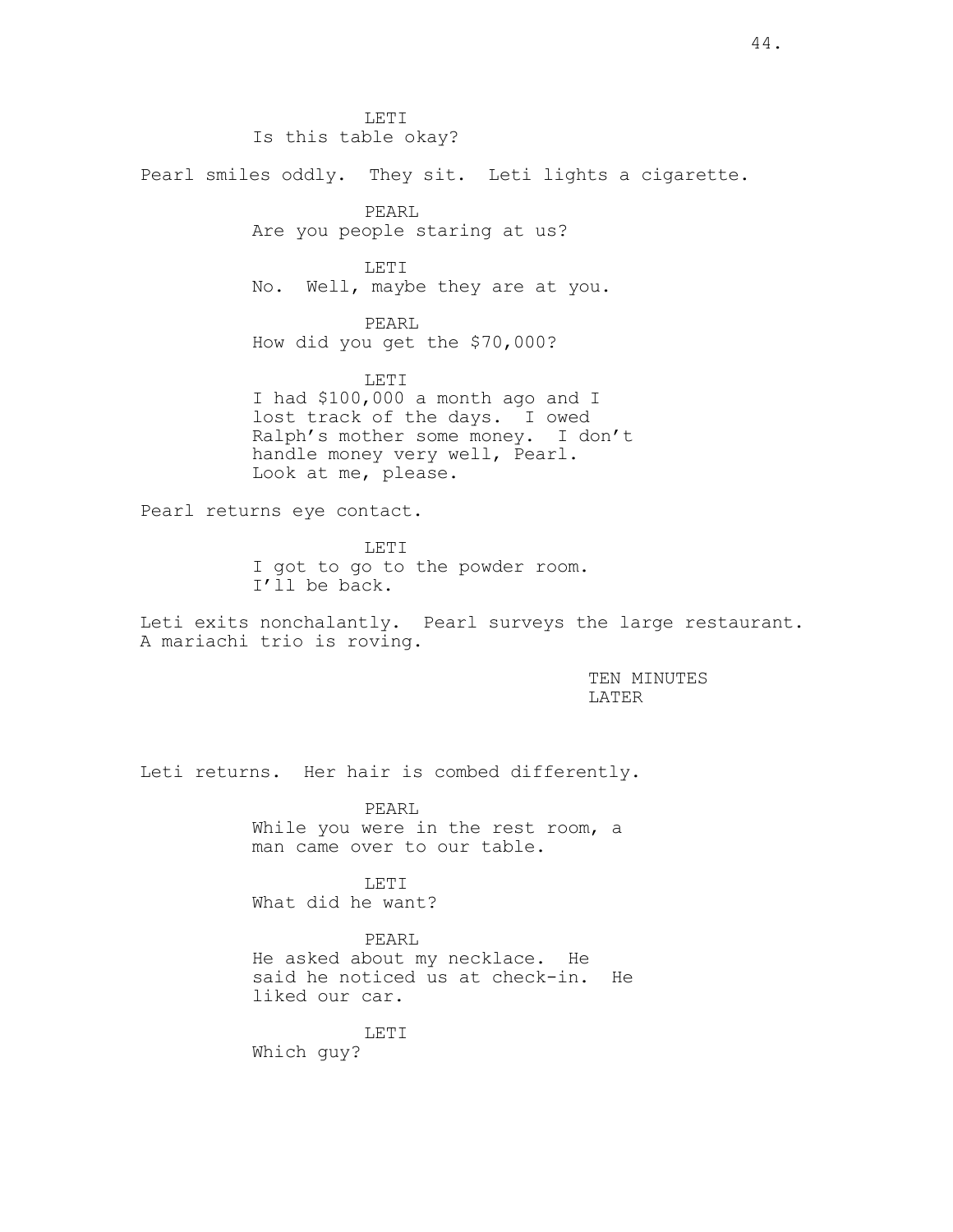LETI
Is this table okay?

Pearl smiles oddly. They sit. Leti lights a cigarette.

PEARL
Are you people staring at us?

LETI
No. Well, maybe they are at you.

PEARL
How did you get the $70,000?

LETI
I had $100,000 a month ago and I lost track of the days. I owed Ralph's mother some money. I don't handle money very well, Pearl. Look at me, please.

Pearl returns eye contact.

LETI
I got to go to the powder room. I'll be back.

Leti exits nonchalantly. Pearl surveys the large restaurant. A mariachi trio is roving.

TEN MINUTES LATER

Leti returns. Her hair is combed differently.

PEARL
While you were in the rest room, a man came over to our table.

LETI
What did he want?

PEARL
He asked about my necklace. He said he noticed us at check-in. He liked our car.

LETI
Which guy?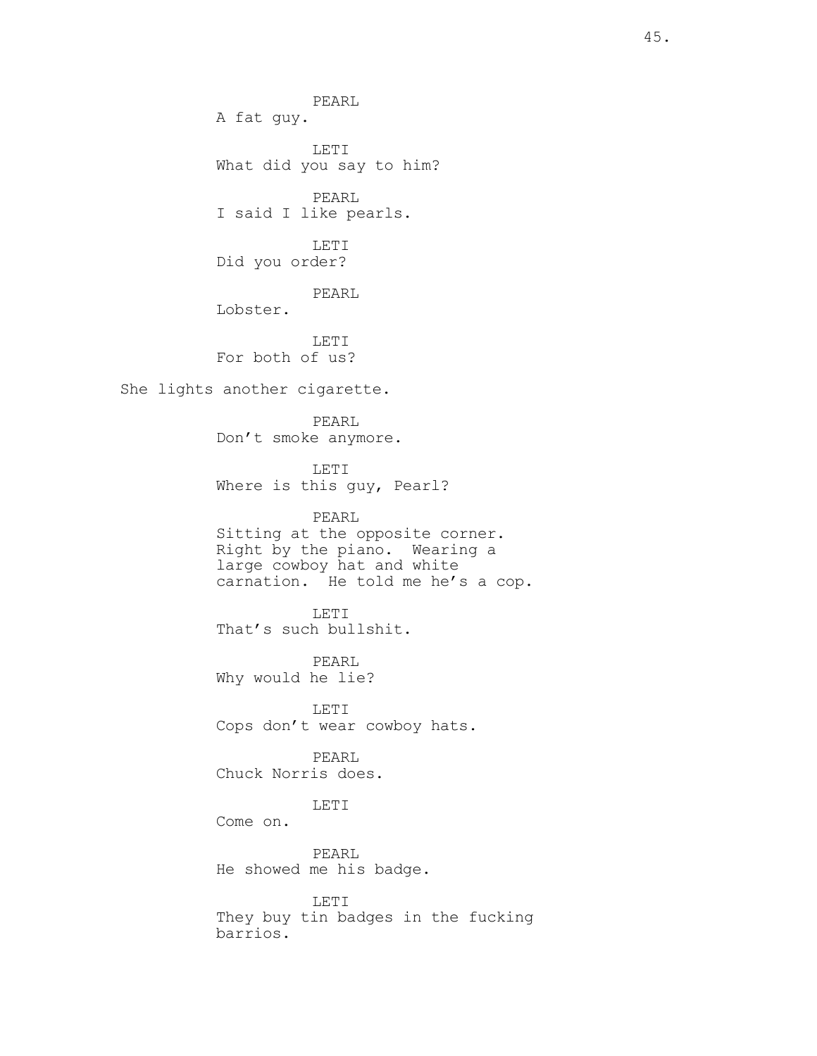PEARL
A fat guy.

LETI
What did you say to him?

PEARL
I said I like pearls.

LETI
Did you order?

PEARL
Lobster.

LETI
For both of us?

She lights another cigarette.

PEARL
Don't smoke anymore.

LETI
Where is this guy, Pearl?

PEARL
Sitting at the opposite corner. Right by the piano. Wearing a large cowboy hat and white carnation. He told me he's a cop.

LETI
That's such bullshit.

PEARL
Why would he lie?

LETI
Cops don't wear cowboy hats.

PEARL
Chuck Norris does.

LETI
Come on.

PEARL
He showed me his badge.

LETI
They buy tin badges in the fucking barrios.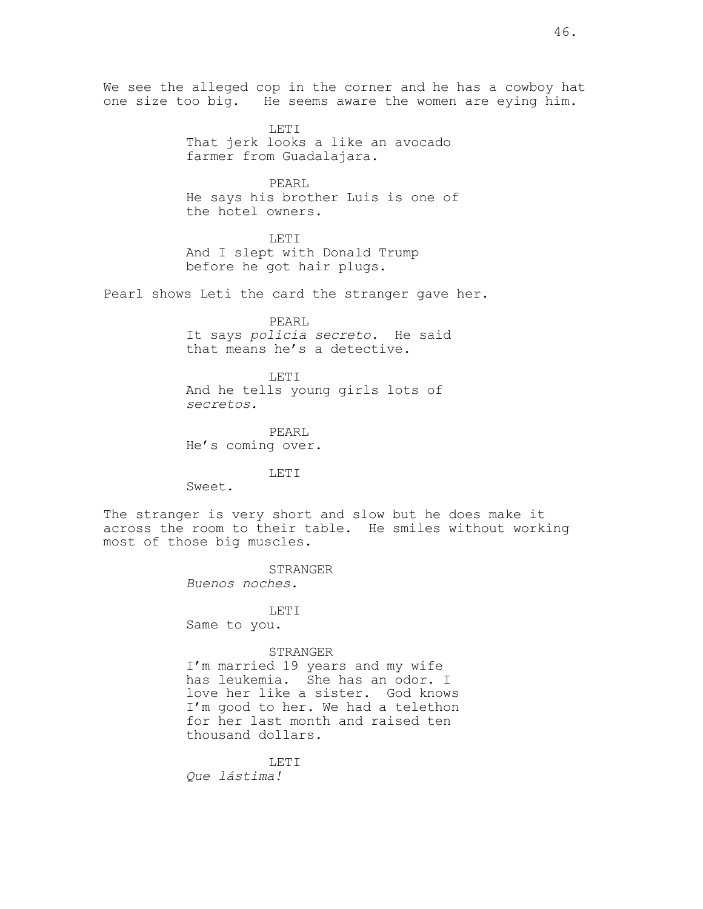We see the alleged cop in the corner and he has a cowboy hat one size too big. He seems aware the women are eyeing him.

LETI
That jerk looks a like an avocado farmer from Guadalajara.

PEARL
He says his brother Luis is one of the hotel owners.

LETI
And I slept with Donald Trump before he got hair plugs.

Pearl shows Leti the card the stranger gave her.

PEARL
It says *policia secreto.* He said that means he's a detective.

LETI
And he tells young girls lots of *secretos.*

PEARL
He's coming over.

LETI
Sweet.

The stranger is very short and slow but he does make it across the room to their table. He smiles without working most of those big muscles.

STRANGER
*Buenos noches.*

LETI
Same to you.

STRANGER
I'm married 19 years and my wife has leukemia. She has an odor. I love her like a sister. God knows I'm good to her. We had a telethon for her last month and raised ten thousand dollars.

LETI
*Que lástima!*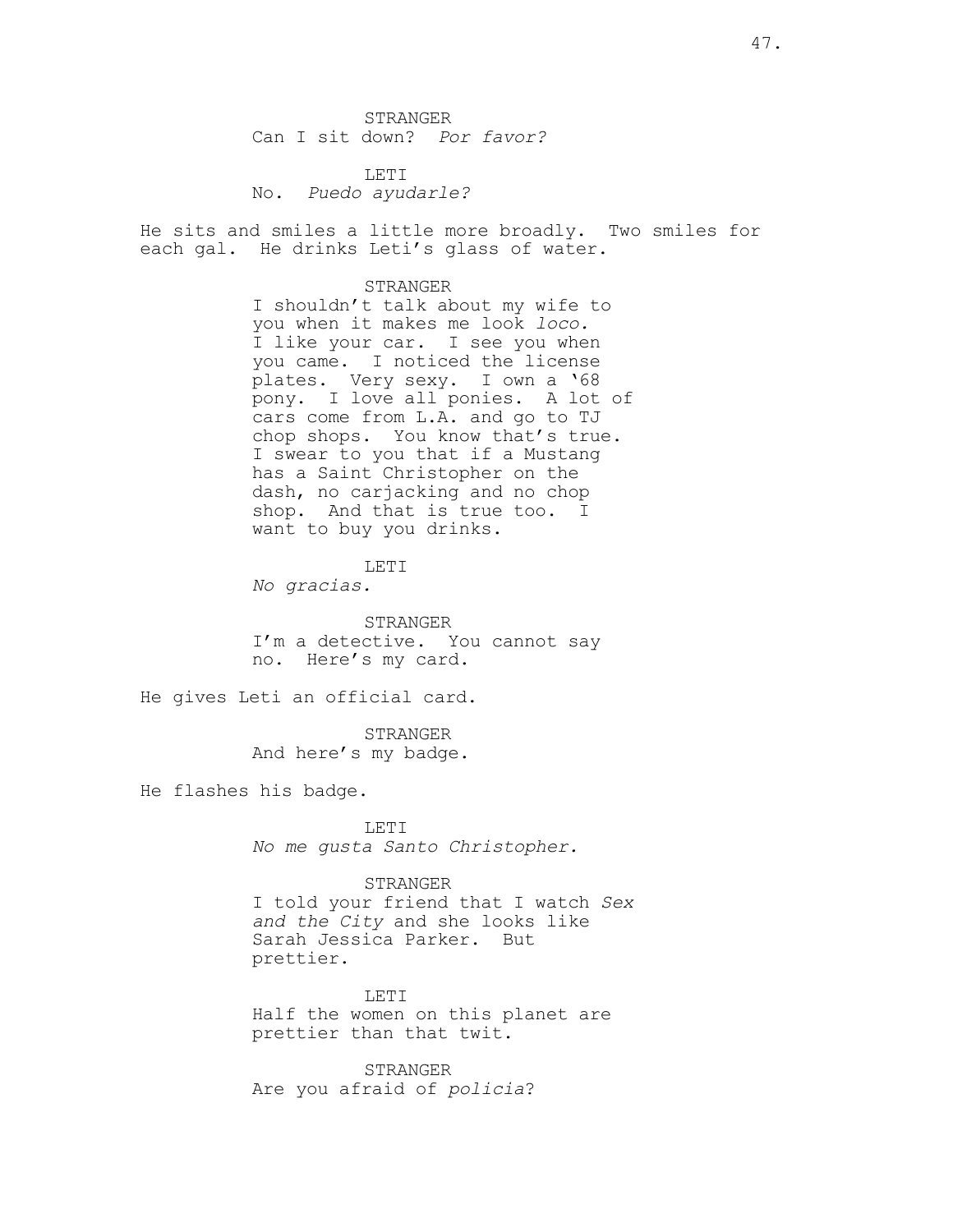STRANGER
Can I sit down? *Por favor?*

LETI
No. *Puedo ayudarle?*

He sits and smiles a little more broadly. Two smiles for each gal. He drinks Leti's glass of water.

STRANGER
I shouldn't talk about my wife to you when it makes me look *loco.* I like your car. I see you when you came. I noticed the license plates. Very sexy. I own a '68 pony. I love all ponies. A lot of cars come from L.A. and go to TJ chop shops. You know that's true. I swear to you that if a Mustang has a Saint Christopher on the dash, no carjacking and no chop shop. And that is true too. I want to buy you drinks.

LETI
*No gracias.*

STRANGER
I'm a detective. You cannot say no. Here's my card.

He gives Leti an official card.

STRANGER
And here's my badge.

He flashes his badge.

LETI
*No me gusta Santo Christopher.*

STRANGER
I told your friend that I watch *Sex and the City* and she looks like Sarah Jessica Parker. But prettier.

LETI
Half the women on this planet are prettier than that twit.

STRANGER
Are you afraid of *policia*?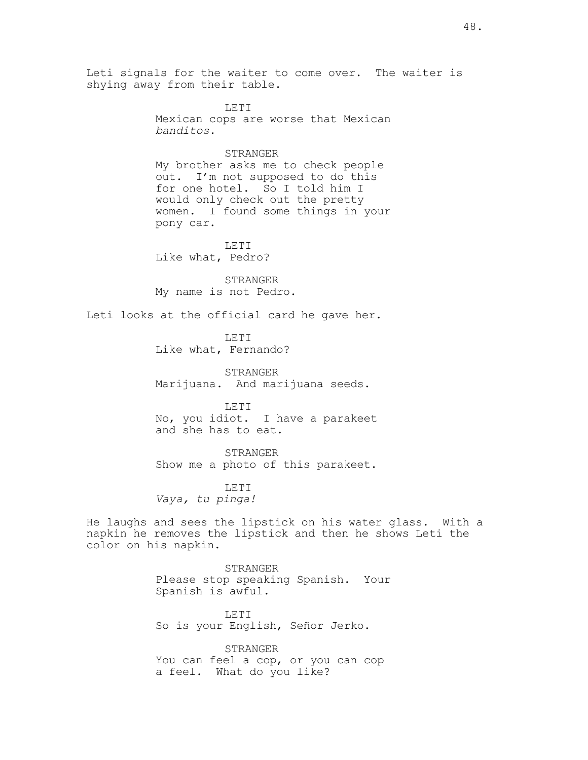Leti signals for the waiter to come over. The waiter is shying away from their table.

LETI
Mexican cops are worse that Mexican *banditos.*

STRANGER
My brother asks me to check people out. I'm not supposed to do this for one hotel. So I told him I would only check out the pretty women. I found some things in your pony car.

LETI
Like what, Pedro?

STRANGER
My name is not Pedro.

Leti looks at the official card he gave her.

LETI
Like what, Fernando?

STRANGER
Marijuana. And marijuana seeds.

LETI
No, you idiot. I have a parakeet and she has to eat.

STRANGER
Show me a photo of this parakeet.

LETI
*Vaya, tu pinga!*

He laughs and sees the lipstick on his water glass. With a napkin he removes the lipstick and then he shows Leti the color on his napkin.

STRANGER
Please stop speaking Spanish. Your Spanish is awful.

LETI
So is your English, Señor Jerko.

STRANGER
You can feel a cop, or you can cop a feel. What do you like?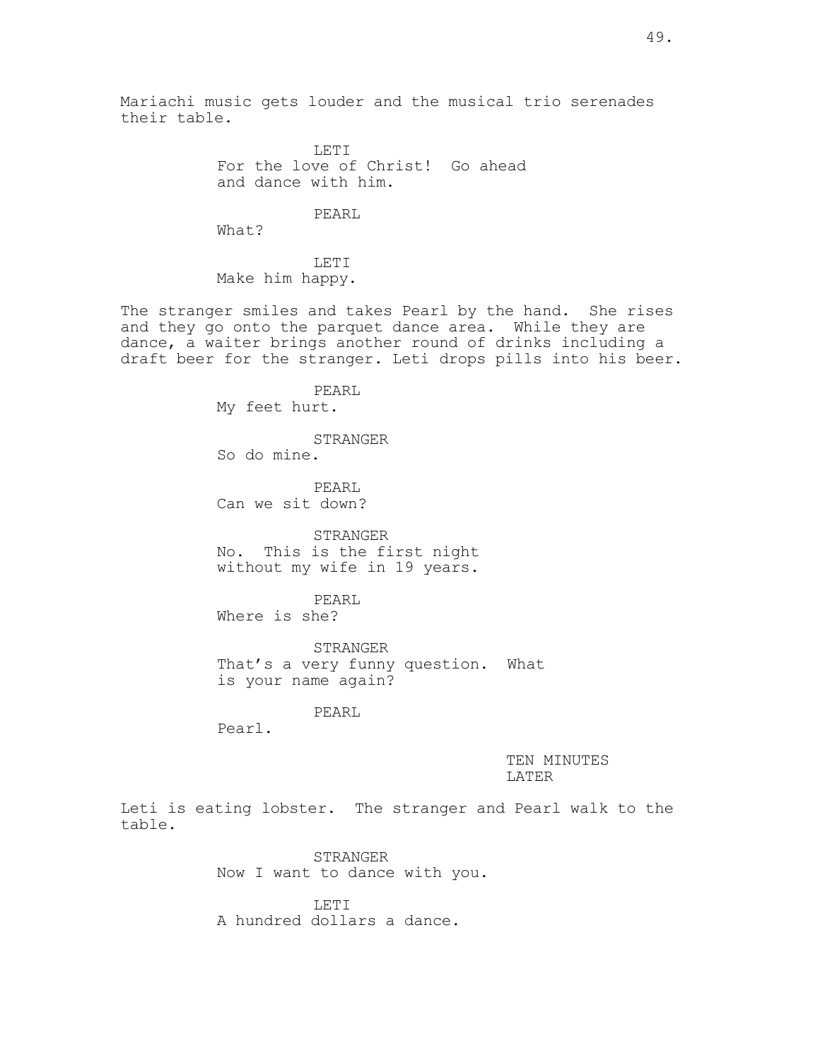Mariachi music gets louder and the musical trio serenades their table.

LETI
For the love of Christ! Go ahead and dance with him.

PEARL
What?

LETI
Make him happy.

The stranger smiles and takes Pearl by the hand. She rises and they go onto the parquet dance area. While they are dance, a waiter brings another round of drinks including a draft beer for the stranger. Leti drops pills into his beer.

PEARL
My feet hurt.

STRANGER
So do mine.

PEARL
Can we sit down?

STRANGER
No. This is the first night without my wife in 19 years.

PEARL
Where is she?

STRANGER
That's a very funny question. What is your name again?

PEARL
Pearl.

TEN MINUTES LATER

Leti is eating lobster. The stranger and Pearl walk to the table.

STRANGER
Now I want to dance with you.

LETI
A hundred dollars a dance.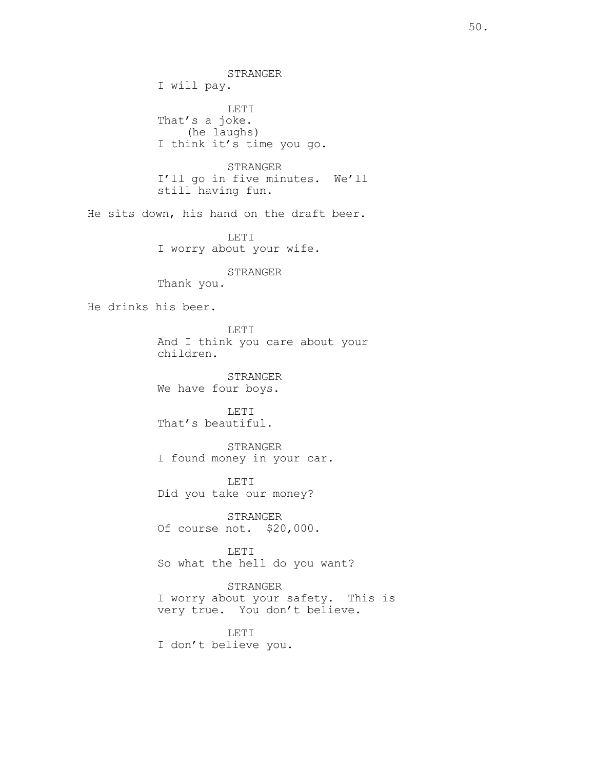STRANGER
I will pay.

LETI
That's a joke.
(he laughs)
I think it's time you go.

STRANGER
I'll go in five minutes. We'll still having fun.

He sits down, his hand on the draft beer.

LETI
I worry about your wife.

STRANGER
Thank you.

He drinks his beer.

LETI
And I think you care about your children.

STRANGER
We have four boys.

LETI
That's beautiful.

STRANGER
I found money in your car.

LETI
Did you take our money?

STRANGER
Of course not. $20,000.

LETI
So what the hell do you want?

STRANGER
I worry about your safety. This is very true. You don't believe.

LETI
I don't believe you.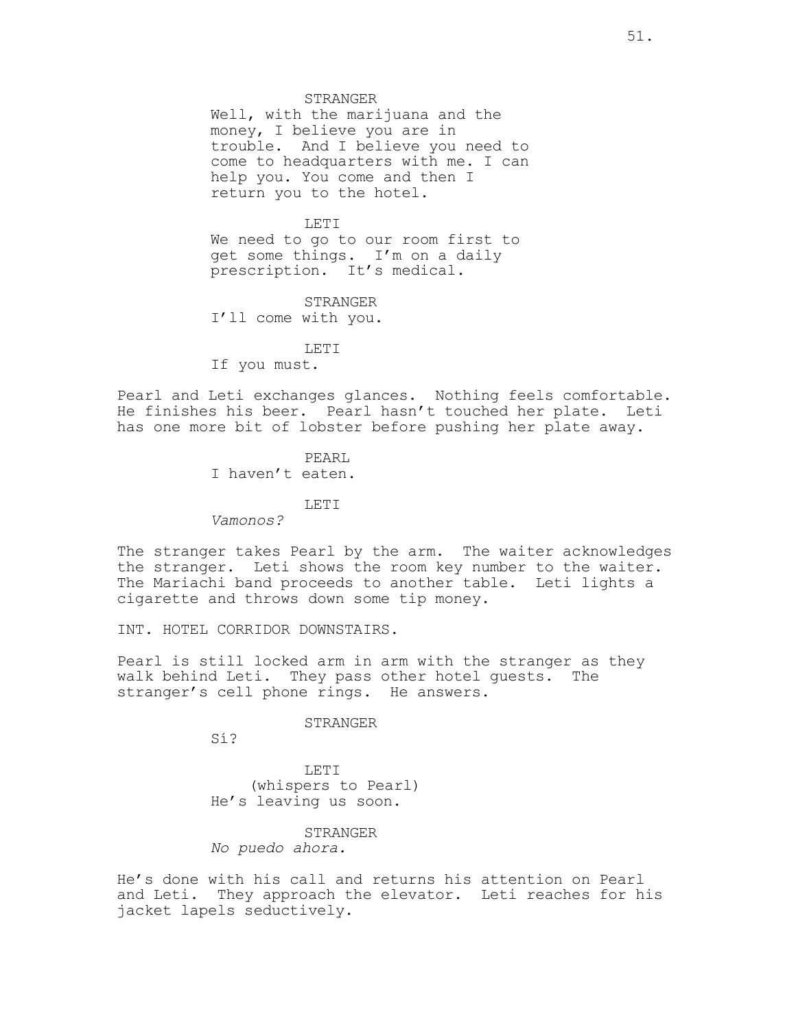STRANGER
Well, with the marijuana and the money, I believe you are in trouble. And I believe you need to come to headquarters with me. I can help you. You come and then I return you to the hotel.

LETI
We need to go to our room first to get some things. I'm on a daily prescription. It's medical.

STRANGER
I'll come with you.

LETI
If you must.

Pearl and Leti exchanges glances. Nothing feels comfortable. He finishes his beer. Pearl hasn't touched her plate. Leti has one more bit of lobster before pushing her plate away.

PEARL
I haven't eaten.

LETI
*Vamonos?*

The stranger takes Pearl by the arm. The waiter acknowledges the stranger. Leti shows the room key number to the waiter. The Mariachi band proceeds to another table. Leti lights a cigarette and throws down some tip money.

INT. HOTEL CORRIDOR DOWNSTAIRS.

Pearl is still locked arm in arm with the stranger as they walk behind Leti. They pass other hotel guests. The stranger's cell phone rings. He answers.

STRANGER
Sí?

LETI
(whispers to Pearl)
He's leaving us soon.

STRANGER
*No puedo ahora.*

He's done with his call and returns his attention on Pearl and Leti. They approach the elevator. Leti reaches for his jacket lapels seductively.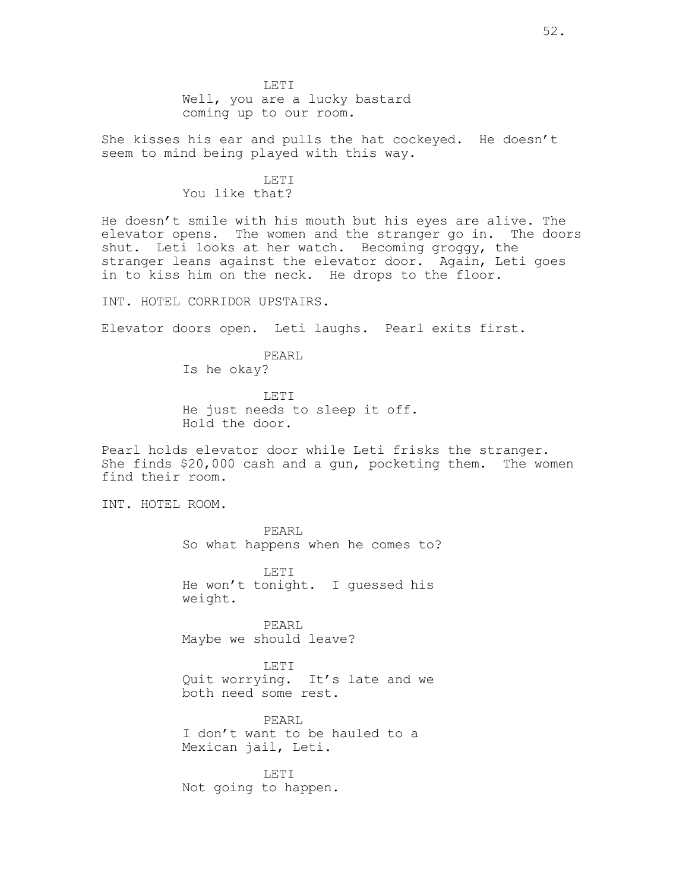LETI
Well, you are a lucky bastard coming up to our room.

She kisses his ear and pulls the hat cockeyed. He doesn't seem to mind being played with this way.

LETI
You like that?

He doesn't smile with his mouth but his eyes are alive. The elevator opens. The women and the stranger go in. The doors shut. Leti looks at her watch. Becoming groggy, the stranger leans against the elevator door. Again, Leti goes in to kiss him on the neck. He drops to the floor.

INT. HOTEL CORRIDOR UPSTAIRS.

Elevator doors open. Leti laughs. Pearl exits first.

PEARL
Is he okay?

LETI
He just needs to sleep it off. Hold the door.

Pearl holds elevator door while Leti frisks the stranger. She finds $20,000 cash and a gun, pocketing them. The women find their room.

INT. HOTEL ROOM.

PEARL
So what happens when he comes to?

LETI
He won't tonight. I guessed his weight.

PEARL
Maybe we should leave?

LETI
Quit worrying. It's late and we both need some rest.

PEARL
I don't want to be hauled to a Mexican jail, Leti.

LETI
Not going to happen.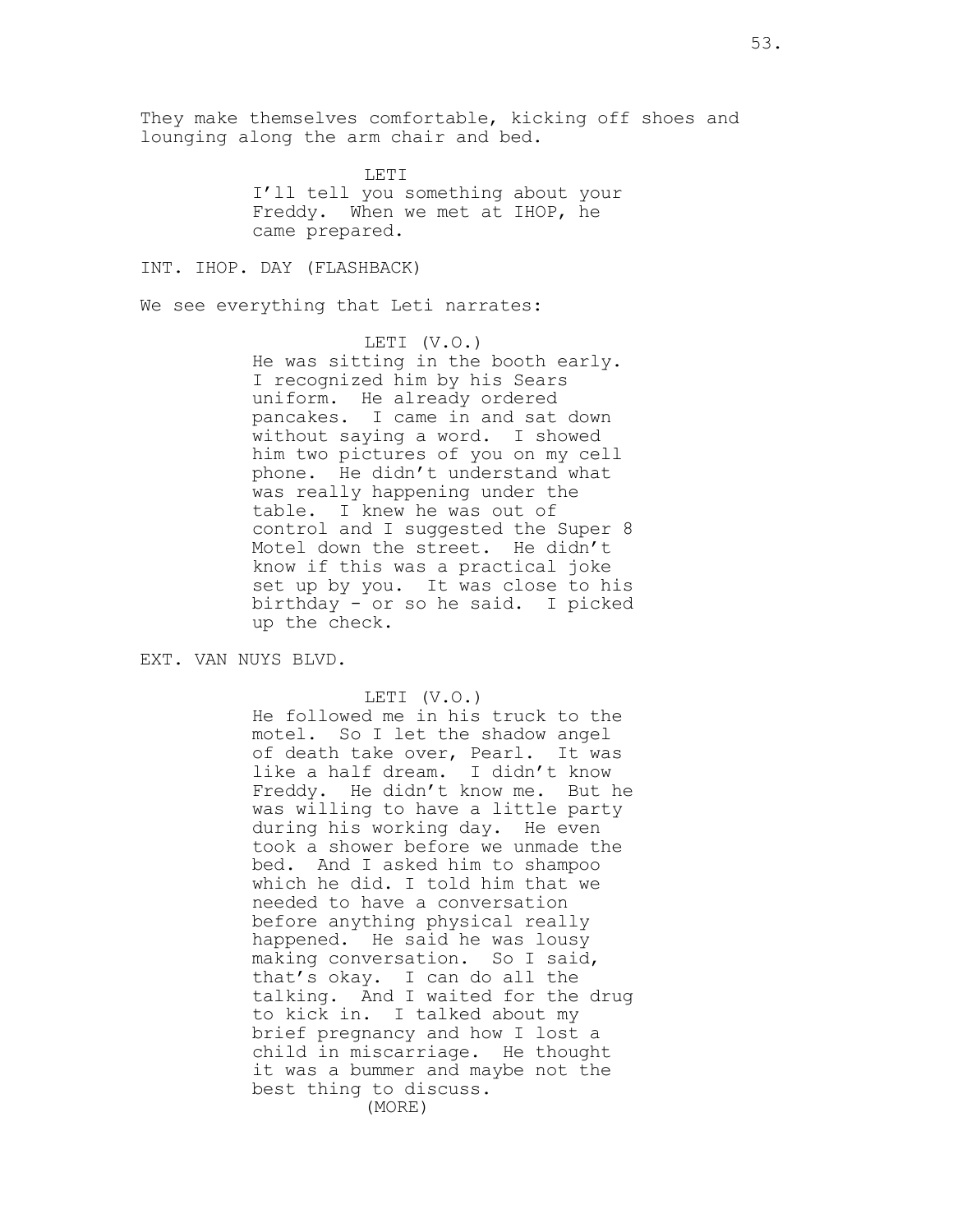They make themselves comfortable, kicking off shoes and lounging along the arm chair and bed.

LETI
I'll tell you something about your Freddy. When we met at IHOP, he came prepared.

INT. IHOP. DAY (FLASHBACK)

We see everything that Leti narrates:

LETI (V.O.)
He was sitting in the booth early. I recognized him by his Sears uniform. He already ordered pancakes. I came in and sat down without saying a word. I showed him two pictures of you on my cell phone. He didn't understand what was really happening under the table. I knew he was out of control and I suggested the Super 8 Motel down the street. He didn't know if this was a practical joke set up by you. It was close to his birthday - or so he said. I picked up the check.

EXT. VAN NUYS BLVD.

LETI (V.O.)
He followed me in his truck to the motel. So I let the shadow angel of death take over, Pearl. It was like a half dream. I didn't know Freddy. He didn't know me. But he was willing to have a little party during his working day. He even took a shower before we unmade the bed. And I asked him to shampoo which he did. I told him that we needed to have a conversation before anything physical really happened. He said he was lousy making conversation. So I said, that's okay. I can do all the talking. And I waited for the drug to kick in. I talked about my brief pregnancy and how I lost a child in miscarriage. He thought it was a bummer and maybe not the best thing to discuss.
(MORE)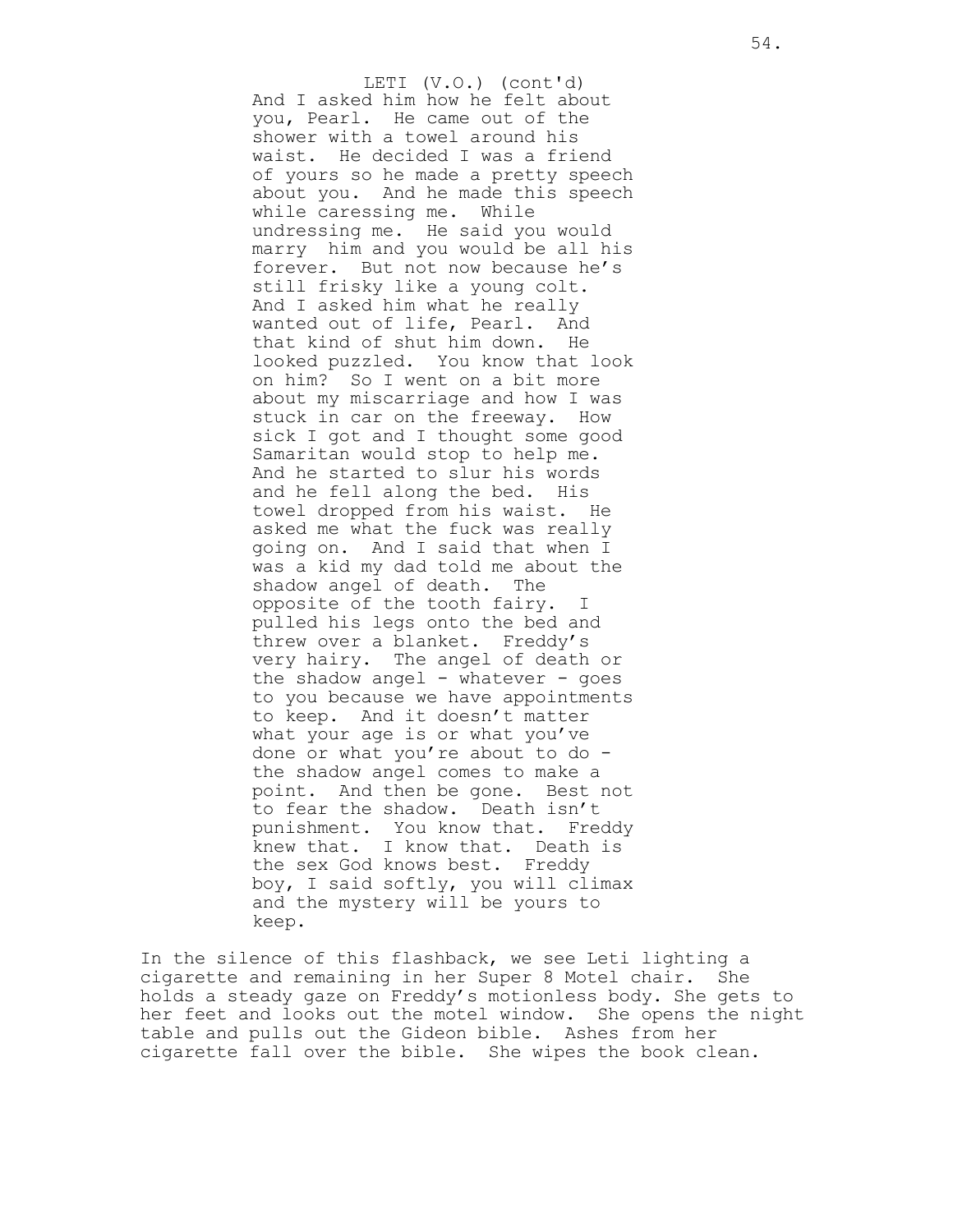LETI (V.O.) (cont'd)

And I asked him how he felt about you, Pearl. He came out of the shower with a towel around his waist. He decided I was a friend of yours so he made a pretty speech about you. And he made this speech while caressing me. While undressing me. He said you would marry him and you would be all his forever. But not now because he's still frisky like a young colt. And I asked him what he really wanted out of life, Pearl. And that kind of shut him down. He looked puzzled. You know that look on him? So I went on a bit more about my miscarriage and how I was stuck in car on the freeway. How sick I got and I thought some good Samaritan would stop to help me. And he started to slur his words and he fell along the bed. His towel dropped from his waist. He asked me what the fuck was really going on. And I said that when I was a kid my dad told me about the shadow angel of death. The opposite of the tooth fairy. I pulled his legs onto the bed and threw over a blanket. Freddy's very hairy. The angel of death or the shadow angel - whatever - goes to you because we have appointments to keep. And it doesn't matter what your age is or what you've done or what you're about to do - the shadow angel comes to make a point. And then be gone. Best not to fear the shadow. Death isn't punishment. You know that. Freddy knew that. I know that. Death is the sex God knows best. Freddy boy, I said softly, you will climax and the mystery will be yours to keep.

In the silence of this flashback, we see Leti lighting a cigarette and remaining in her Super 8 Motel chair. She holds a steady gaze on Freddy's motionless body. She gets to her feet and looks out the motel window. She opens the night table and pulls out the Gideon bible. Ashes from her cigarette fall over the bible. She wipes the book clean.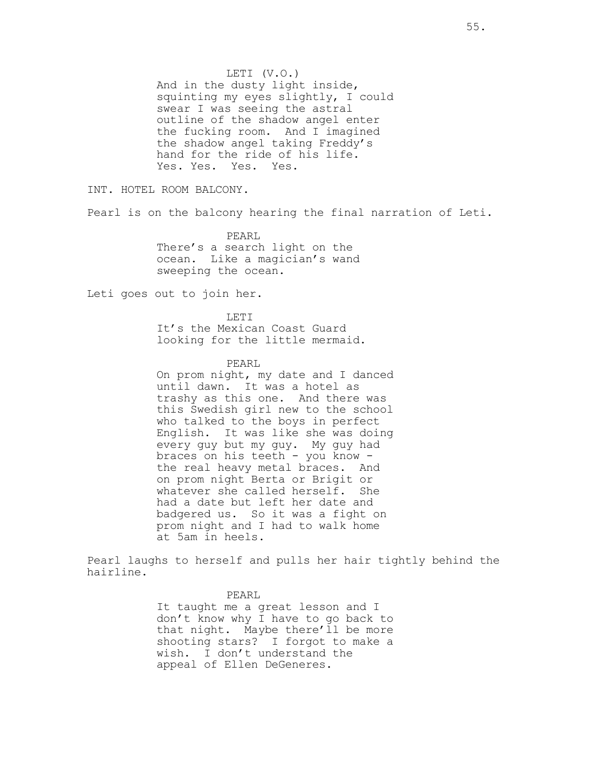LETI (V.O.)
And in the dusty light inside, squinting my eyes slightly, I could swear I was seeing the astral outline of the shadow angel enter the fucking room. And I imagined the shadow angel taking Freddy's hand for the ride of his life. Yes. Yes. Yes. Yes.

INT. HOTEL ROOM BALCONY.

Pearl is on the balcony hearing the final narration of Leti.

PEARL
There's a search light on the ocean. Like a magician's wand sweeping the ocean.

Leti goes out to join her.

LETI
It's the Mexican Coast Guard looking for the little mermaid.

PEARL
On prom night, my date and I danced until dawn. It was a hotel as trashy as this one. And there was this Swedish girl new to the school who talked to the boys in perfect English. It was like she was doing every guy but my guy. My guy had braces on his teeth - you know - the real heavy metal braces. And on prom night Berta or Brigit or whatever she called herself. She had a date but left her date and badgered us. So it was a fight on prom night and I had to walk home at 5am in heels.

Pearl laughs to herself and pulls her hair tightly behind the hairline.

PEARL
It taught me a great lesson and I don't know why I have to go back to that night. Maybe there'll be more shooting stars? I forgot to make a wish. I don't understand the appeal of Ellen DeGeneres.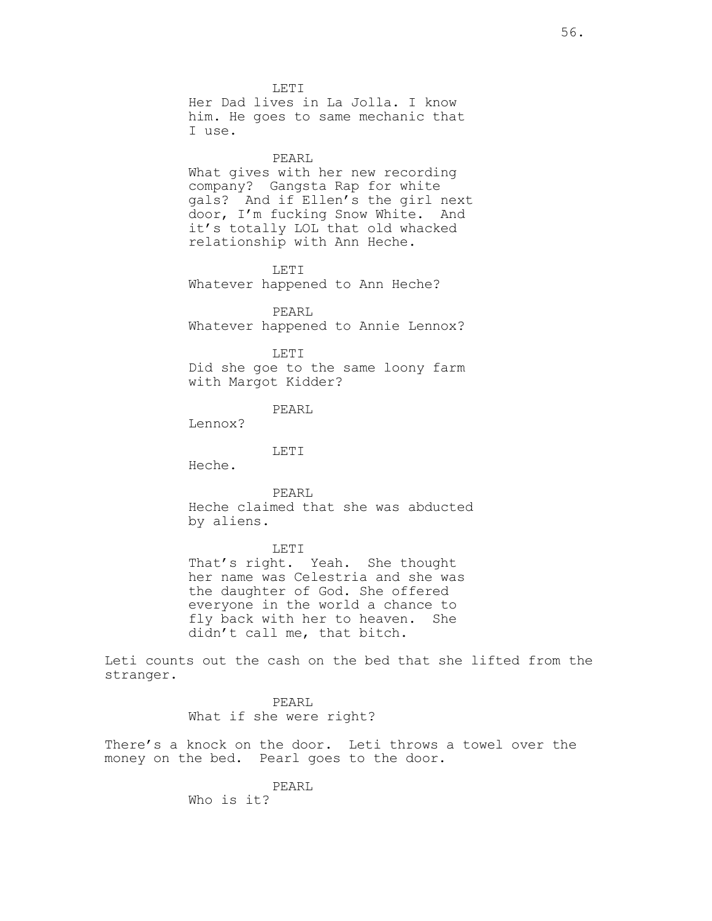LETI

Her Dad lives in La Jolla. I know him. He goes to same mechanic that I use.

PEARL

What gives with her new recording company? Gangsta Rap for white gals? And if Ellen's the girl next door, I'm fucking Snow White. And it's totally LOL that old whacked relationship with Ann Heche.

LETI

Whatever happened to Ann Heche?

PEARL

Whatever happened to Annie Lennox?

LETI

Did she goe to the same loony farm with Margot Kidder?

PEARL

Lennox?

LETI

Heche.

PEARL

Heche claimed that she was abducted by aliens.

LETI

That's right. Yeah. She thought her name was Celestria and she was the daughter of God. She offered everyone in the world a chance to fly back with her to heaven. She didn't call me, that bitch.

Leti counts out the cash on the bed that she lifted from the stranger.

PEARL

What if she were right?

There's a knock on the door. Leti throws a towel over the money on the bed. Pearl goes to the door.

PEARL

Who is it?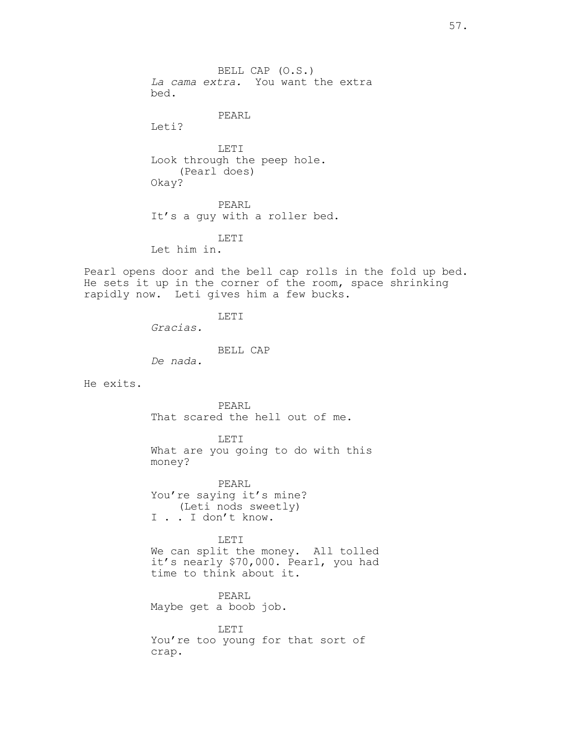BELL CAP (O.S.)
*La cama extra.* You want the extra bed.

PEARL
Leti?

LETI
Look through the peep hole.
(Pearl does)
Okay?

PEARL
It's a guy with a roller bed.

LETI
Let him in.

Pearl opens door and the bell cap rolls in the fold up bed. He sets it up in the corner of the room, space shrinking rapidly now. Leti gives him a few bucks.

LETI
*Gracias.*

BELL CAP
*De nada.*

He exits.

PEARL
That scared the hell out of me.

LETI
What are you going to do with this money?

PEARL
You're saying it's mine?
(Leti nods sweetly)
I . . I don't know.

LETI
We can split the money. All tolled it's nearly $70,000. Pearl, you had time to think about it.

PEARL
Maybe get a boob job.

LETI
You're too young for that sort of crap.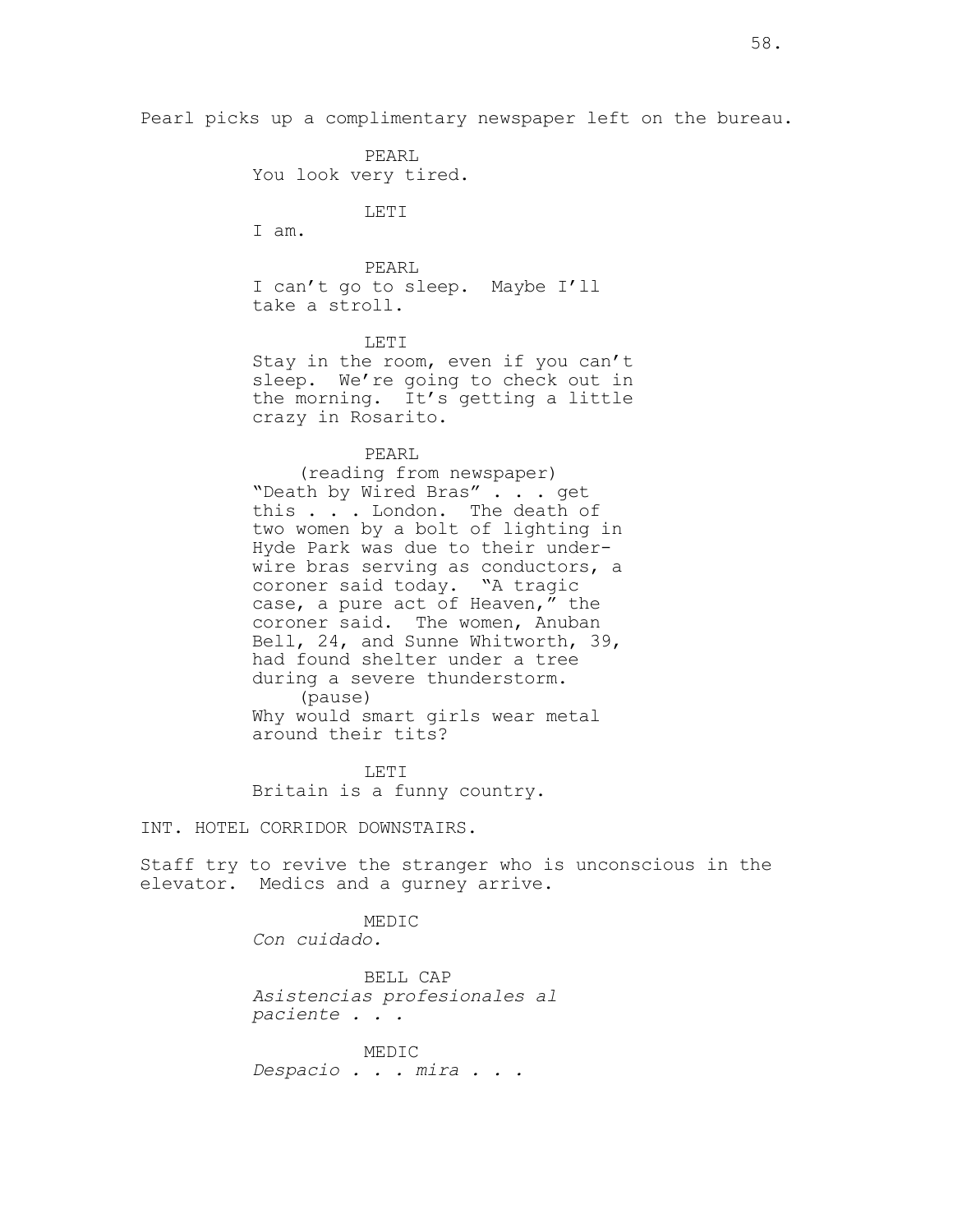Pearl picks up a complimentary newspaper left on the bureau.

PEARL
You look very tired.

LETI
I am.

PEARL
I can't go to sleep. Maybe I'll take a stroll.

LETI
Stay in the room, even if you can't sleep. We're going to check out in the morning. It's getting a little crazy in Rosarito.

PEARL
(reading from newspaper)
"Death by Wired Bras" . . . get this . . . London. The death of two women by a bolt of lighting in Hyde Park was due to their underwire bras serving as conductors, a coroner said today. "A tragic case, a pure act of Heaven," the coroner said. The women, Anuban Bell, 24, and Sunne Whitworth, 39, had found shelter under a tree during a severe thunderstorm.
(pause)
Why would smart girls wear metal around their tits?

LETI
Britain is a funny country.

INT. HOTEL CORRIDOR DOWNSTAIRS.

Staff try to revive the stranger who is unconscious in the elevator. Medics and a gurney arrive.

MEDIC
*Con cuidado.*

BELL CAP
*Asistencias profesionales al paciente . . .*

MEDIC
*Despacio . . . mira . . .*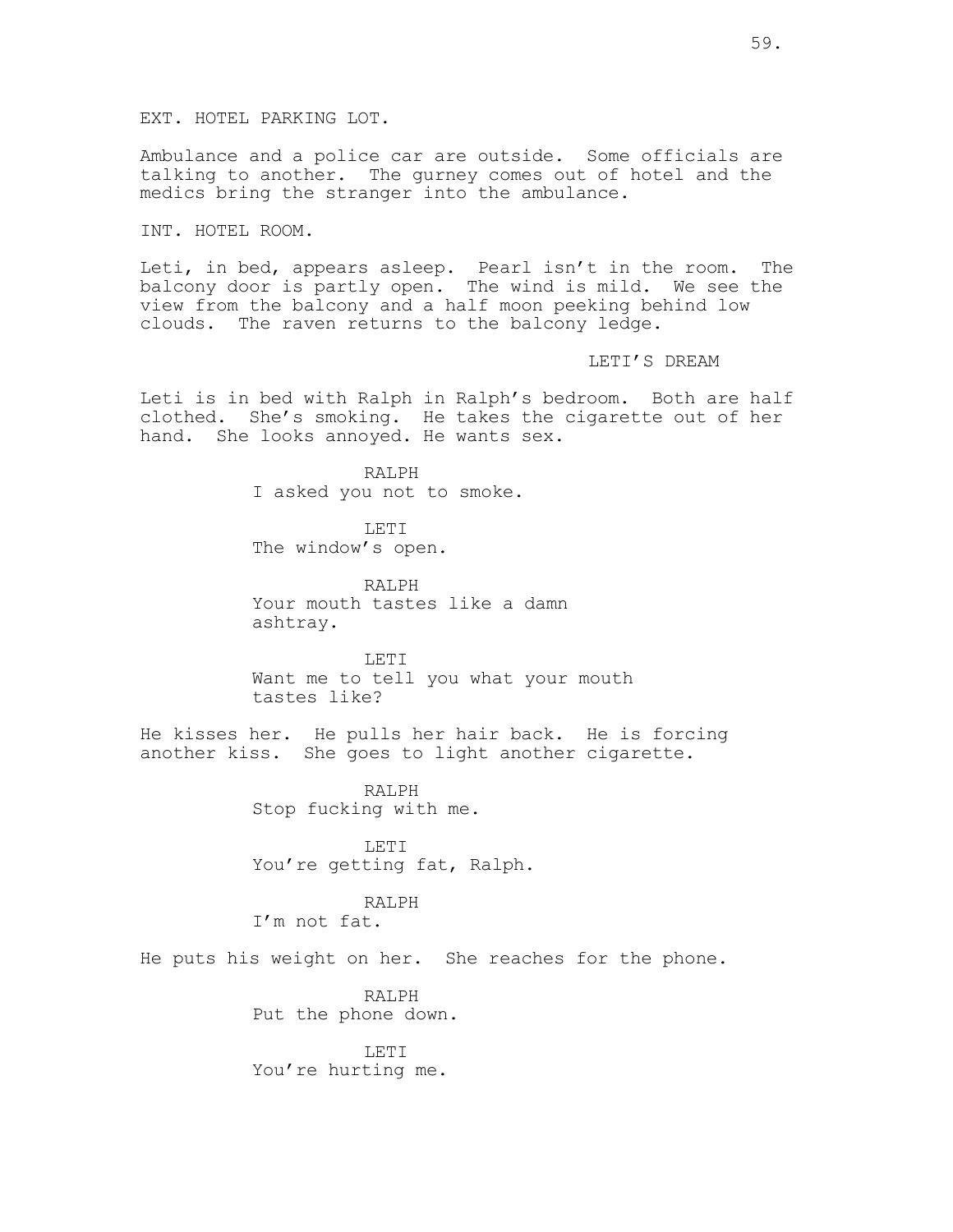EXT. HOTEL PARKING LOT.

Ambulance and a police car are outside. Some officials are talking to another. The gurney comes out of hotel and the medics bring the stranger into the ambulance.

INT. HOTEL ROOM.

Leti, in bed, appears asleep. Pearl isn't in the room. The balcony door is partly open. The wind is mild. We see the view from the balcony and a half moon peeking behind low clouds. The raven returns to the balcony ledge.

LETI'S DREAM

Leti is in bed with Ralph in Ralph's bedroom. Both are half clothed. She's smoking. He takes the cigarette out of her hand. She looks annoyed. He wants sex.

RALPH
I asked you not to smoke.

LETI
The window's open.

RALPH
Your mouth tastes like a damn ashtray.

LETI
Want me to tell you what your mouth tastes like?

He kisses her. He pulls her hair back. He is forcing another kiss. She goes to light another cigarette.

RALPH
Stop fucking with me.

LETI
You're getting fat, Ralph.

RALPH
I'm not fat.

He puts his weight on her. She reaches for the phone.

RALPH
Put the phone down.

LETI
You're hurting me.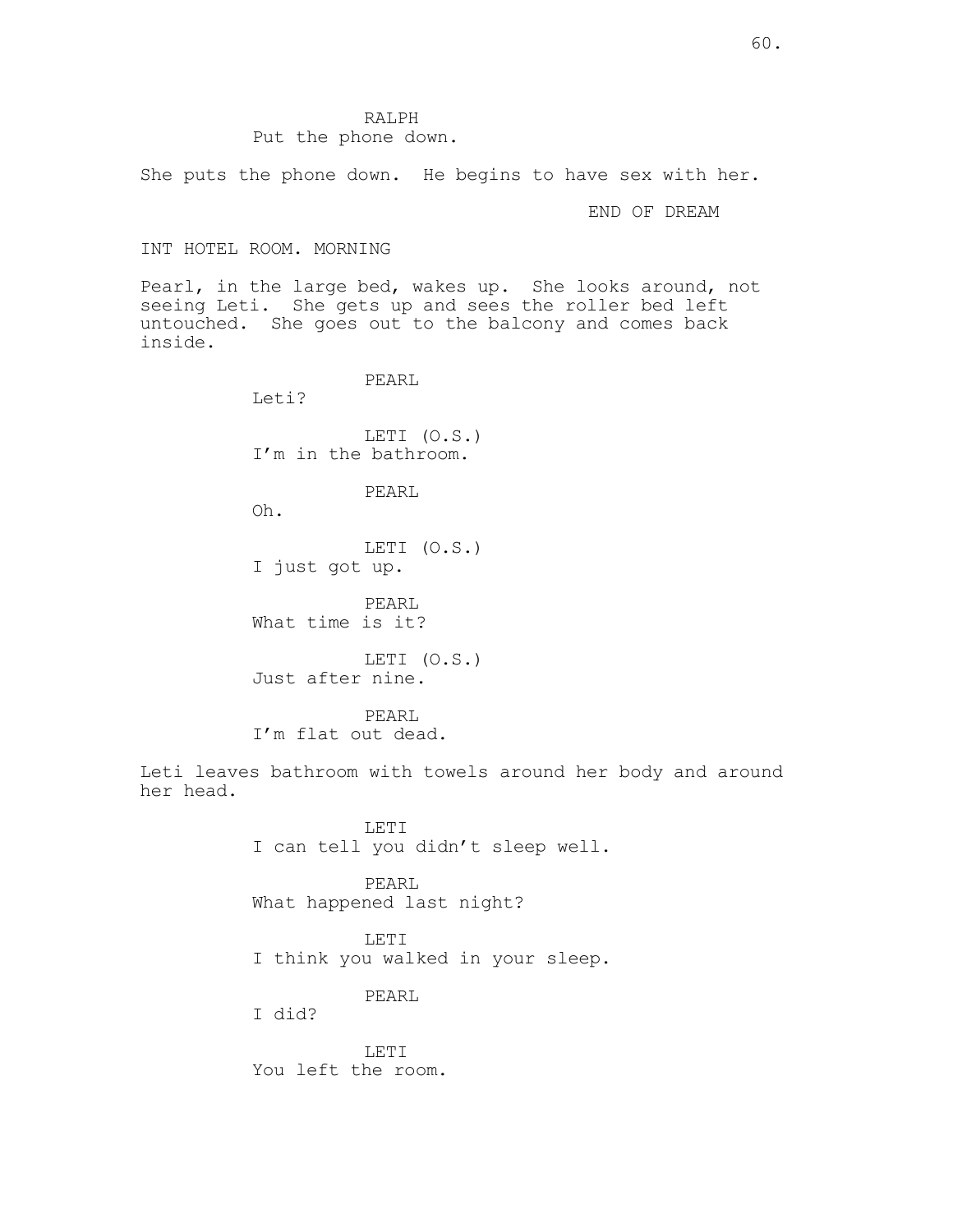RALPH
Put the phone down.

She puts the phone down. He begins to have sex with her.

END OF DREAM

INT HOTEL ROOM. MORNING

Pearl, in the large bed, wakes up. She looks around, not seeing Leti. She gets up and sees the roller bed left untouched. She goes out to the balcony and comes back inside.

PEARL
Leti?

LETI (O.S.)
I'm in the bathroom.

PEARL
Oh.

LETI (O.S.)
I just got up.

PEARL
What time is it?

LETI (O.S.)
Just after nine.

PEARL
I'm flat out dead.

Leti leaves bathroom with towels around her body and around her head.

LETI
I can tell you didn't sleep well.

PEARL
What happened last night?

LETI
I think you walked in your sleep.

PEARL
I did?

LETI
You left the room.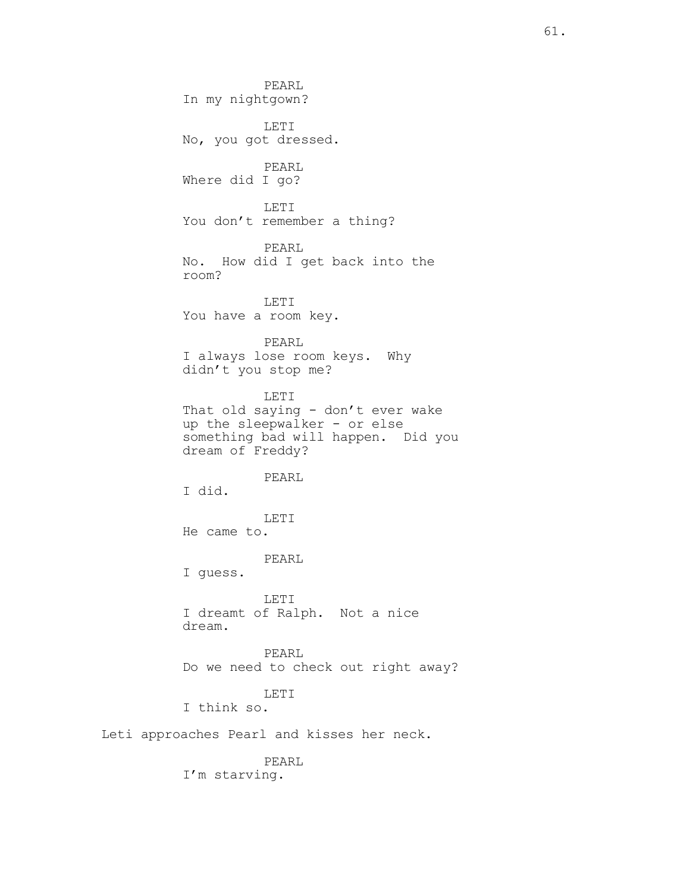PEARL
In my nightgown?

LETI
No, you got dressed.

PEARL
Where did I go?

LETI
You don't remember a thing?

PEARL
No. How did I get back into the room?

LETI
You have a room key.

PEARL
I always lose room keys. Why didn't you stop me?

LETI
That old saying - don't ever wake up the sleepwalker - or else something bad will happen. Did you dream of Freddy?

PEARL
I did.

LETI
He came to.

PEARL
I guess.

LETI
I dreamt of Ralph. Not a nice dream.

PEARL
Do we need to check out right away?

LETI
I think so.

Leti approaches Pearl and kisses her neck.

PEARL
I'm starving.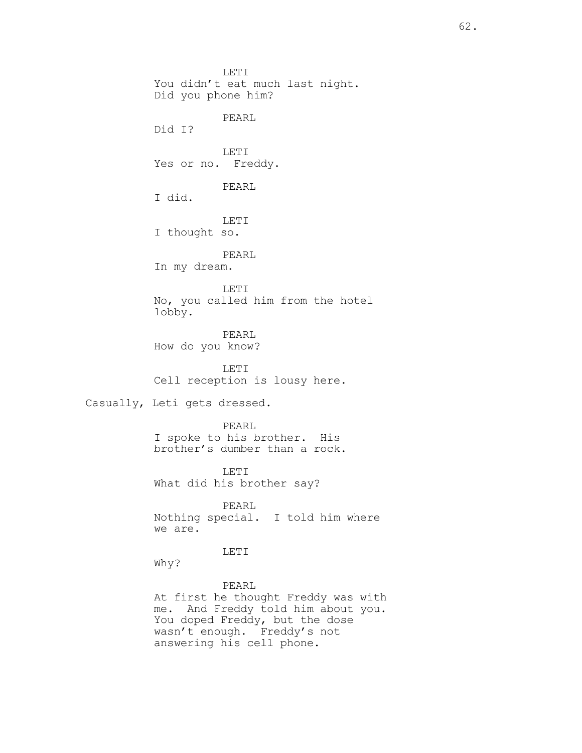LETI
You didn't eat much last night.
Did you phone him?

PEARL
Did I?

LETI
Yes or no.  Freddy.

PEARL
I did.

LETI
I thought so.

PEARL
In my dream.

LETI
No, you called him from the hotel
lobby.

PEARL
How do you know?

LETI
Cell reception is lousy here.

Casually, Leti gets dressed.

PEARL
I spoke to his brother.  His
brother's dumber than a rock.

LETI
What did his brother say?

PEARL
Nothing special.  I told him where
we are.

LETI
Why?

PEARL
At first he thought Freddy was with
me.  And Freddy told him about you.
You doped Freddy, but the dose
wasn't enough.  Freddy's not
answering his cell phone.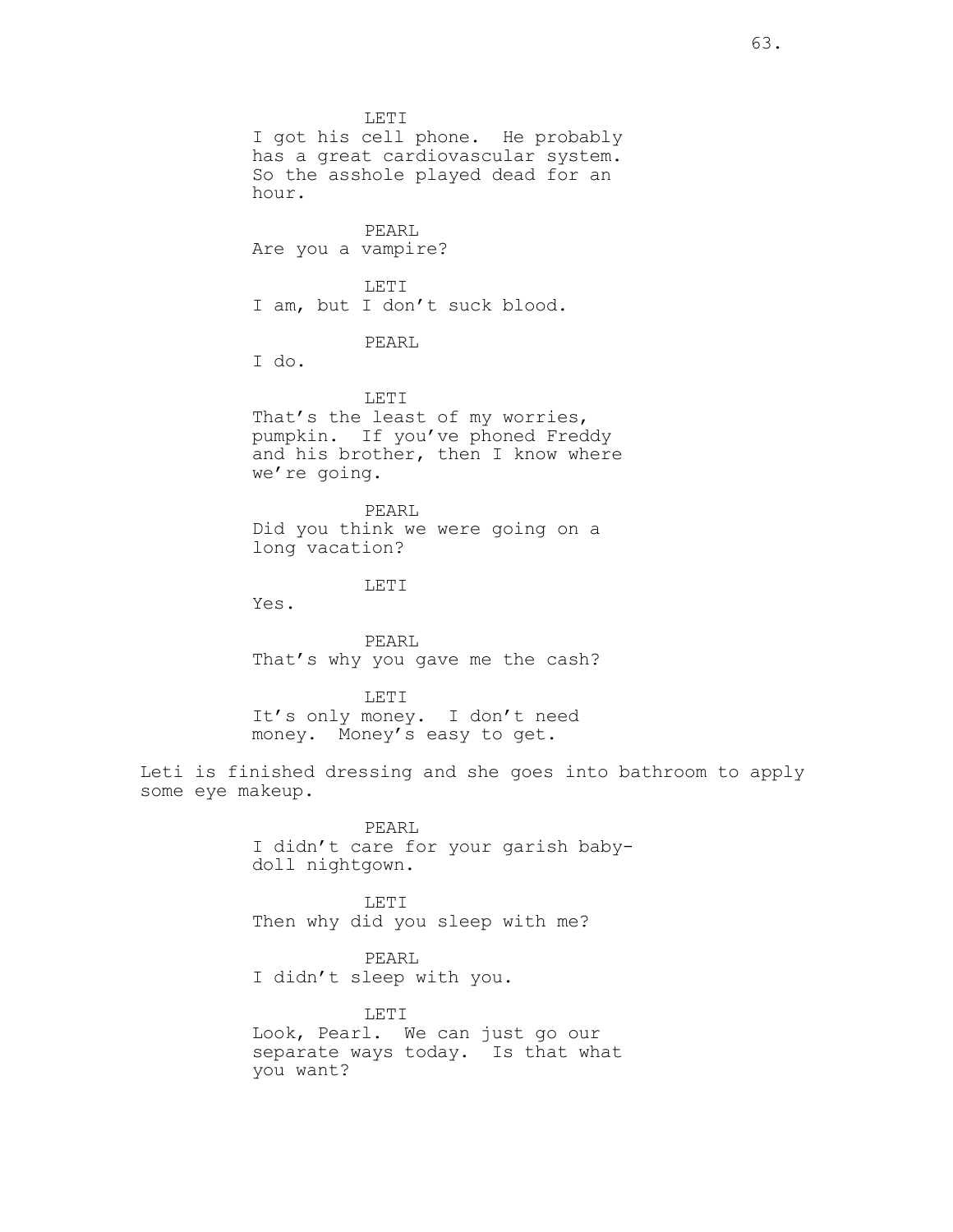LETI
I got his cell phone. He probably has a great cardiovascular system. So the asshole played dead for an hour.

PEARL
Are you a vampire?

LETI
I am, but I don't suck blood.

PEARL
I do.

LETI
That's the least of my worries, pumpkin. If you've phoned Freddy and his brother, then I know where we're going.

PEARL
Did you think we were going on a long vacation?

LETI
Yes.

PEARL
That's why you gave me the cash?

LETI
It's only money. I don't need money. Money's easy to get.

Leti is finished dressing and she goes into bathroom to apply some eye makeup.

PEARL
I didn't care for your garish baby-doll nightgown.

LETI
Then why did you sleep with me?

PEARL
I didn't sleep with you.

LETI
Look, Pearl. We can just go our separate ways today. Is that what you want?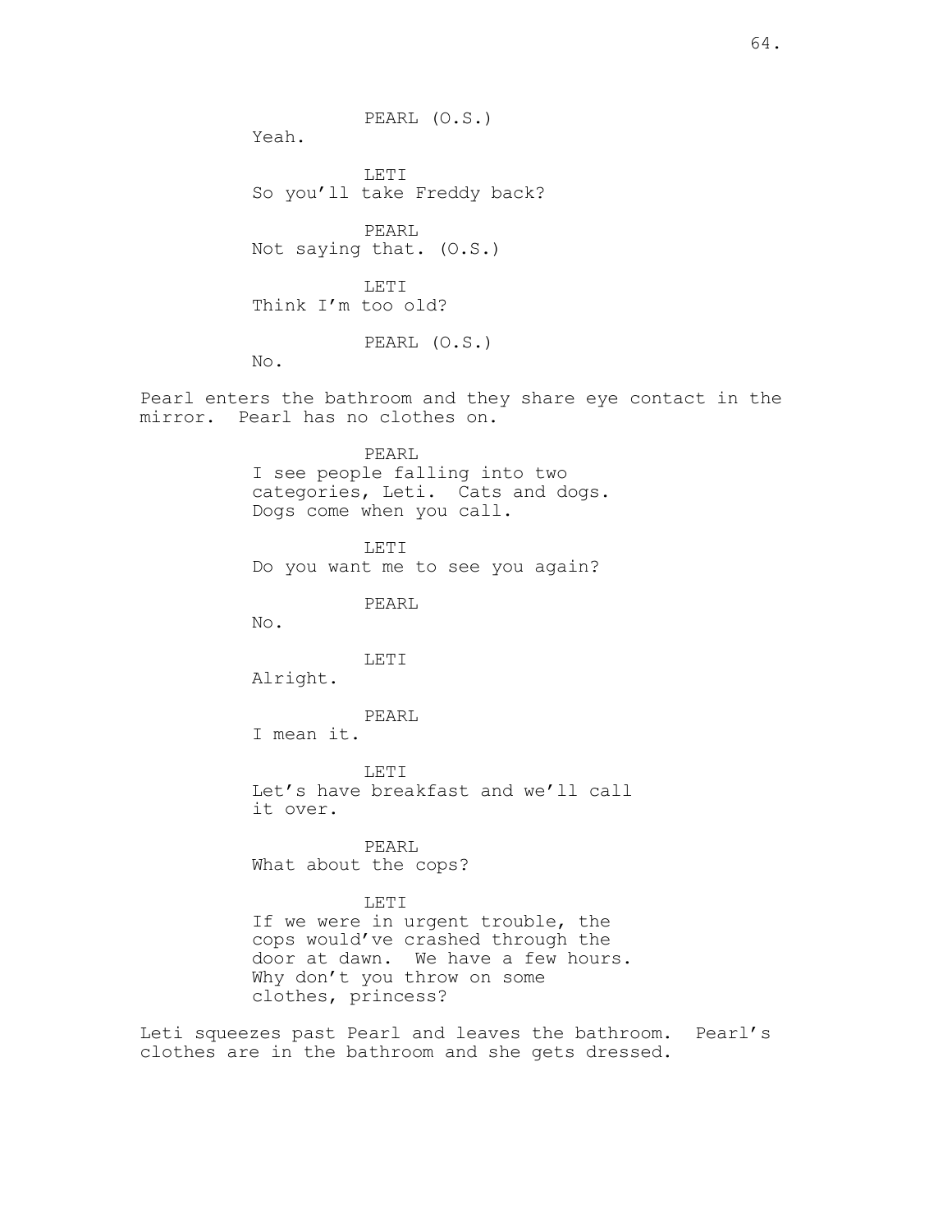PEARL (O.S.)
Yeah.

LETI
So you'll take Freddy back?

PEARL
Not saying that. (O.S.)

LETI
Think I'm too old?

PEARL (O.S.)
No.

Pearl enters the bathroom and they share eye contact in the mirror. Pearl has no clothes on.

PEARL
I see people falling into two categories, Leti. Cats and dogs. Dogs come when you call.

LETI
Do you want me to see you again?

PEARL
No.

LETI
Alright.

PEARL
I mean it.

LETI
Let's have breakfast and we'll call it over.

PEARL
What about the cops?

LETI
If we were in urgent trouble, the cops would've crashed through the door at dawn. We have a few hours. Why don't you throw on some clothes, princess?

Leti squeezes past Pearl and leaves the bathroom. Pearl's clothes are in the bathroom and she gets dressed.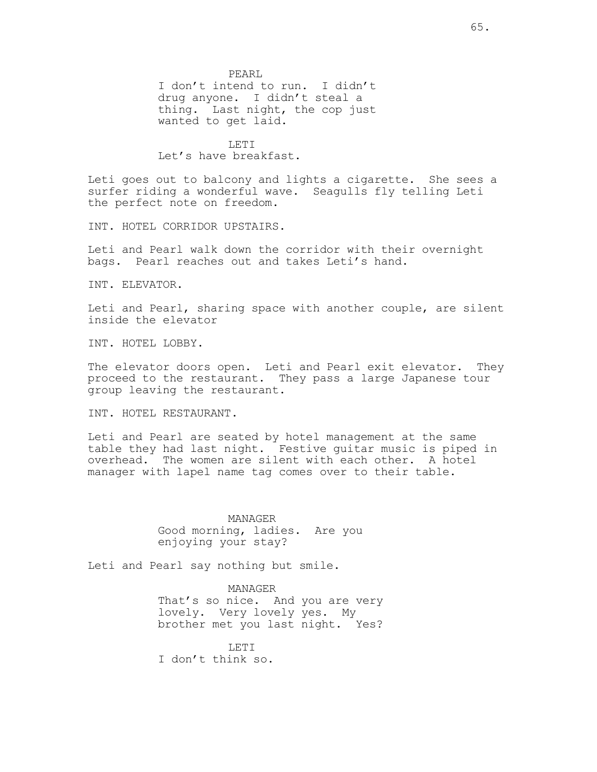PEARL
I don't intend to run. I didn't drug anyone. I didn't steal a thing. Last night, the cop just wanted to get laid.

LETI
Let's have breakfast.

Leti goes out to balcony and lights a cigarette. She sees a surfer riding a wonderful wave. Seagulls fly telling Leti the perfect note on freedom.

INT. HOTEL CORRIDOR UPSTAIRS.

Leti and Pearl walk down the corridor with their overnight bags. Pearl reaches out and takes Leti's hand.

INT. ELEVATOR.

Leti and Pearl, sharing space with another couple, are silent inside the elevator

INT. HOTEL LOBBY.

The elevator doors open. Leti and Pearl exit elevator. They proceed to the restaurant. They pass a large Japanese tour group leaving the restaurant.

INT. HOTEL RESTAURANT.

Leti and Pearl are seated by hotel management at the same table they had last night. Festive guitar music is piped in overhead. The women are silent with each other. A hotel manager with lapel name tag comes over to their table.

MANAGER
Good morning, ladies. Are you enjoying your stay?

Leti and Pearl say nothing but smile.

MANAGER
That's so nice. And you are very lovely. Very lovely yes. My brother met you last night. Yes?

LETI
I don't think so.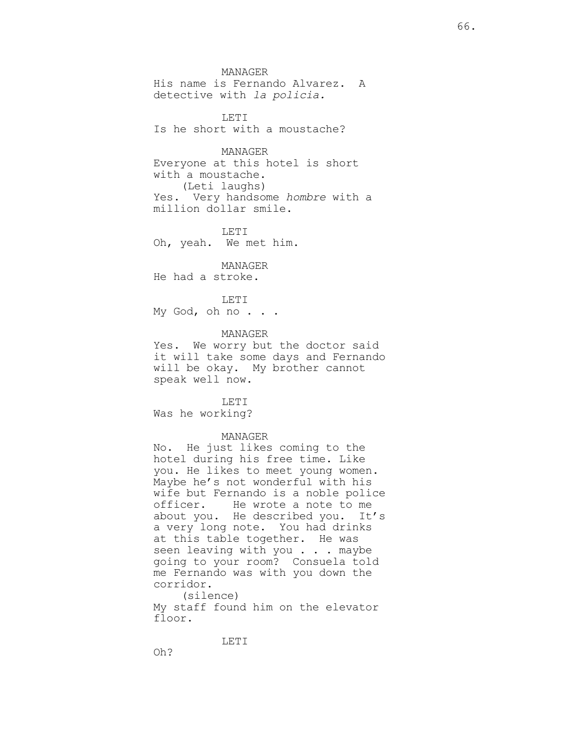MANAGER

His name is Fernando Alvarez. A detective with *la policia.*

LETI

Is he short with a moustache?

MANAGER

Everyone at this hotel is short with a moustache.

(Leti laughs)

Yes. Very handsome *hombre* with a million dollar smile.

LETI

Oh, yeah. We met him.

MANAGER

He had a stroke.

LETI

My God, oh no . . .

MANAGER

Yes. We worry but the doctor said it will take some days and Fernando will be okay. My brother cannot speak well now.

LETI

Was he working?

MANAGER

No. He just likes coming to the hotel during his free time. Like you. He likes to meet young women. Maybe he's not wonderful with his wife but Fernando is a noble police officer. He wrote a note to me about you. He described you. It's a very long note. You had drinks at this table together. He was seen leaving with you . . . maybe going to your room? Consuela told me Fernando was with you down the corridor.

(silence)

My staff found him on the elevator floor.

LETI

Oh?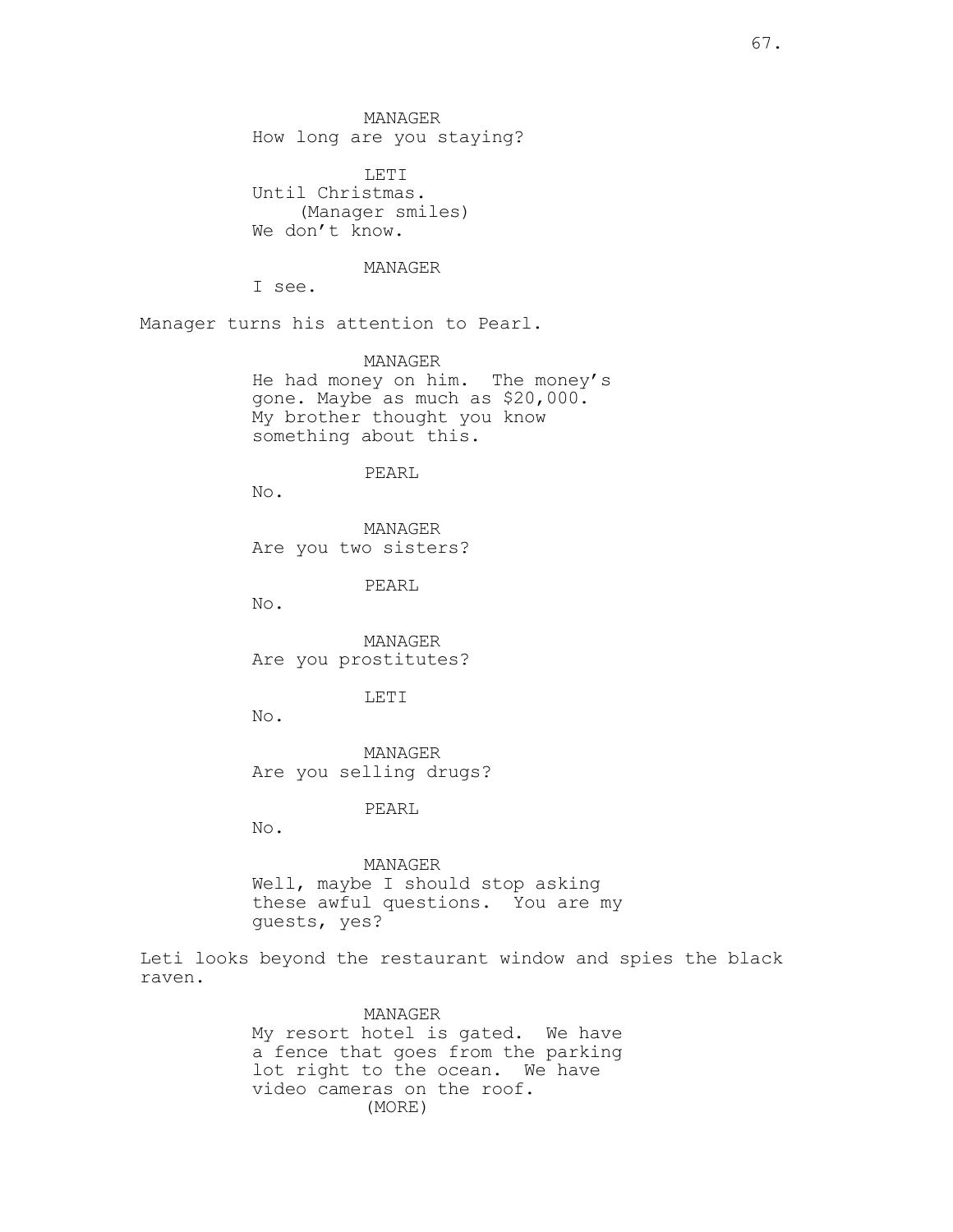MANAGER
How long are you staying?

LETI
Until Christmas.
(Manager smiles)
We don't know.

MANAGER
I see.

Manager turns his attention to Pearl.

MANAGER
He had money on him. The money's gone. Maybe as much as $20,000. My brother thought you know something about this.

PEARL
No.

MANAGER
Are you two sisters?

PEARL
No.

MANAGER
Are you prostitutes?

LETI
No.

MANAGER
Are you selling drugs?

PEARL
No.

MANAGER
Well, maybe I should stop asking these awful questions. You are my guests, yes?

Leti looks beyond the restaurant window and spies the black raven.

MANAGER
My resort hotel is gated. We have a fence that goes from the parking lot right to the ocean. We have video cameras on the roof.
(MORE)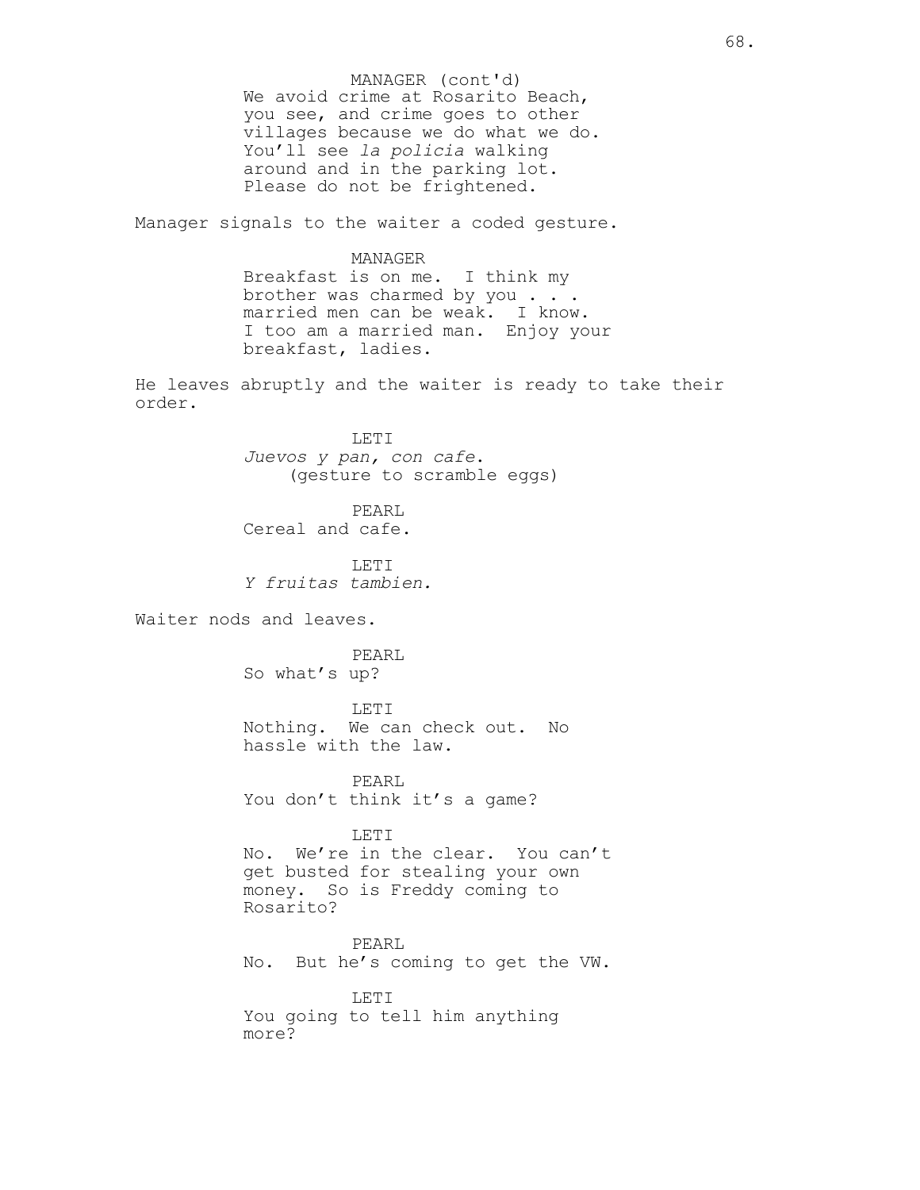MANAGER (cont'd)
We avoid crime at Rosarito Beach, you see, and crime goes to other villages because we do what we do. You'll see *la policia* walking around and in the parking lot. Please do not be frightened.

Manager signals to the waiter a coded gesture.

MANAGER
Breakfast is on me. I think my brother was charmed by you . . . married men can be weak. I know. I too am a married man. Enjoy your breakfast, ladies.

He leaves abruptly and the waiter is ready to take their order.

LETI
*Juevos y pan, con cafe.*
(gesture to scramble eggs)

PEARL
Cereal and cafe.

LETI
*Y fruitas tambien.*

Waiter nods and leaves.

PEARL
So what's up?

LETI
Nothing. We can check out. No hassle with the law.

PEARL
You don't think it's a game?

LETI
No. We're in the clear. You can't get busted for stealing your own money. So is Freddy coming to Rosarito?

PEARL
No. But he's coming to get the VW.

LETI
You going to tell him anything more?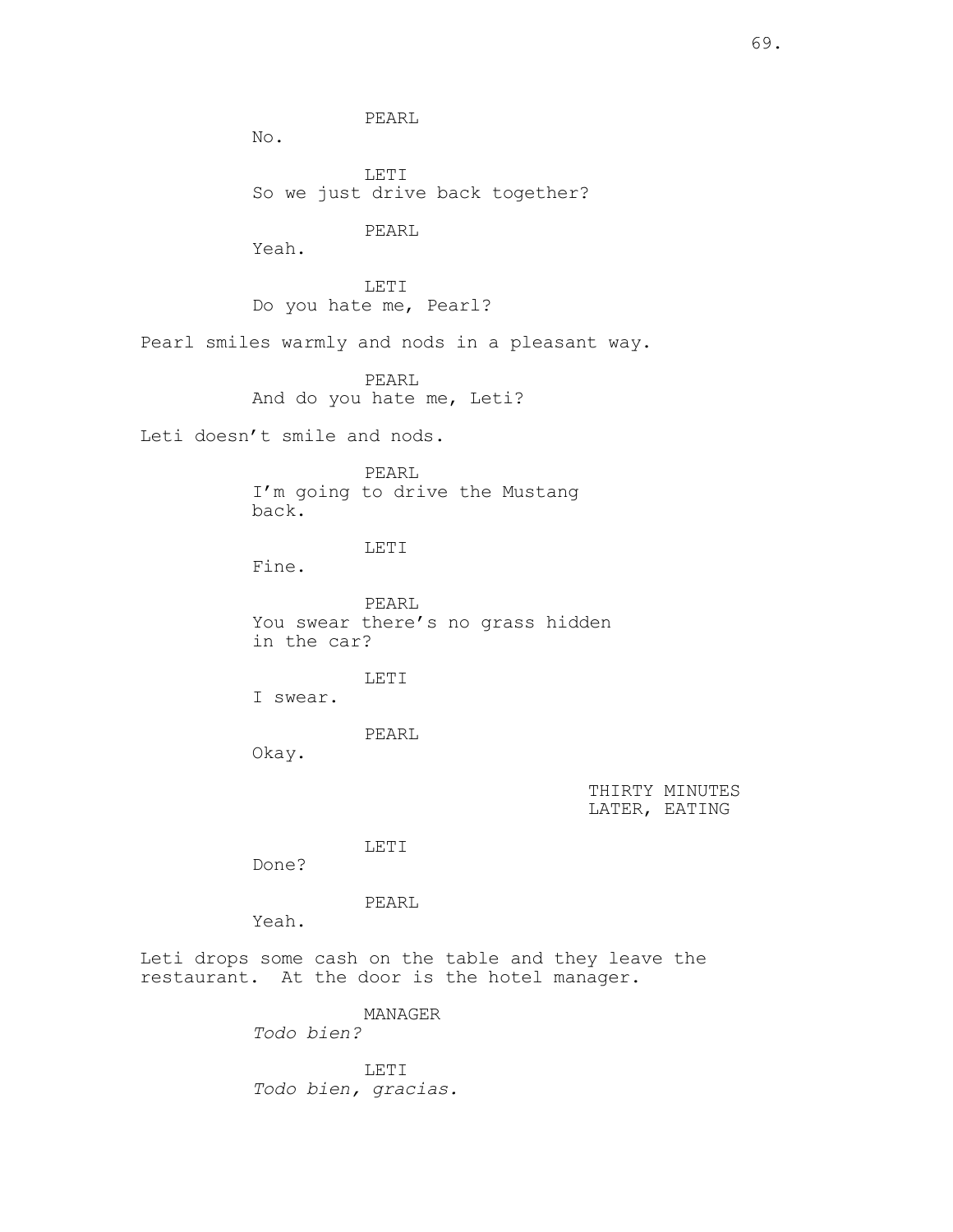PEARL

No.

LETI

So we just drive back together?

PEARL

Yeah.

LETI

Do you hate me, Pearl?

Pearl smiles warmly and nods in a pleasant way.

PEARL

And do you hate me, Leti?

Leti doesn't smile and nods.

PEARL

I'm going to drive the Mustang back.

LETI

Fine.

PEARL

You swear there's no grass hidden in the car?

LETI

I swear.

PEARL

Okay.

THIRTY MINUTES LATER, EATING

LETI

Done?

PEARL

Yeah.

Leti drops some cash on the table and they leave the restaurant. At the door is the hotel manager.

MANAGER

*Todo bien?*

LETI

*Todo bien, gracias.*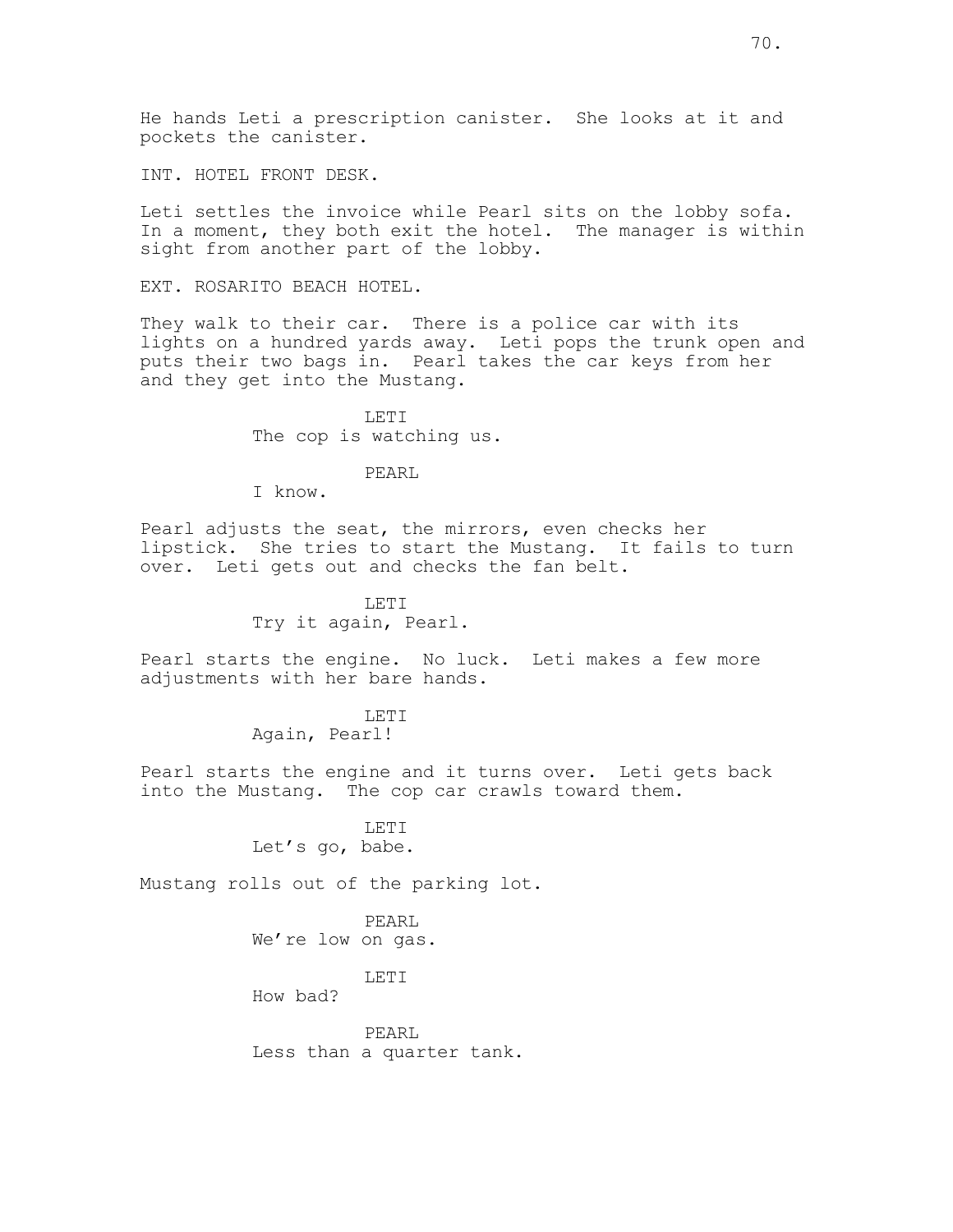He hands Leti a prescription canister. She looks at it and pockets the canister.

INT. HOTEL FRONT DESK.

Leti settles the invoice while Pearl sits on the lobby sofa. In a moment, they both exit the hotel. The manager is within sight from another part of the lobby.

EXT. ROSARITO BEACH HOTEL.

They walk to their car. There is a police car with its lights on a hundred yards away. Leti pops the trunk open and puts their two bags in. Pearl takes the car keys from her and they get into the Mustang.

LETI
The cop is watching us.

PEARL
I know.

Pearl adjusts the seat, the mirrors, even checks her lipstick. She tries to start the Mustang. It fails to turn over. Leti gets out and checks the fan belt.

LETI
Try it again, Pearl.

Pearl starts the engine. No luck. Leti makes a few more adjustments with her bare hands.

LETI
Again, Pearl!

Pearl starts the engine and it turns over. Leti gets back into the Mustang. The cop car crawls toward them.

LETI
Let's go, babe.

Mustang rolls out of the parking lot.

PEARL
We're low on gas.

LETI
How bad?

PEARL
Less than a quarter tank.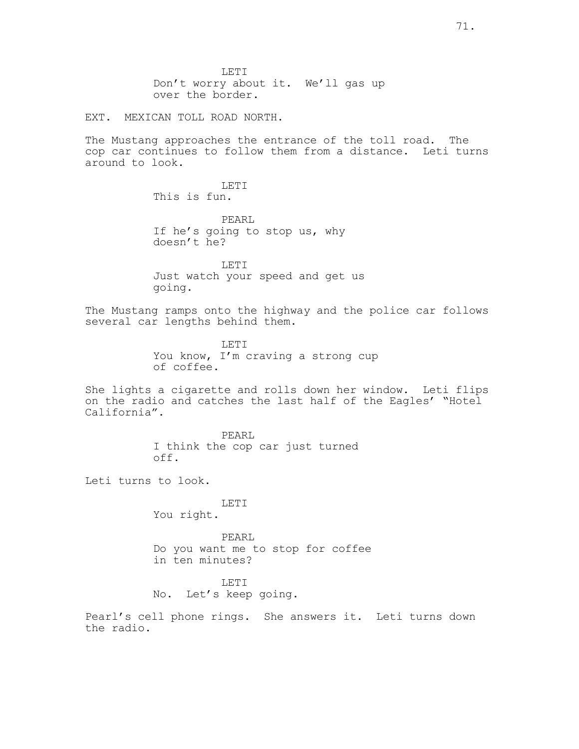LETI
Don't worry about it. We'll gas up over the border.

EXT. MEXICAN TOLL ROAD NORTH.

The Mustang approaches the entrance of the toll road. The cop car continues to follow them from a distance. Leti turns around to look.

LETI
This is fun.

PEARL
If he's going to stop us, why doesn't he?

LETI
Just watch your speed and get us going.

The Mustang ramps onto the highway and the police car follows several car lengths behind them.

LETI
You know, I'm craving a strong cup of coffee.

She lights a cigarette and rolls down her window. Leti flips on the radio and catches the last half of the Eagles' "Hotel California".

PEARL
I think the cop car just turned off.

Leti turns to look.

LETI
You right.

PEARL
Do you want me to stop for coffee in ten minutes?

LETI
No. Let's keep going.

Pearl's cell phone rings. She answers it. Leti turns down the radio.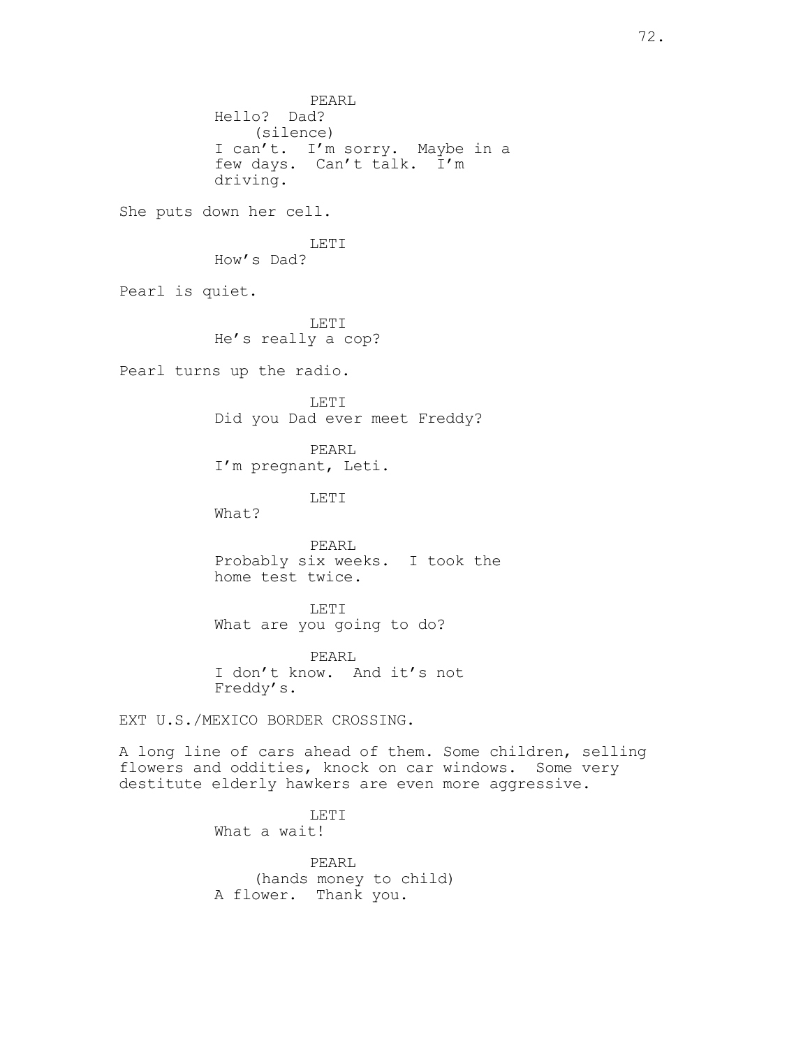PEARL
Hello?  Dad?
(silence)
I can't.  I'm sorry.  Maybe in a few days.  Can't talk.  I'm driving.

She puts down her cell.

LETI
How's Dad?

Pearl is quiet.

LETI
He's really a cop?

Pearl turns up the radio.

LETI
Did you Dad ever meet Freddy?

PEARL
I'm pregnant, Leti.

LETI
What?

PEARL
Probably six weeks.  I took the home test twice.

LETI
What are you going to do?

PEARL
I don't know.  And it's not Freddy's.

EXT U.S./MEXICO BORDER CROSSING.

A long line of cars ahead of them. Some children, selling flowers and oddities, knock on car windows.  Some very destitute elderly hawkers are even more aggressive.

LETI
What a wait!

PEARL
(hands money to child)
A flower.  Thank you.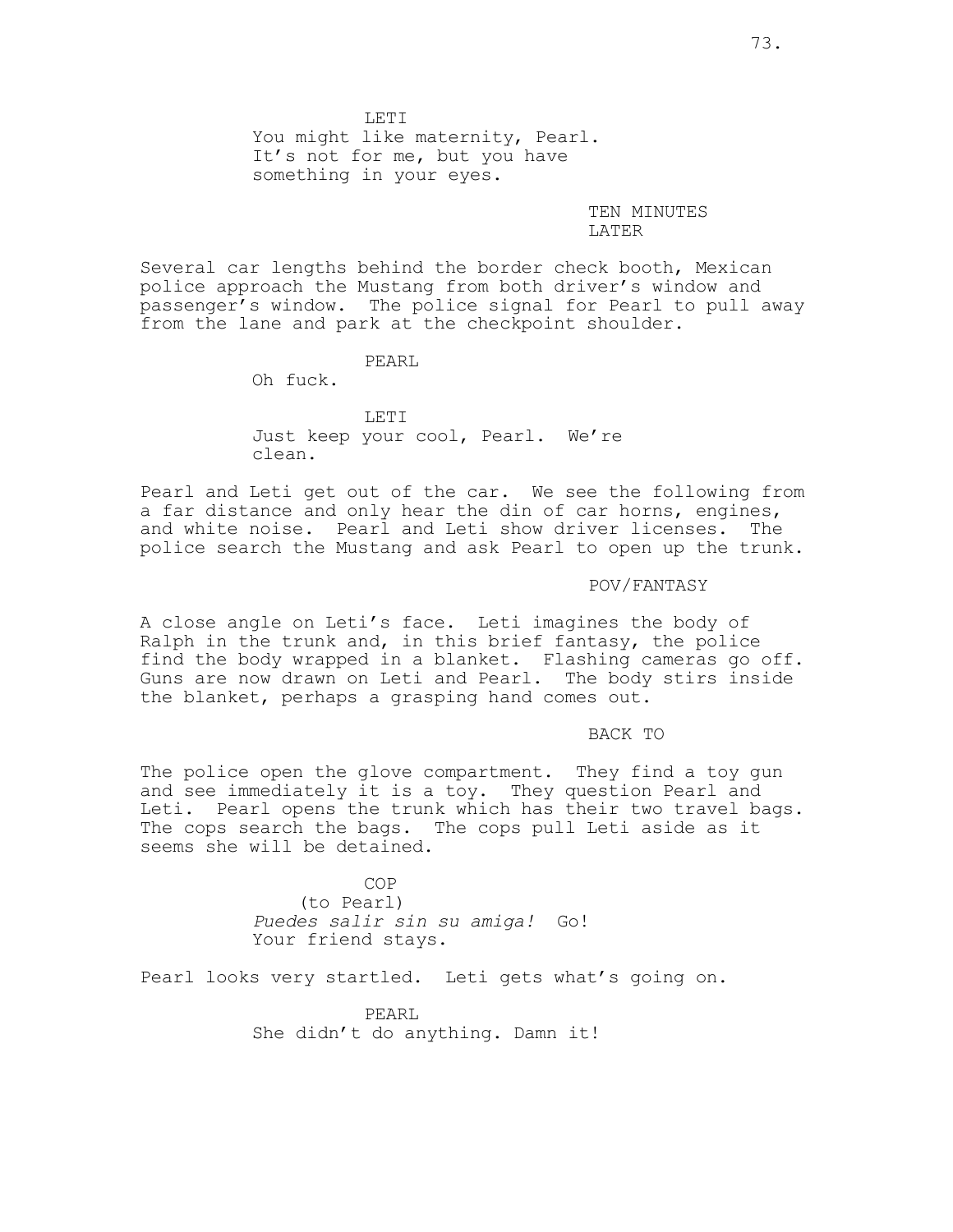LETI

You might like maternity, Pearl. It's not for me, but you have something in your eyes.

TEN MINUTES LATER

Several car lengths behind the border check booth, Mexican police approach the Mustang from both driver's window and passenger's window. The police signal for Pearl to pull away from the lane and park at the checkpoint shoulder.

PEARL

Oh fuck.

LETI

Just keep your cool, Pearl. We're clean.

Pearl and Leti get out of the car. We see the following from a far distance and only hear the din of car horns, engines, and white noise. Pearl and Leti show driver licenses. The police search the Mustang and ask Pearl to open up the trunk.

POV/FANTASY

A close angle on Leti's face. Leti imagines the body of Ralph in the trunk and, in this brief fantasy, the police find the body wrapped in a blanket. Flashing cameras go off. Guns are now drawn on Leti and Pearl. The body stirs inside the blanket, perhaps a grasping hand comes out.

BACK TO

The police open the glove compartment. They find a toy gun and see immediately it is a toy. They question Pearl and Leti. Pearl opens the trunk which has their two travel bags. The cops search the bags. The cops pull Leti aside as it seems she will be detained.

COP

(to Pearl)

*Puedes salir sin su amiga!* Go! Your friend stays.

Pearl looks very startled. Leti gets what's going on.

PEARL

She didn't do anything. Damn it!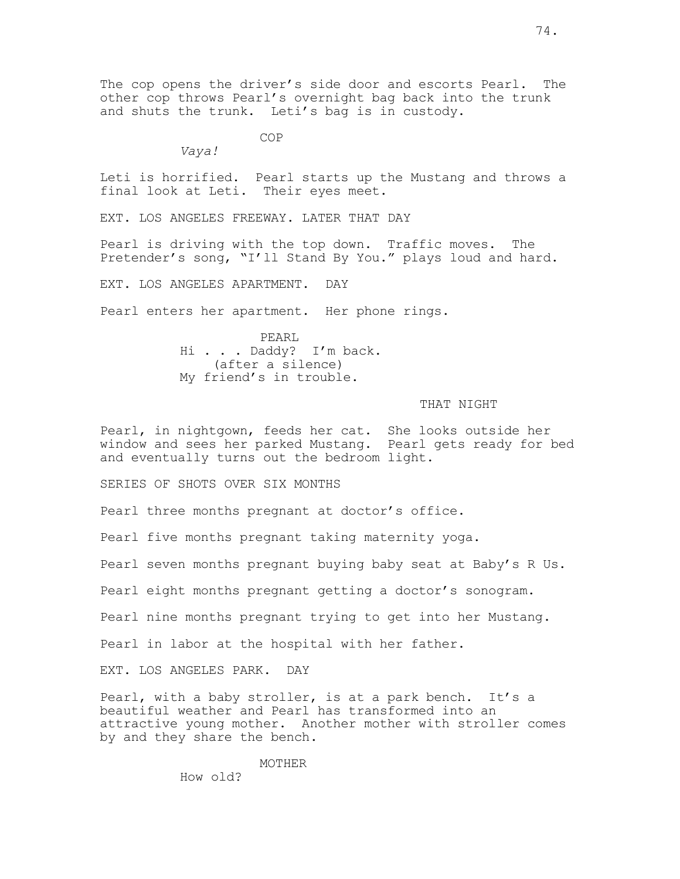The cop opens the driver's side door and escorts Pearl. The other cop throws Pearl's overnight bag back into the trunk and shuts the trunk. Leti's bag is in custody.

COP
*Vaya!*

Leti is horrified. Pearl starts up the Mustang and throws a final look at Leti. Their eyes meet.

EXT. LOS ANGELES FREEWAY. LATER THAT DAY

Pearl is driving with the top down. Traffic moves. The Pretender's song, "I'll Stand By You." plays loud and hard.

EXT. LOS ANGELES APARTMENT. DAY

Pearl enters her apartment. Her phone rings.

PEARL
Hi . . . Daddy? I'm back.
(after a silence)
My friend's in trouble.

THAT NIGHT

Pearl, in nightgown, feeds her cat. She looks outside her window and sees her parked Mustang. Pearl gets ready for bed and eventually turns out the bedroom light.

SERIES OF SHOTS OVER SIX MONTHS

Pearl three months pregnant at doctor's office.

Pearl five months pregnant taking maternity yoga.

Pearl seven months pregnant buying baby seat at Baby's R Us.

Pearl eight months pregnant getting a doctor's sonogram.

Pearl nine months pregnant trying to get into her Mustang.

Pearl in labor at the hospital with her father.

EXT. LOS ANGELES PARK. DAY

Pearl, with a baby stroller, is at a park bench. It's a beautiful weather and Pearl has transformed into an attractive young mother. Another mother with stroller comes by and they share the bench.

MOTHER
How old?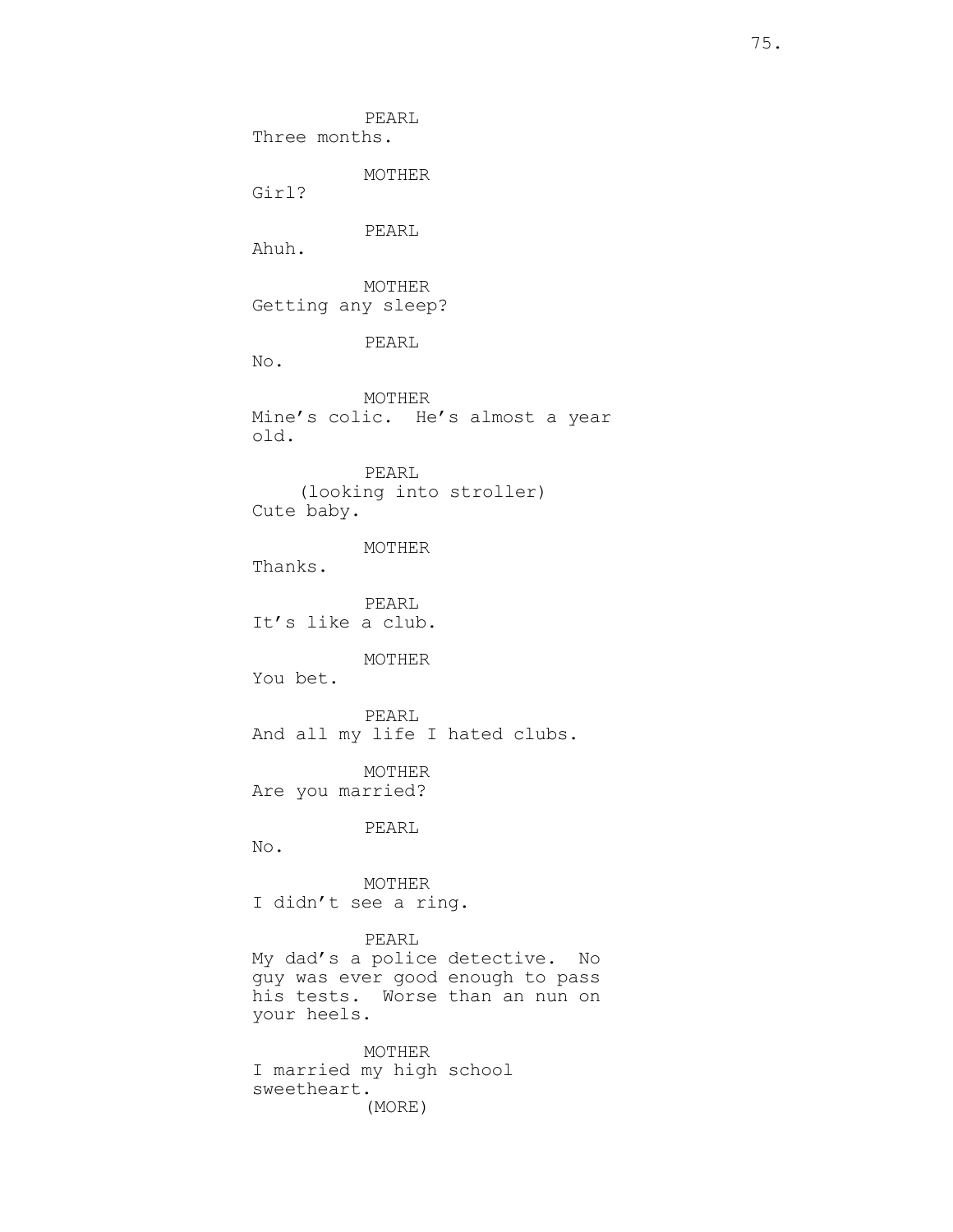PEARL
Three months.

MOTHER
Girl?

PEARL
Ahuh.

MOTHER
Getting any sleep?

PEARL
No.

MOTHER
Mine's colic. He's almost a year old.

PEARL
(looking into stroller)
Cute baby.

MOTHER
Thanks.

PEARL
It's like a club.

MOTHER
You bet.

PEARL
And all my life I hated clubs.

MOTHER
Are you married?

PEARL
No.

MOTHER
I didn't see a ring.

PEARL
My dad's a police detective. No guy was ever good enough to pass his tests. Worse than an nun on your heels.

MOTHER
I married my high school sweetheart.
(MORE)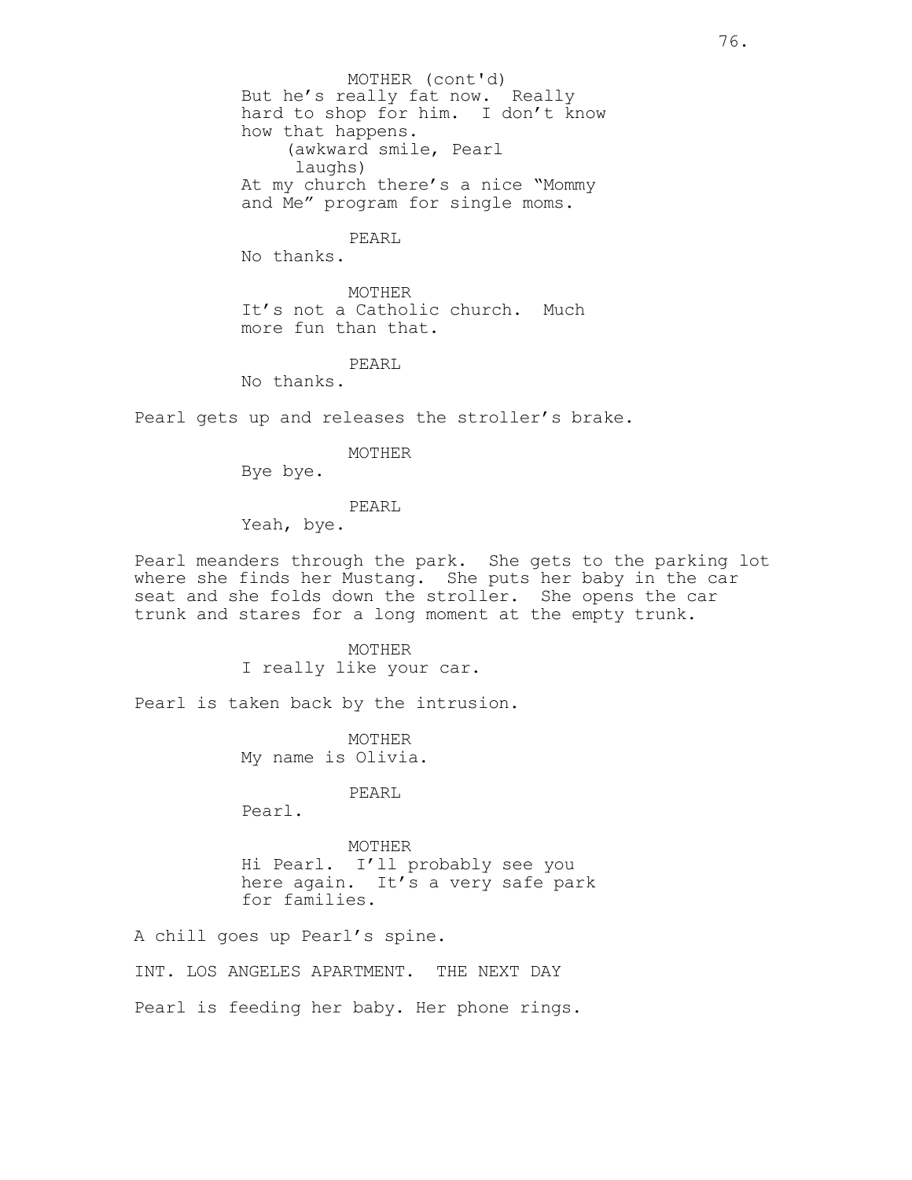MOTHER (cont'd)
But he's really fat now. Really hard to shop for him. I don't know how that happens.
(awkward smile, Pearl laughs)
At my church there's a nice "Mommy and Me" program for single moms.

PEARL
No thanks.

MOTHER
It's not a Catholic church. Much more fun than that.

PEARL
No thanks.

Pearl gets up and releases the stroller's brake.

MOTHER
Bye bye.

PEARL
Yeah, bye.

Pearl meanders through the park. She gets to the parking lot where she finds her Mustang. She puts her baby in the car seat and she folds down the stroller. She opens the car trunk and stares for a long moment at the empty trunk.

MOTHER
I really like your car.

Pearl is taken back by the intrusion.

MOTHER
My name is Olivia.

PEARL
Pearl.

MOTHER
Hi Pearl. I'll probably see you here again. It's a very safe park for families.

A chill goes up Pearl's spine.

INT. LOS ANGELES APARTMENT. THE NEXT DAY

Pearl is feeding her baby. Her phone rings.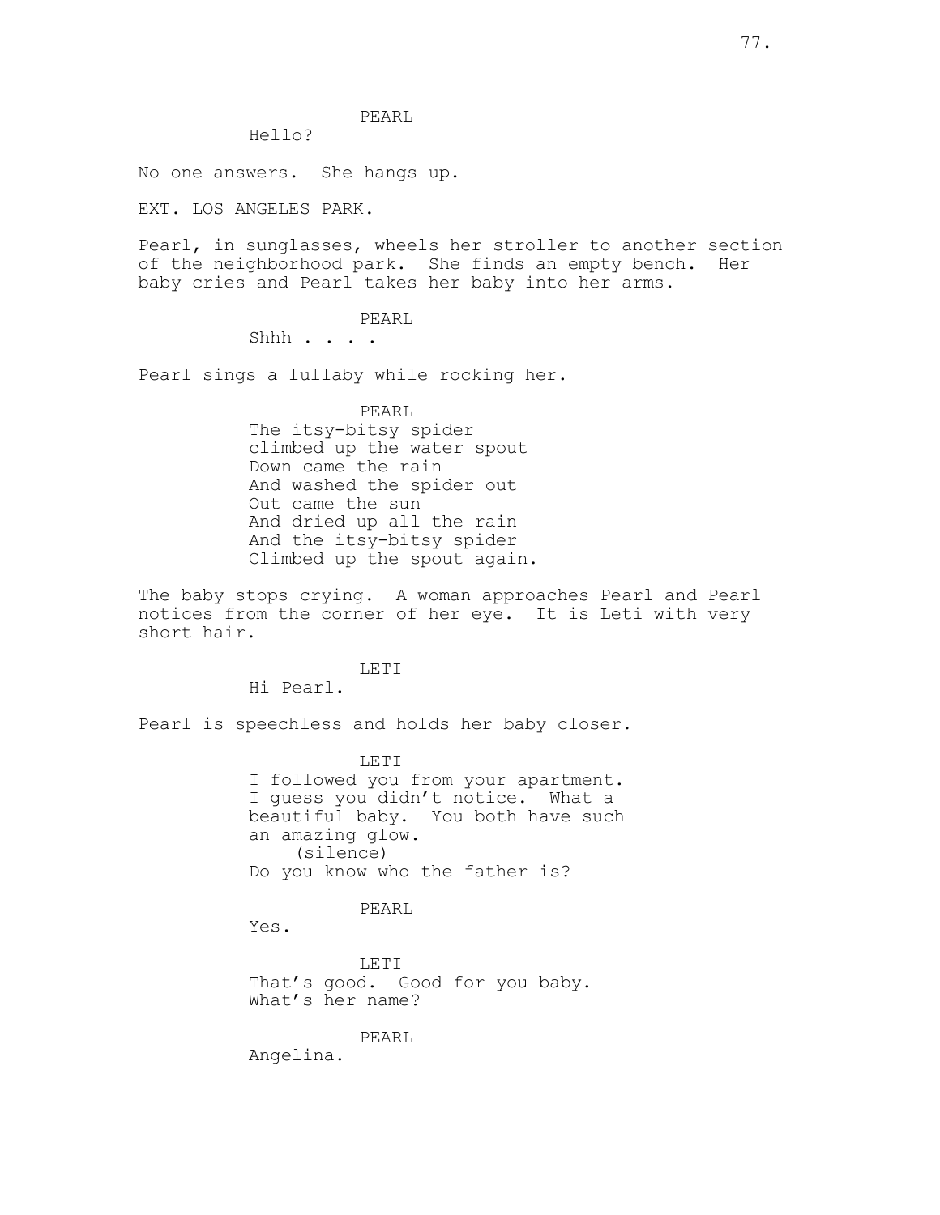PEARL

Hello?

No one answers. She hangs up.

EXT. LOS ANGELES PARK.

Pearl, in sunglasses, wheels her stroller to another section of the neighborhood park. She finds an empty bench. Her baby cries and Pearl takes her baby into her arms.

PEARL

Shhh . . . .

Pearl sings a lullaby while rocking her.

PEARL

The itsy-bitsy spider
climbed up the water spout
Down came the rain
And washed the spider out
Out came the sun
And dried up all the rain
And the itsy-bitsy spider
Climbed up the spout again.

The baby stops crying. A woman approaches Pearl and Pearl notices from the corner of her eye. It is Leti with very short hair.

LETI

Hi Pearl.

Pearl is speechless and holds her baby closer.

LETI

I followed you from your apartment. I guess you didn't notice. What a beautiful baby. You both have such an amazing glow.
(silence)
Do you know who the father is?

PEARL

Yes.

LETI

That's good. Good for you baby. What's her name?

PEARL

Angelina.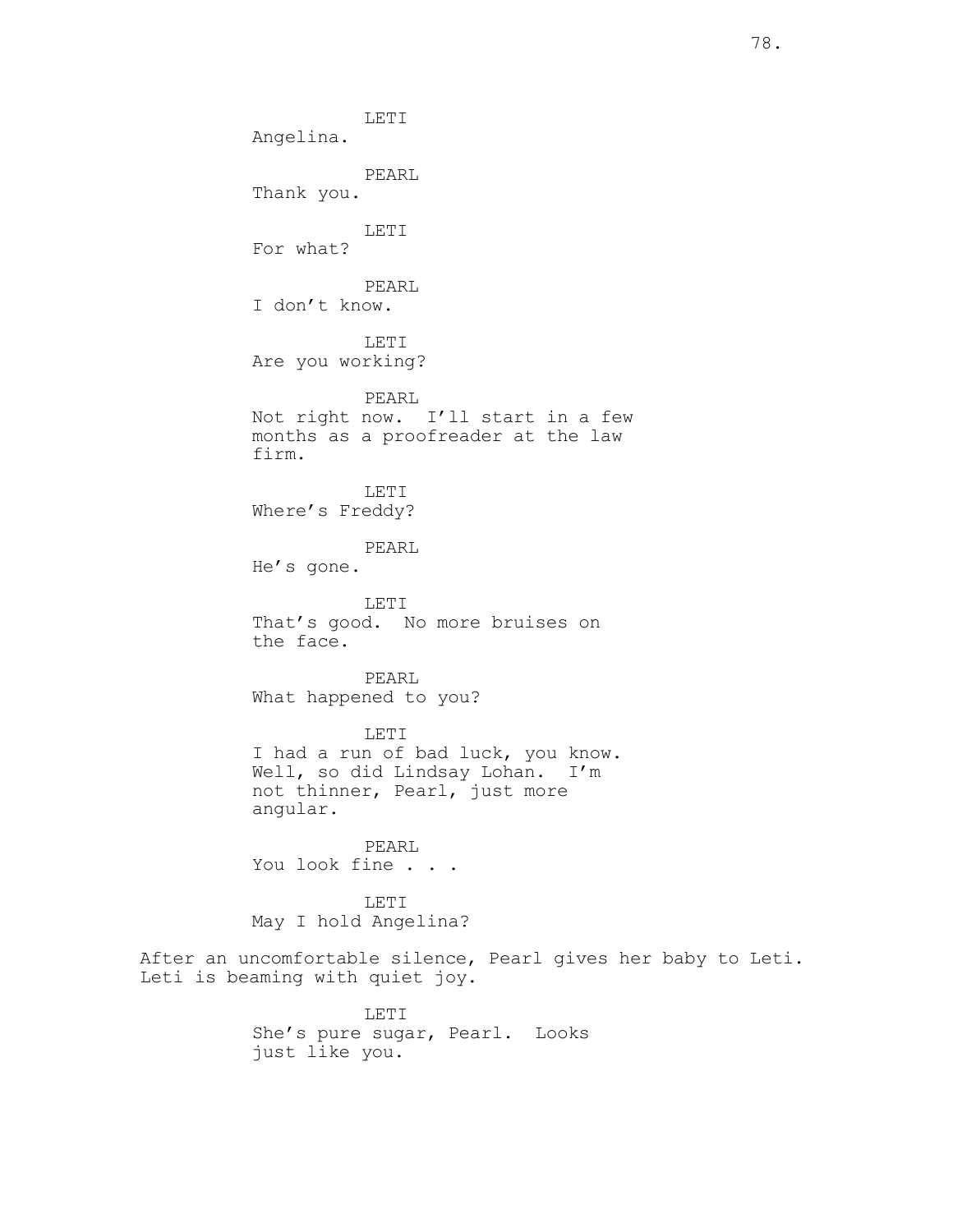LETI
Angelina.

PEARL
Thank you.

LETI
For what?

PEARL
I don't know.

LETI
Are you working?

PEARL
Not right now. I'll start in a few months as a proofreader at the law firm.

LETI
Where's Freddy?

PEARL
He's gone.

LETI
That's good. No more bruises on the face.

PEARL
What happened to you?

LETI
I had a run of bad luck, you know. Well, so did Lindsay Lohan. I'm not thinner, Pearl, just more angular.

PEARL
You look fine . . .

LETI
May I hold Angelina?

After an uncomfortable silence, Pearl gives her baby to Leti. Leti is beaming with quiet joy.

LETI
She's pure sugar, Pearl. Looks just like you.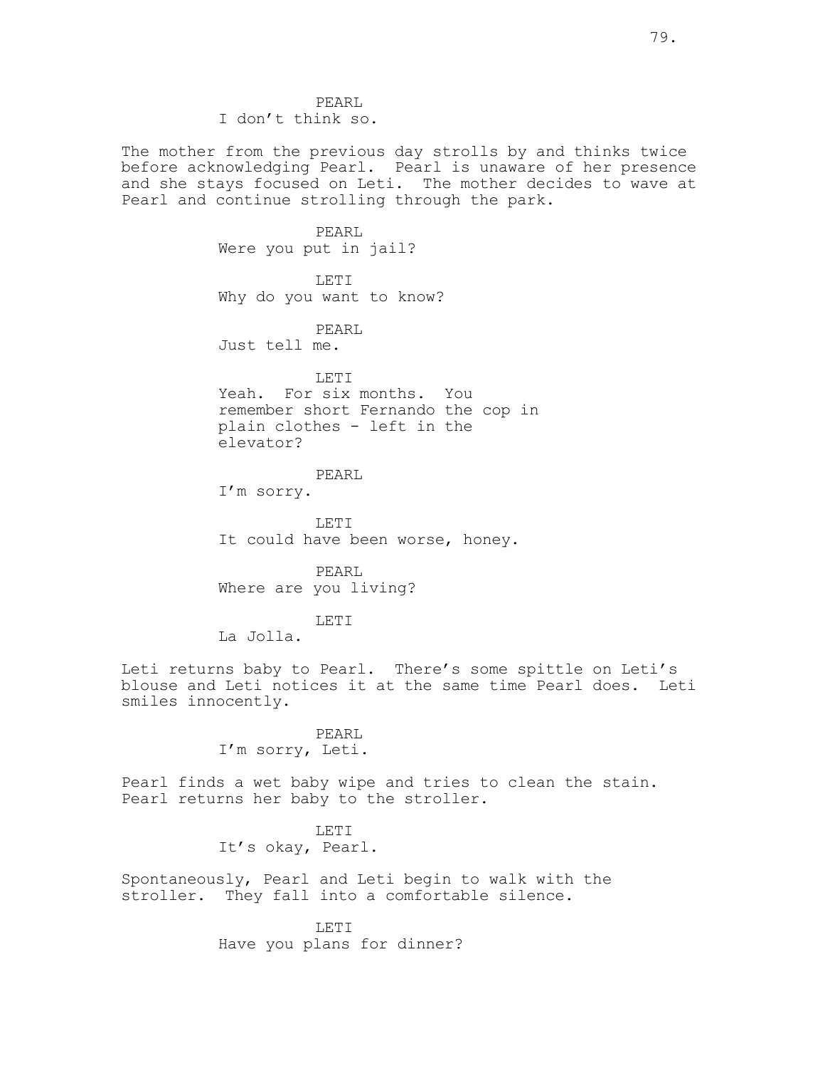PEARL
I don't think so.

The mother from the previous day strolls by and thinks twice before acknowledging Pearl. Pearl is unaware of her presence and she stays focused on Leti. The mother decides to wave at Pearl and continue strolling through the park.

PEARL
Were you put in jail?

LETI
Why do you want to know?

PEARL
Just tell me.

LETI
Yeah. For six months. You remember short Fernando the cop in plain clothes - left in the elevator?

PEARL
I'm sorry.

LETI
It could have been worse, honey.

PEARL
Where are you living?

LETI
La Jolla.

Leti returns baby to Pearl. There's some spittle on Leti's blouse and Leti notices it at the same time Pearl does. Leti smiles innocently.

PEARL
I'm sorry, Leti.

Pearl finds a wet baby wipe and tries to clean the stain. Pearl returns her baby to the stroller.

LETI
It's okay, Pearl.

Spontaneously, Pearl and Leti begin to walk with the stroller. They fall into a comfortable silence.

LETI
Have you plans for dinner?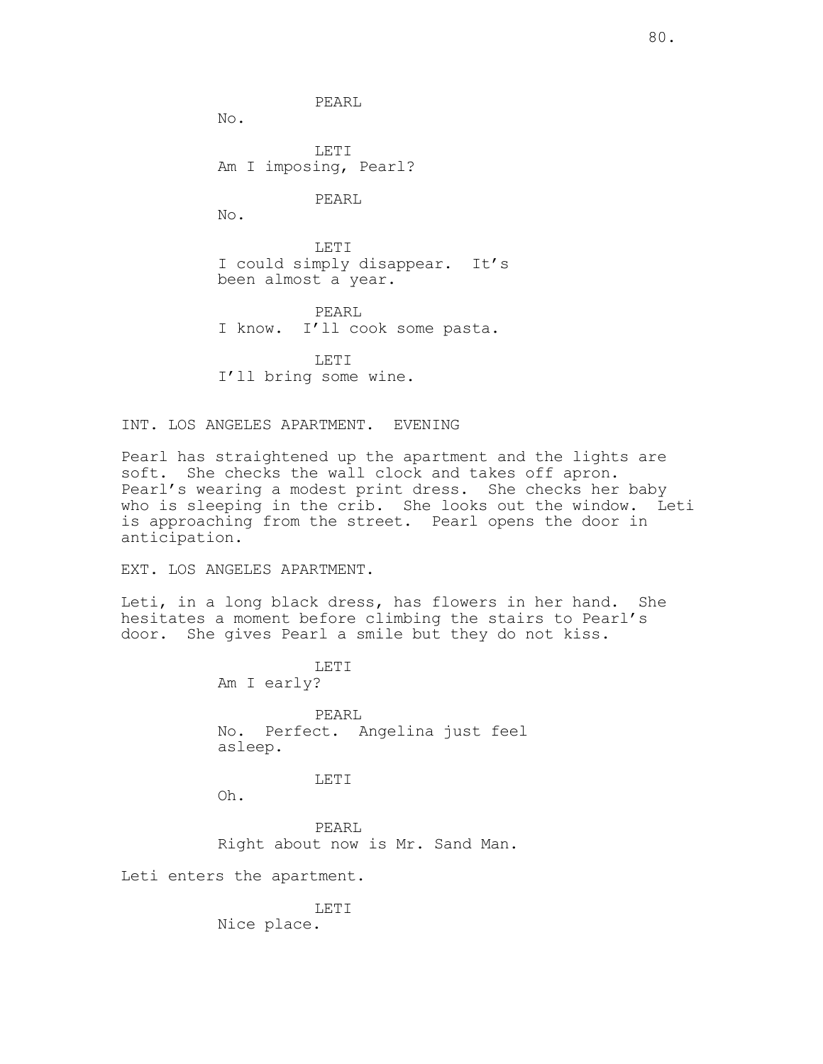PEARL

No.

LETI

Am I imposing, Pearl?

PEARL

No.

LETI

I could simply disappear. It's been almost a year.

PEARL

I know. I'll cook some pasta.

LETI

I'll bring some wine.

INT. LOS ANGELES APARTMENT. EVENING

Pearl has straightened up the apartment and the lights are soft. She checks the wall clock and takes off apron. Pearl's wearing a modest print dress. She checks her baby who is sleeping in the crib. She looks out the window. Leti is approaching from the street. Pearl opens the door in anticipation.

EXT. LOS ANGELES APARTMENT.

Leti, in a long black dress, has flowers in her hand. She hesitates a moment before climbing the stairs to Pearl's door. She gives Pearl a smile but they do not kiss.

LETI

Am I early?

PEARL

No. Perfect. Angelina just feel asleep.

LETI

Oh.

PEARL

Right about now is Mr. Sand Man.

Leti enters the apartment.

LETI

Nice place.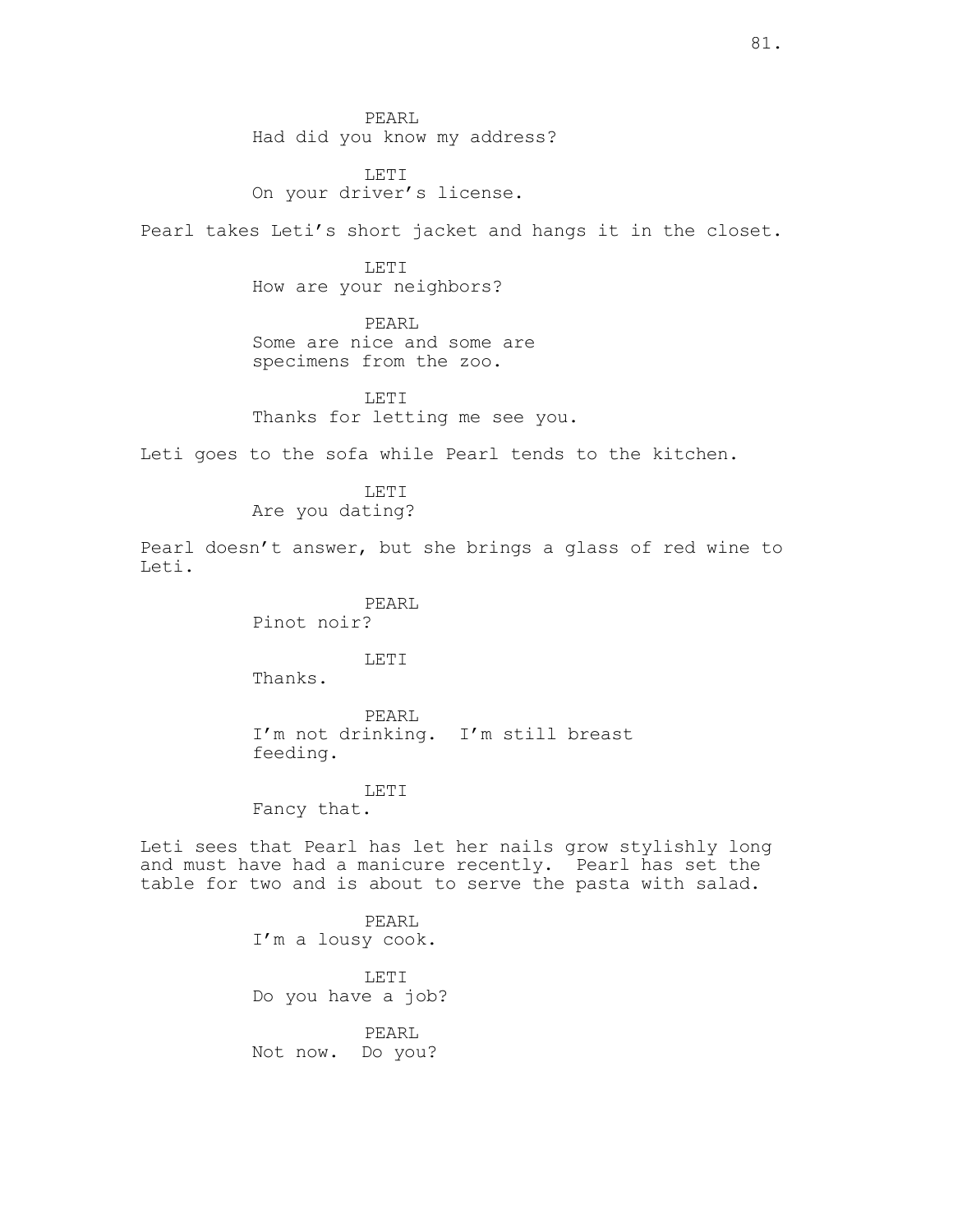PEARL
Had did you know my address?

LETI
On your driver's license.

Pearl takes Leti's short jacket and hangs it in the closet.

LETI
How are your neighbors?

PEARL
Some are nice and some are specimens from the zoo.

LETI
Thanks for letting me see you.

Leti goes to the sofa while Pearl tends to the kitchen.

LETI
Are you dating?

Pearl doesn't answer, but she brings a glass of red wine to Leti.

PEARL
Pinot noir?

LETI
Thanks.

PEARL
I'm not drinking. I'm still breast feeding.

LETI
Fancy that.

Leti sees that Pearl has let her nails grow stylishly long and must have had a manicure recently. Pearl has set the table for two and is about to serve the pasta with salad.

PEARL
I'm a lousy cook.

LETI
Do you have a job?

PEARL
Not now. Do you?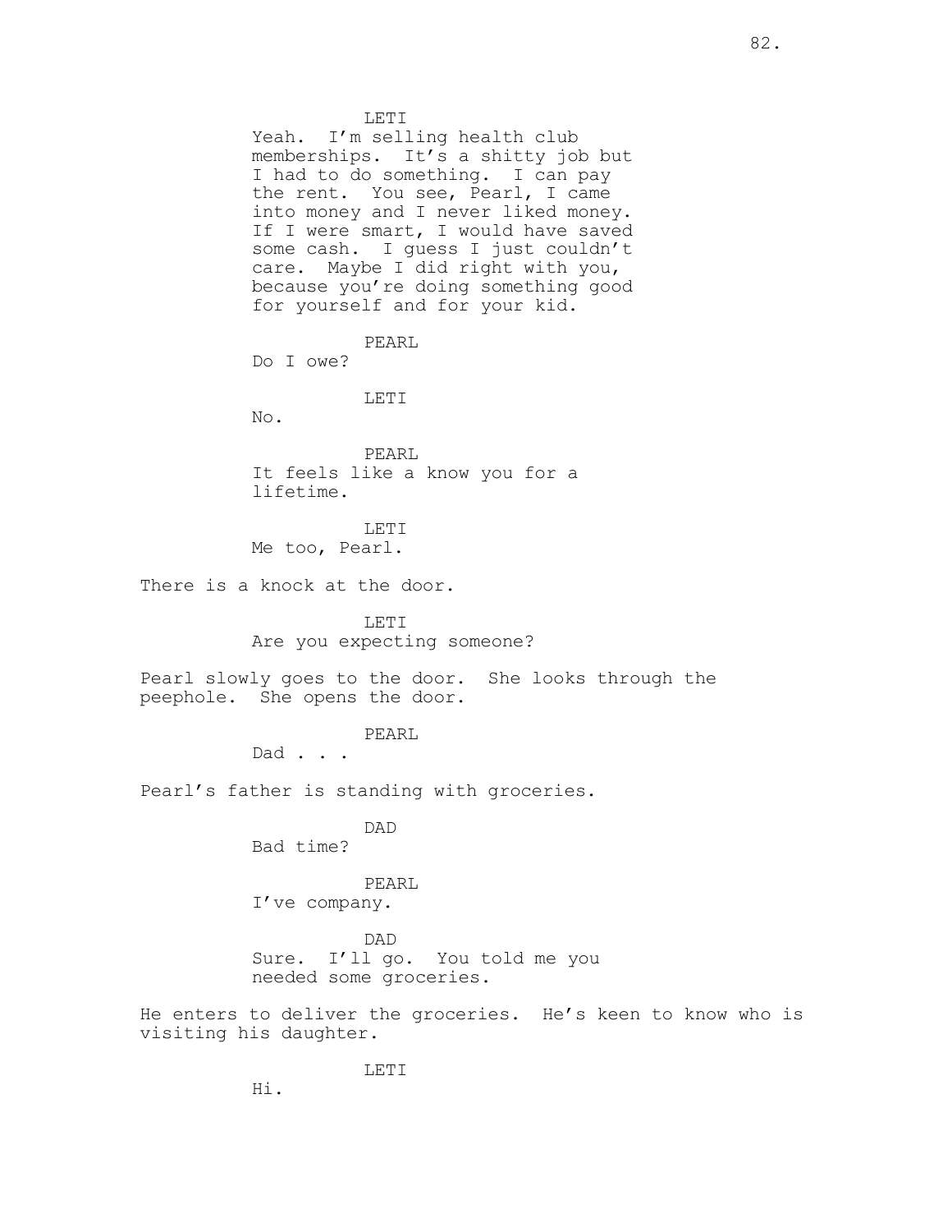LETI

Yeah. I'm selling health club memberships. It's a shitty job but I had to do something. I can pay the rent. You see, Pearl, I came into money and I never liked money. If I were smart, I would have saved some cash. I guess I just couldn't care. Maybe I did right with you, because you're doing something good for yourself and for your kid.

PEARL

Do I owe?

LETI

No.

PEARL

It feels like a know you for a lifetime.

LETI

Me too, Pearl.

There is a knock at the door.

LETI

Are you expecting someone?

Pearl slowly goes to the door. She looks through the peephole. She opens the door.

PEARL

Dad . . .

Pearl's father is standing with groceries.

DAD

Bad time?

PEARL

I've company.

DAD

Sure. I'll go. You told me you needed some groceries.

He enters to deliver the groceries. He's keen to know who is visiting his daughter.

LETI

Hi.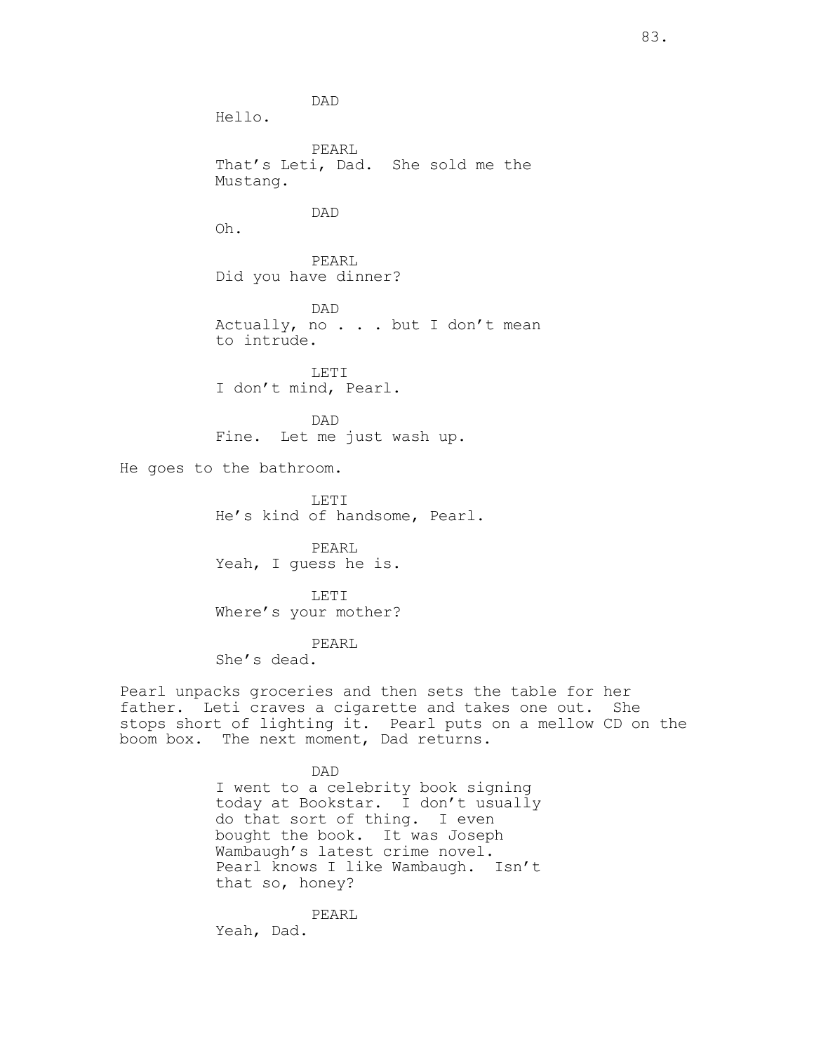DAD
Hello.

PEARL
That's Leti, Dad. She sold me the Mustang.

DAD
Oh.

PEARL
Did you have dinner?

DAD
Actually, no . . . but I don't mean to intrude.

LETI
I don't mind, Pearl.

DAD
Fine. Let me just wash up.

He goes to the bathroom.

LETI
He's kind of handsome, Pearl.

PEARL
Yeah, I guess he is.

LETI
Where's your mother?

PEARL
She's dead.

Pearl unpacks groceries and then sets the table for her father. Leti craves a cigarette and takes one out. She stops short of lighting it. Pearl puts on a mellow CD on the boom box. The next moment, Dad returns.

DAD
I went to a celebrity book signing today at Bookstar. I don't usually do that sort of thing. I even bought the book. It was Joseph Wambaugh's latest crime novel. Pearl knows I like Wambaugh. Isn't that so, honey?

PEARL
Yeah, Dad.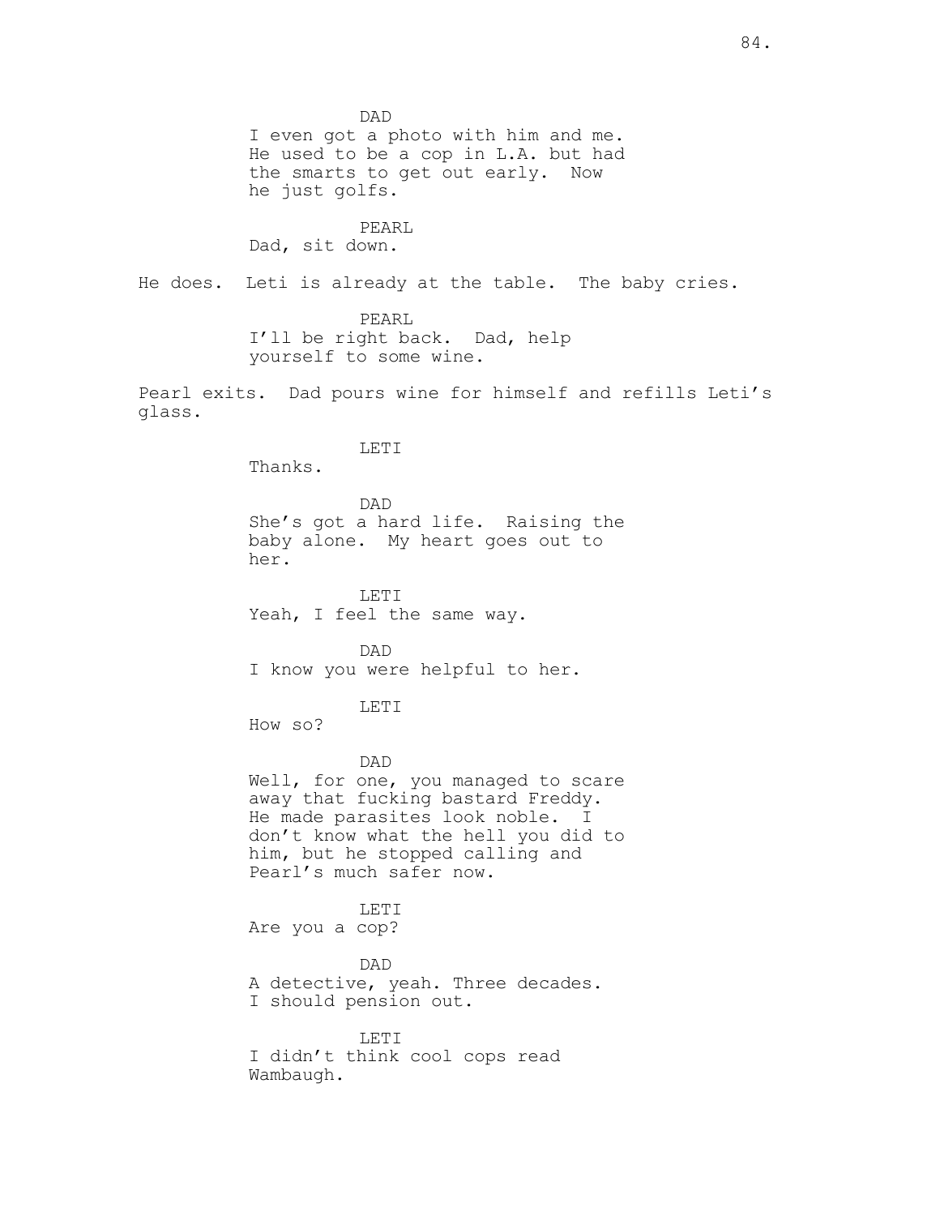DAD
I even got a photo with him and me. He used to be a cop in L.A. but had the smarts to get out early. Now he just golfs.

PEARL
Dad, sit down.

He does. Leti is already at the table. The baby cries.

PEARL
I'll be right back. Dad, help yourself to some wine.

Pearl exits. Dad pours wine for himself and refills Leti's glass.

LETI
Thanks.

DAD
She's got a hard life. Raising the baby alone. My heart goes out to her.

LETI
Yeah, I feel the same way.

DAD
I know you were helpful to her.

LETI
How so?

DAD
Well, for one, you managed to scare away that fucking bastard Freddy. He made parasites look noble. I don't know what the hell you did to him, but he stopped calling and Pearl's much safer now.

LETI
Are you a cop?

DAD
A detective, yeah. Three decades. I should pension out.

LETI
I didn't think cool cops read Wambaugh.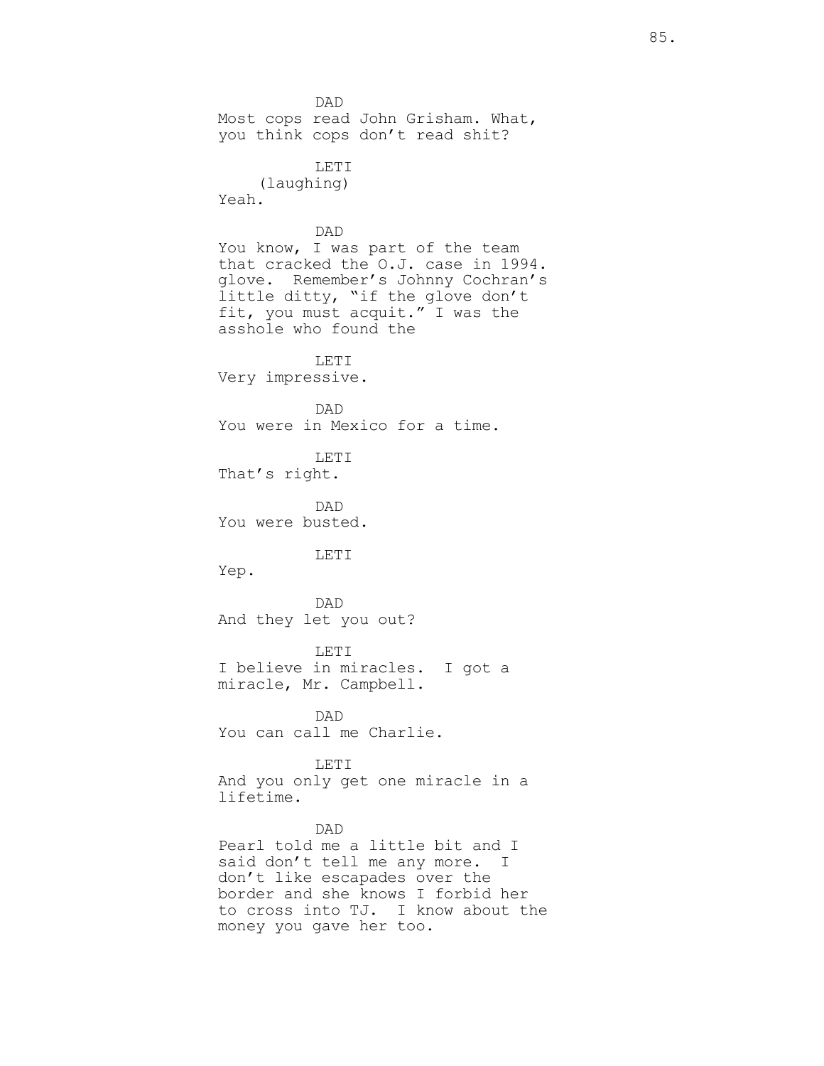DAD

Most cops read John Grisham. What, you think cops don't read shit?

LETI

(laughing)

Yeah.

DAD

You know, I was part of the team that cracked the O.J. case in 1994. glove. Remember's Johnny Cochran's little ditty, "if the glove don't fit, you must acquit." I was the asshole who found the

LETI

Very impressive.

DAD

You were in Mexico for a time.

LETI

That's right.

DAD

You were busted.

LETI

Yep.

DAD

And they let you out?

LETI

I believe in miracles. I got a miracle, Mr. Campbell.

DAD

You can call me Charlie.

LETI

And you only get one miracle in a lifetime.

DAD

Pearl told me a little bit and I said don't tell me any more. I don't like escapades over the border and she knows I forbid her to cross into TJ. I know about the money you gave her too.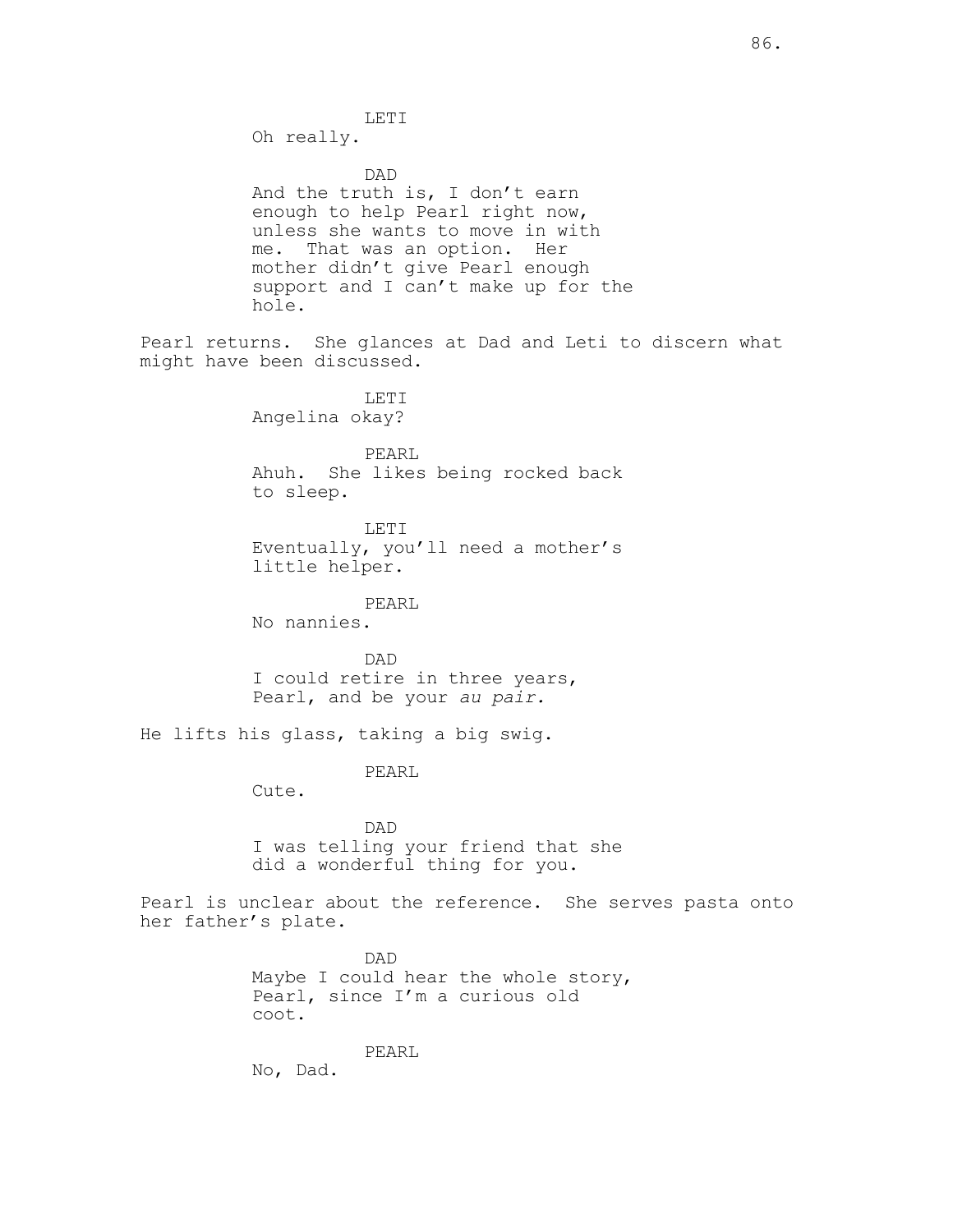LETI
Oh really.

DAD
And the truth is, I don't earn enough to help Pearl right now, unless she wants to move in with me. That was an option. Her mother didn't give Pearl enough support and I can't make up for the hole.

Pearl returns. She glances at Dad and Leti to discern what might have been discussed.

LETI
Angelina okay?

PEARL
Ahuh. She likes being rocked back to sleep.

LETI
Eventually, you'll need a mother's little helper.

PEARL
No nannies.

DAD
I could retire in three years, Pearl, and be your *au pair.*

He lifts his glass, taking a big swig.

PEARL
Cute.

DAD
I was telling your friend that she did a wonderful thing for you.

Pearl is unclear about the reference. She serves pasta onto her father's plate.

DAD
Maybe I could hear the whole story, Pearl, since I'm a curious old coot.

PEARL
No, Dad.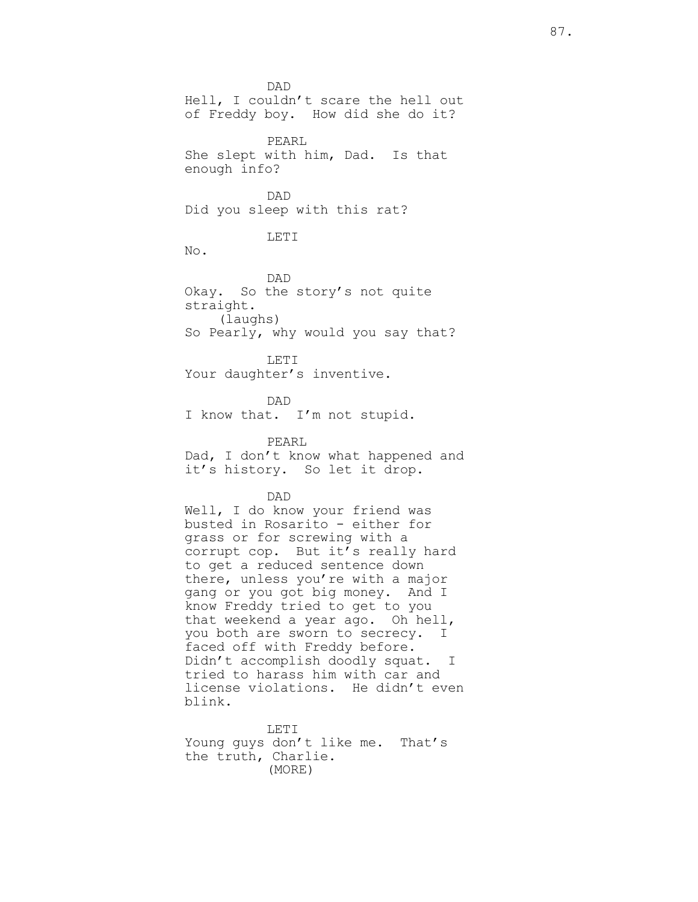DAD
Hell, I couldn't scare the hell out of Freddy boy. How did she do it?

PEARL
She slept with him, Dad. Is that enough info?

DAD
Did you sleep with this rat?

LETI
No.

DAD
Okay. So the story's not quite straight.
(laughs)
So Pearly, why would you say that?

LETI
Your daughter's inventive.

DAD
I know that. I'm not stupid.

PEARL
Dad, I don't know what happened and it's history. So let it drop.

DAD
Well, I do know your friend was busted in Rosarito - either for grass or for screwing with a corrupt cop. But it's really hard to get a reduced sentence down there, unless you're with a major gang or you got big money. And I know Freddy tried to get to you that weekend a year ago. Oh hell, you both are sworn to secrecy. I faced off with Freddy before. Didn't accomplish doodly squat. I tried to harass him with car and license violations. He didn't even blink.

LETI
Young guys don't like me. That's the truth, Charlie.
(MORE)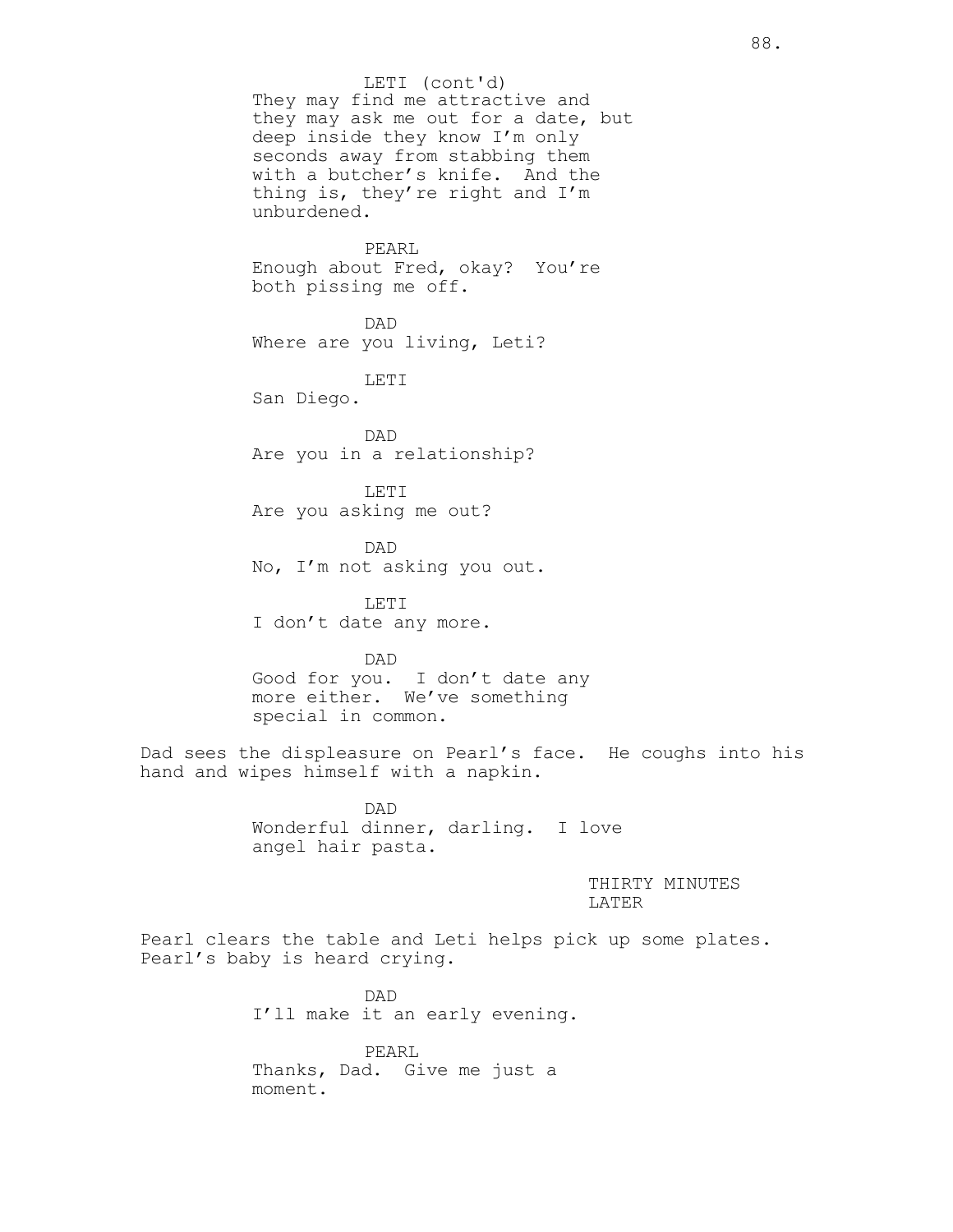LETI (cont'd)
They may find me attractive and they may ask me out for a date, but deep inside they know I'm only seconds away from stabbing them with a butcher's knife. And the thing is, they're right and I'm unburdened.

PEARL
Enough about Fred, okay? You're both pissing me off.

DAD
Where are you living, Leti?

LETI
San Diego.

DAD
Are you in a relationship?

LETI
Are you asking me out?

DAD
No, I'm not asking you out.

LETI
I don't date any more.

DAD
Good for you. I don't date any more either. We've something special in common.

Dad sees the displeasure on Pearl's face. He coughs into his hand and wipes himself with a napkin.

DAD
Wonderful dinner, darling. I love angel hair pasta.

THIRTY MINUTES LATER

Pearl clears the table and Leti helps pick up some plates. Pearl's baby is heard crying.

DAD
I'll make it an early evening.

PEARL
Thanks, Dad. Give me just a moment.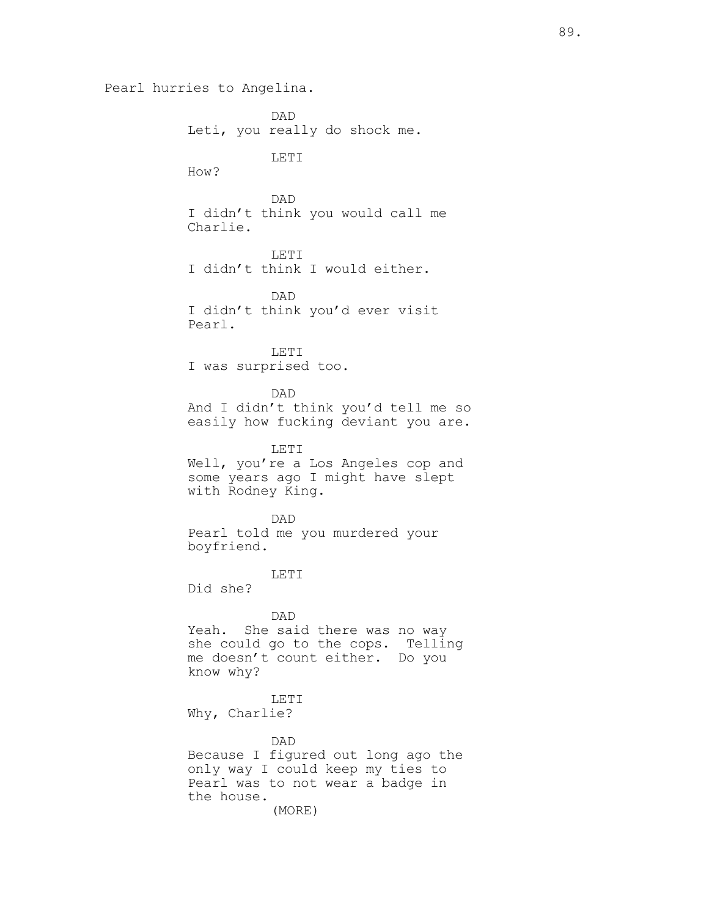Pearl hurries to Angelina.

DAD
Leti, you really do shock me.

LETI
How?

DAD
I didn't think you would call me Charlie.

LETI
I didn't think I would either.

DAD
I didn't think you'd ever visit Pearl.

LETI
I was surprised too.

DAD
And I didn't think you'd tell me so easily how fucking deviant you are.

LETI
Well, you're a Los Angeles cop and some years ago I might have slept with Rodney King.

DAD
Pearl told me you murdered your boyfriend.

LETI
Did she?

DAD
Yeah. She said there was no way she could go to the cops. Telling me doesn't count either. Do you know why?

LETI
Why, Charlie?

DAD
Because I figured out long ago the only way I could keep my ties to Pearl was to not wear a badge in the house.
(MORE)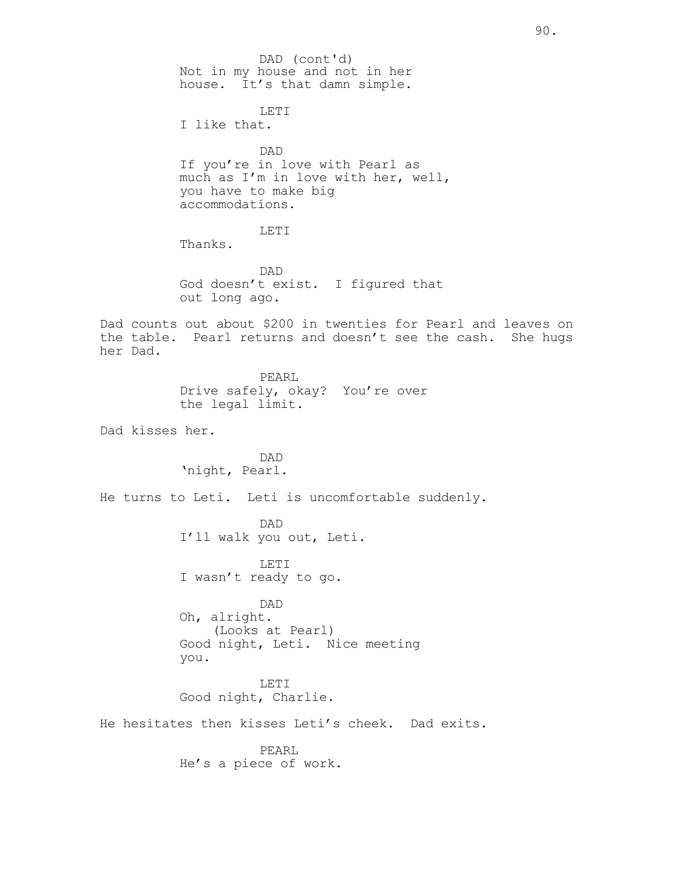DAD (cont'd)
Not in my house and not in her house. It's that damn simple.

LETI
I like that.

DAD
If you're in love with Pearl as much as I'm in love with her, well, you have to make big accommodations.

LETI
Thanks.

DAD
God doesn't exist. I figured that out long ago.

Dad counts out about $200 in twenties for Pearl and leaves on the table. Pearl returns and doesn't see the cash. She hugs her Dad.

PEARL
Drive safely, okay? You're over the legal limit.

Dad kisses her.

DAD
'night, Pearl.

He turns to Leti. Leti is uncomfortable suddenly.

DAD
I'll walk you out, Leti.

LETI
I wasn't ready to go.

DAD
Oh, alright.
(Looks at Pearl)
Good night, Leti. Nice meeting you.

LETI
Good night, Charlie.

He hesitates then kisses Leti's cheek. Dad exits.

PEARL
He's a piece of work.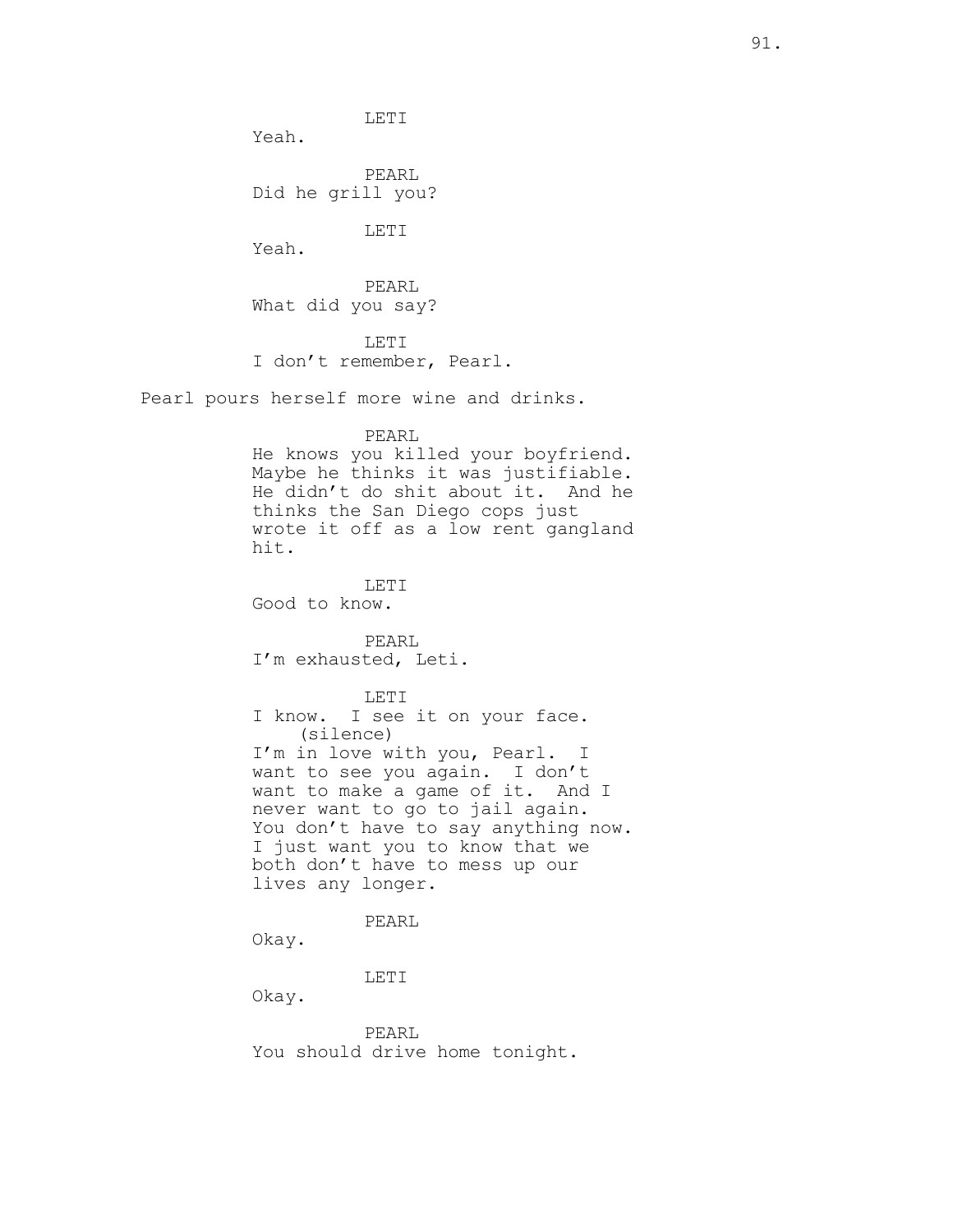LETI

Yeah.

PEARL

Did he grill you?

LETI

Yeah.

PEARL

What did you say?

LETI

I don't remember, Pearl.

Pearl pours herself more wine and drinks.

PEARL

He knows you killed your boyfriend. Maybe he thinks it was justifiable. He didn't do shit about it. And he thinks the San Diego cops just wrote it off as a low rent gangland hit.

LETI

Good to know.

PEARL

I'm exhausted, Leti.

LETI

I know. I see it on your face.
(silence)
I'm in love with you, Pearl. I want to see you again. I don't want to make a game of it. And I never want to go to jail again. You don't have to say anything now. I just want you to know that we both don't have to mess up our lives any longer.

PEARL

Okay.

LETI

Okay.

PEARL

You should drive home tonight.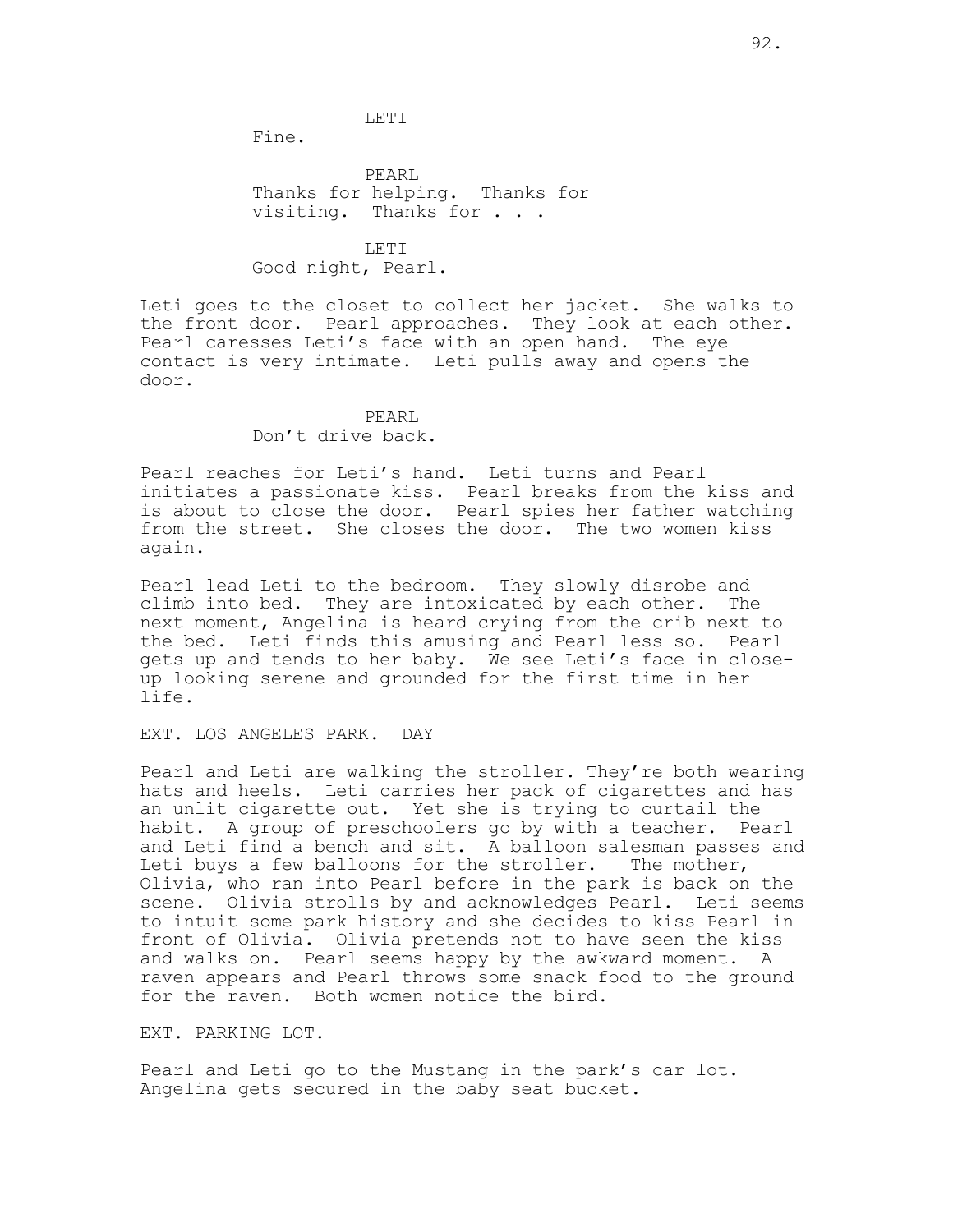LETI

Fine.

PEARL

Thanks for helping. Thanks for visiting. Thanks for . . .

LETI

Good night, Pearl.

Leti goes to the closet to collect her jacket. She walks to the front door. Pearl approaches. They look at each other. Pearl caresses Leti's face with an open hand. The eye contact is very intimate. Leti pulls away and opens the door.

PEARL

Don't drive back.

Pearl reaches for Leti's hand. Leti turns and Pearl initiates a passionate kiss. Pearl breaks from the kiss and is about to close the door. Pearl spies her father watching from the street. She closes the door. The two women kiss again.

Pearl lead Leti to the bedroom. They slowly disrobe and climb into bed. They are intoxicated by each other. The next moment, Angelina is heard crying from the crib next to the bed. Leti finds this amusing and Pearl less so. Pearl gets up and tends to her baby. We see Leti's face in close-up looking serene and grounded for the first time in her life.

EXT. LOS ANGELES PARK. DAY

Pearl and Leti are walking the stroller. They're both wearing hats and heels. Leti carries her pack of cigarettes and has an unlit cigarette out. Yet she is trying to curtail the habit. A group of preschoolers go by with a teacher. Pearl and Leti find a bench and sit. A balloon salesman passes and Leti buys a few balloons for the stroller. The mother, Olivia, who ran into Pearl before in the park is back on the scene. Olivia strolls by and acknowledges Pearl. Leti seems to intuit some park history and she decides to kiss Pearl in front of Olivia. Olivia pretends not to have seen the kiss and walks on. Pearl seems happy by the awkward moment. A raven appears and Pearl throws some snack food to the ground for the raven. Both women notice the bird.

EXT. PARKING LOT.

Pearl and Leti go to the Mustang in the park's car lot. Angelina gets secured in the baby seat bucket.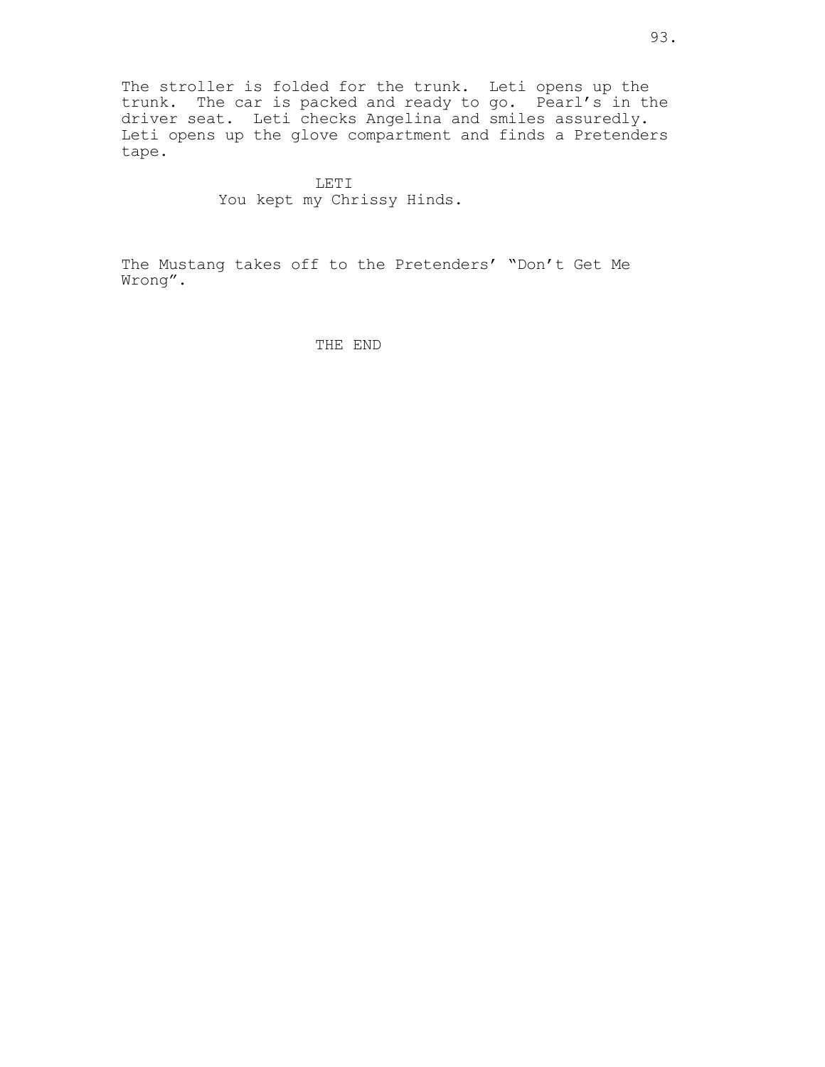The stroller is folded for the trunk. Leti opens up the trunk. The car is packed and ready to go. Pearl's in the driver seat. Leti checks Angelina and smiles assuredly. Leti opens up the glove compartment and finds a Pretenders tape.

LETI
You kept my Chrissy Hinds.

The Mustang takes off to the Pretenders' "Don't Get Me Wrong".

THE END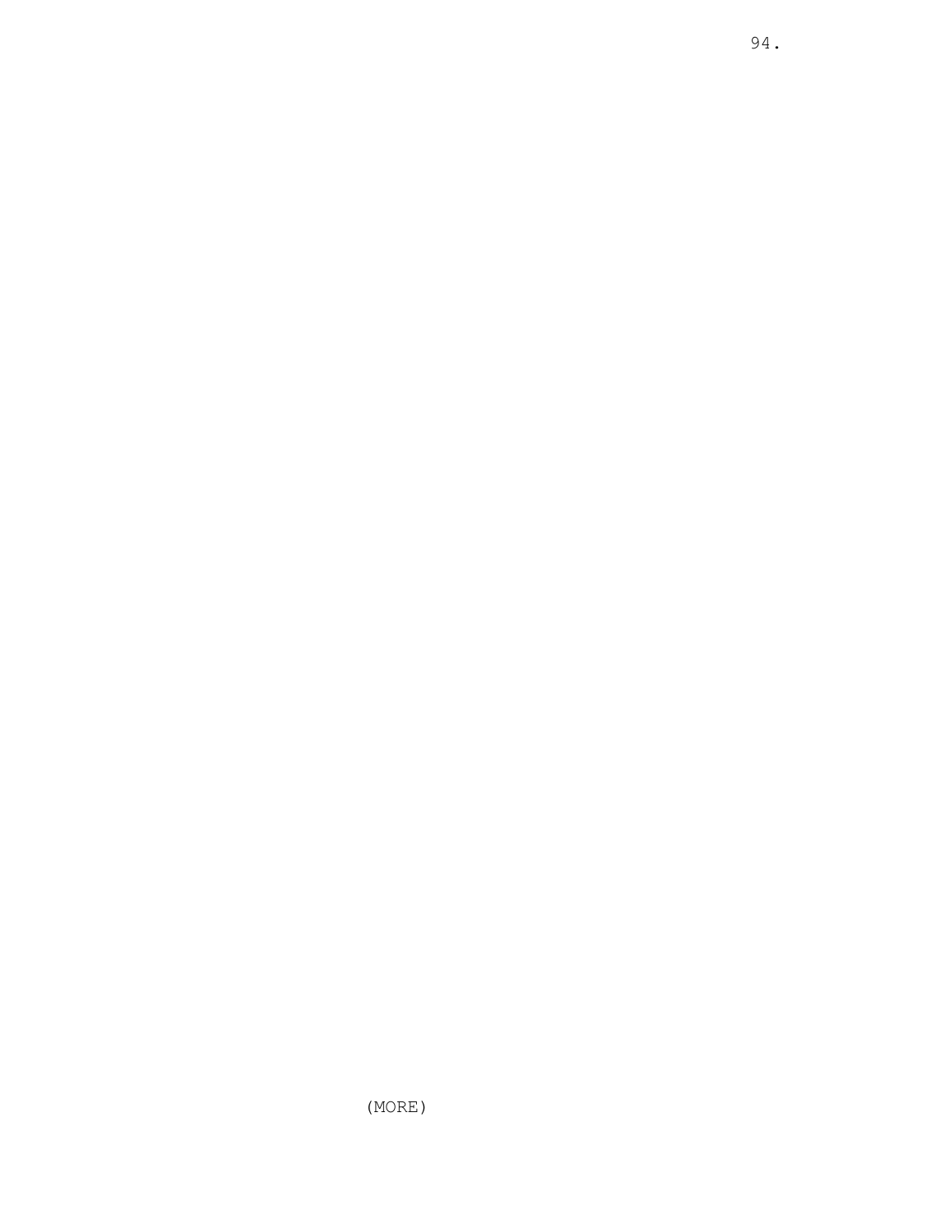(MORE)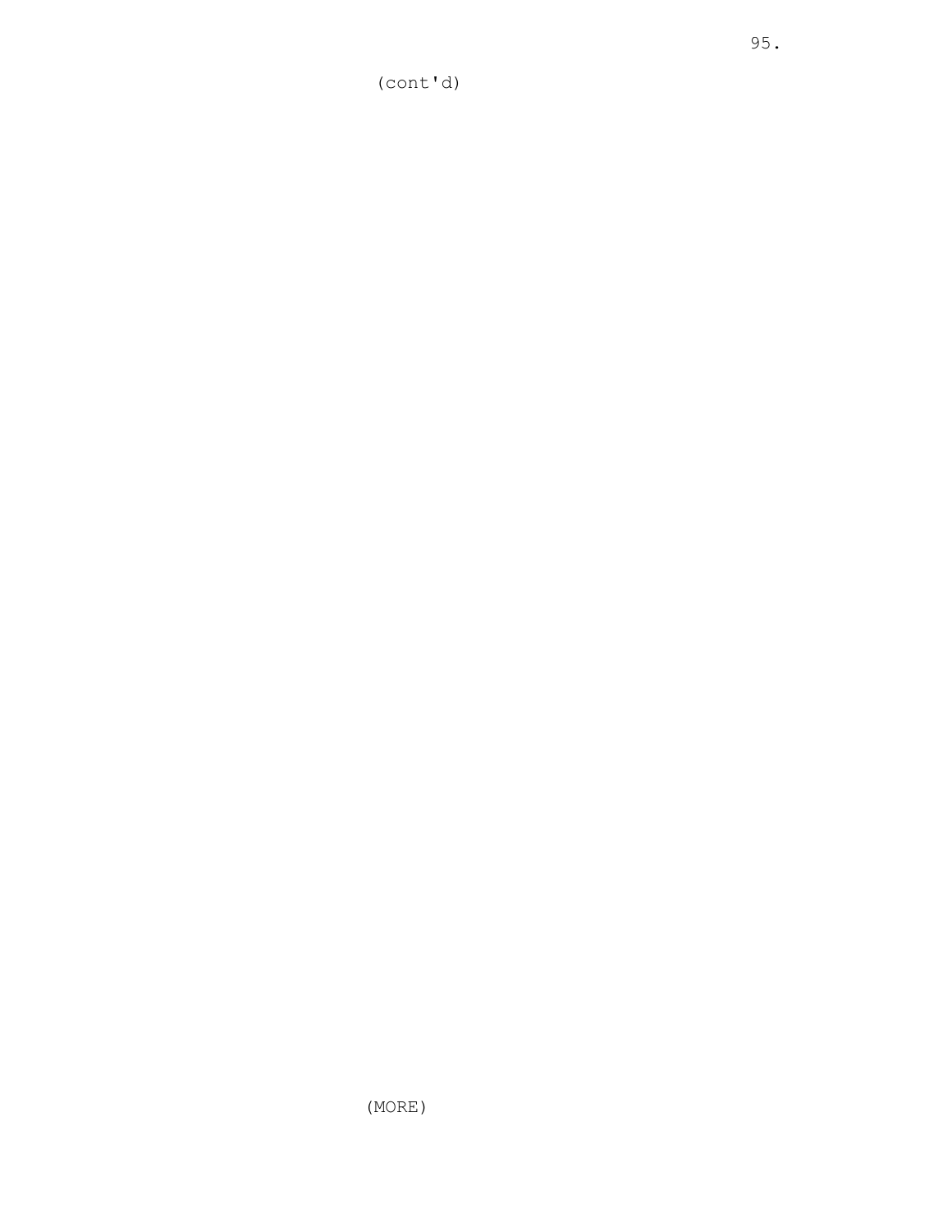(cont'd)

(MORE)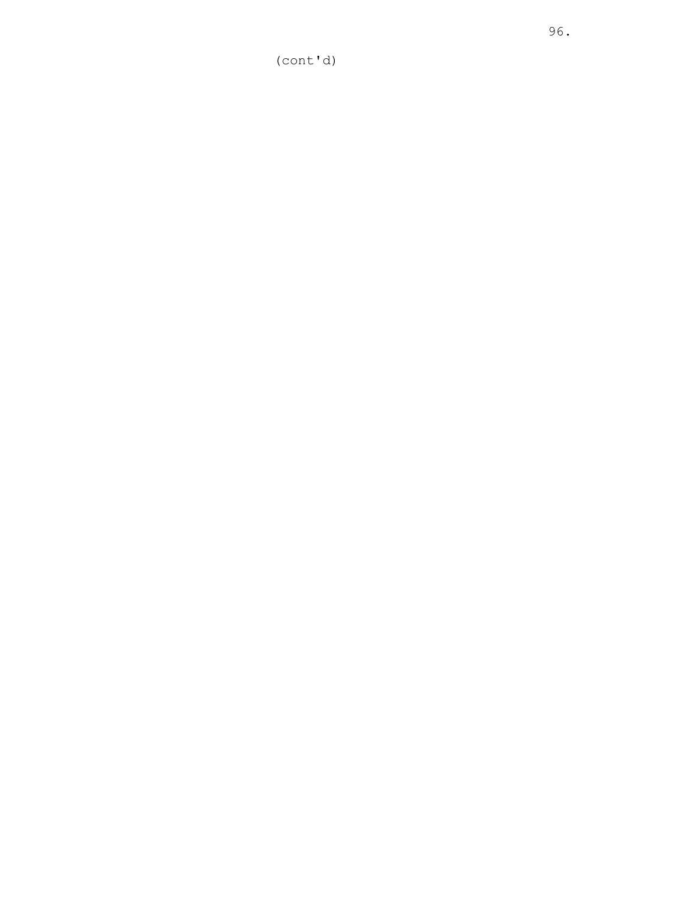(cont'd)